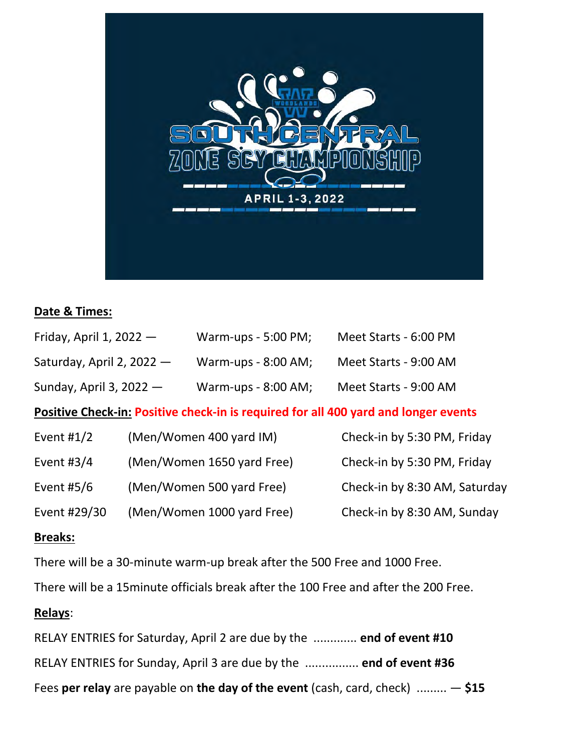**Date & Times:**

| | | |
|---|---|---|
| Friday, April 1, 2022 — | Warm-ups - 5:00 PM; | Meet Starts - 6:00 PM |
| Saturday, April 2, 2022 — | Warm-ups - 8:00 AM; | Meet Starts - 9:00 AM |
| Sunday, April 3, 2022 — | Warm-ups - 8:00 AM; | Meet Starts - 9:00 AM |

**Positive Check-in:** **Positive check-in is required for all 400 yard and longer events**

| | | |
|---|---|---|
| Event #1/2 | (Men/Women 400 yard IM) | Check-in by 5:30 PM, Friday |
| Event #3/4 | (Men/Women 1650 yard Free) | Check-in by 5:30 PM, Friday |
| Event #5/6 | (Men/Women 500 yard Free) | Check-in by 8:30 AM, Saturday |
| Event #29/30 | (Men/Women 1000 yard Free) | Check-in by 8:30 AM, Sunday |

**Breaks:**

There will be a 30-minute warm-up break after the 500 Free and 1000 Free.

There will be a 15minute officials break after the 100 Free and after the 200 Free.

**Relays**:

RELAY ENTRIES for Saturday, April 2 are due by the ............. **end of event #10**

RELAY ENTRIES for Sunday, April 3 are due by the ................ **end of event #36**

Fees **per relay** are payable on **the day of the event** (cash, card, check) ......... — **$15**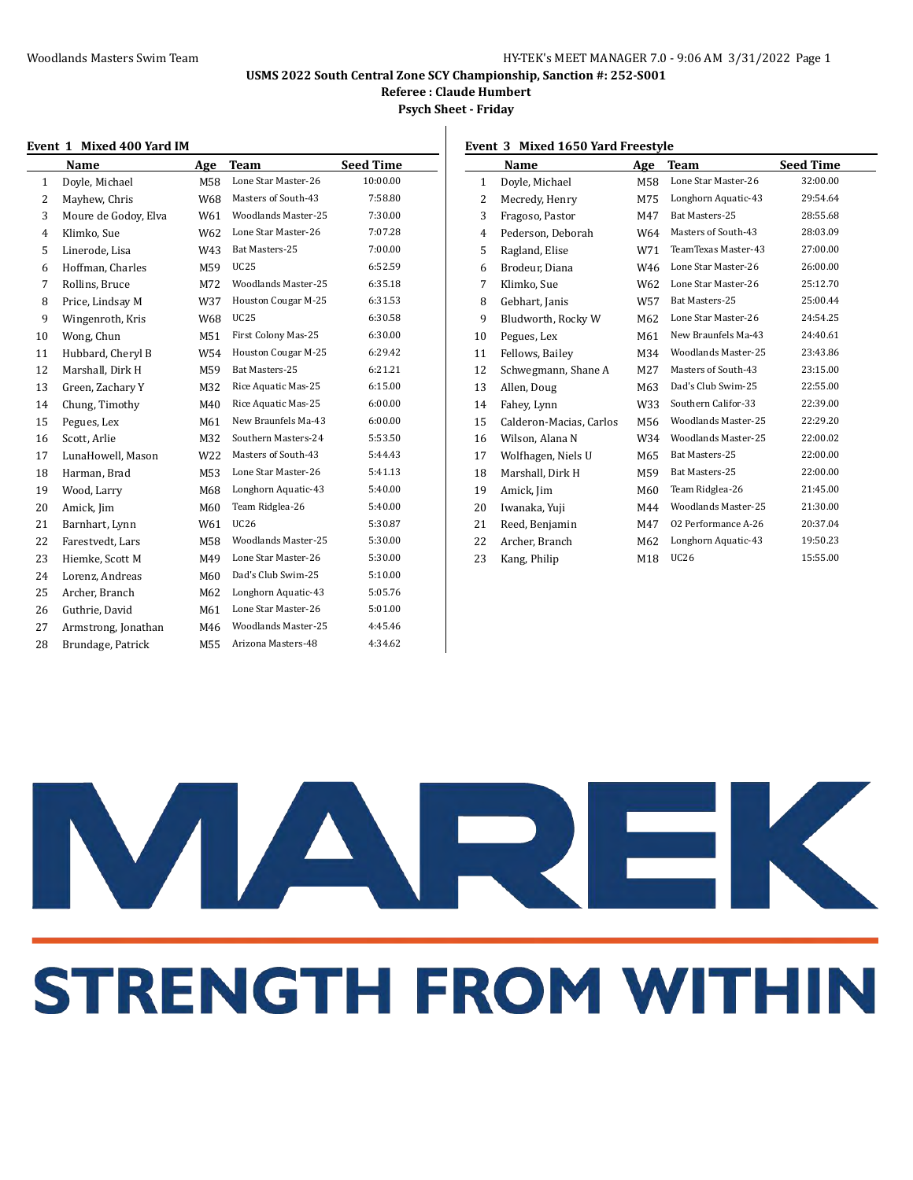**USMS 2022 South Central Zone SCY Championship, Sanction #: 252-S001**

**Referee : Claude Humbert**

**Psych Sheet - Friday**

### Event 1 Mixed 400 Yard IM

| | Name | Age | Team | Seed Time |
|---|---|---|---|---|
| 1 | Doyle, Michael | M58 | Lone Star Master-26 | 10:00.00 |
| 2 | Mayhew, Chris | W68 | Masters of South-43 | 7:58.80 |
| 3 | Moure de Godoy, Elva | W61 | Woodlands Master-25 | 7:30.00 |
| 4 | Klimko, Sue | W62 | Lone Star Master-26 | 7:07.28 |
| 5 | Linerode, Lisa | W43 | Bat Masters-25 | 7:00.00 |
| 6 | Hoffman, Charles | M59 | UC25 | 6:52.59 |
| 7 | Rollins, Bruce | M72 | Woodlands Master-25 | 6:35.18 |
| 8 | Price, Lindsay M | W37 | Houston Cougar M-25 | 6:31.53 |
| 9 | Wingenroth, Kris | W68 | UC25 | 6:30.58 |
| 10 | Wong, Chun | M51 | First Colony Mas-25 | 6:30.00 |
| 11 | Hubbard, Cheryl B | W54 | Houston Cougar M-25 | 6:29.42 |
| 12 | Marshall, Dirk H | M59 | Bat Masters-25 | 6:21.21 |
| 13 | Green, Zachary Y | M32 | Rice Aquatic Mas-25 | 6:15.00 |
| 14 | Chung, Timothy | M40 | Rice Aquatic Mas-25 | 6:00.00 |
| 15 | Pegues, Lex | M61 | New Braunfels Ma-43 | 6:00.00 |
| 16 | Scott, Arlie | M32 | Southern Masters-24 | 5:53.50 |
| 17 | LunaHowell, Mason | W22 | Masters of South-43 | 5:44.43 |
| 18 | Harman, Brad | M53 | Lone Star Master-26 | 5:41.13 |
| 19 | Wood, Larry | M68 | Longhorn Aquatic-43 | 5:40.00 |
| 20 | Amick, Jim | M60 | Team Ridglea-26 | 5:40.00 |
| 21 | Barnhart, Lynn | W61 | UC26 | 5:30.87 |
| 22 | Farestvedt, Lars | M58 | Woodlands Master-25 | 5:30.00 |
| 23 | Hiemke, Scott M | M49 | Lone Star Master-26 | 5:30.00 |
| 24 | Lorenz, Andreas | M60 | Dad's Club Swim-25 | 5:10.00 |
| 25 | Archer, Branch | M62 | Longhorn Aquatic-43 | 5:05.76 |
| 26 | Guthrie, David | M61 | Lone Star Master-26 | 5:01.00 |
| 27 | Armstrong, Jonathan | M46 | Woodlands Master-25 | 4:45.46 |
| 28 | Brundage, Patrick | M55 | Arizona Masters-48 | 4:34.62 |

### Event 3 Mixed 1650 Yard Freestyle

| | Name | Age | Team | Seed Time |
|---|---|---|---|---|
| 1 | Doyle, Michael | M58 | Lone Star Master-26 | 32:00.00 |
| 2 | Mecredy, Henry | M75 | Longhorn Aquatic-43 | 29:54.64 |
| 3 | Fragoso, Pastor | M47 | Bat Masters-25 | 28:55.68 |
| 4 | Pederson, Deborah | W64 | Masters of South-43 | 28:03.09 |
| 5 | Ragland, Elise | W71 | TeamTexas Master-43 | 27:00.00 |
| 6 | Brodeur, Diana | W46 | Lone Star Master-26 | 26:00.00 |
| 7 | Klimko, Sue | W62 | Lone Star Master-26 | 25:12.70 |
| 8 | Gebhart, Janis | W57 | Bat Masters-25 | 25:00.44 |
| 9 | Bludworth, Rocky W | M62 | Lone Star Master-26 | 24:54.25 |
| 10 | Pegues, Lex | M61 | New Braunfels Ma-43 | 24:40.61 |
| 11 | Fellows, Bailey | M34 | Woodlands Master-25 | 23:43.86 |
| 12 | Schwegmann, Shane A | M27 | Masters of South-43 | 23:15.00 |
| 13 | Allen, Doug | M63 | Dad's Club Swim-25 | 22:55.00 |
| 14 | Fahey, Lynn | W33 | Southern Califor-33 | 22:39.00 |
| 15 | Calderon-Macias, Carlos | M56 | Woodlands Master-25 | 22:29.20 |
| 16 | Wilson, Alana N | W34 | Woodlands Master-25 | 22:00.02 |
| 17 | Wolfhagen, Niels U | M65 | Bat Masters-25 | 22:00.00 |
| 18 | Marshall, Dirk H | M59 | Bat Masters-25 | 22:00.00 |
| 19 | Amick, Jim | M60 | Team Ridglea-26 | 21:45.00 |
| 20 | Iwanaka, Yuji | M44 | Woodlands Master-25 | 21:30.00 |
| 21 | Reed, Benjamin | M47 | O2 Performance A-26 | 20:37.04 |
| 22 | Archer, Branch | M62 | Longhorn Aquatic-43 | 19:50.23 |
| 23 | Kang, Philip | M18 | UC26 | 15:55.00 |

MAREK

STRENGTH FROM WITHIN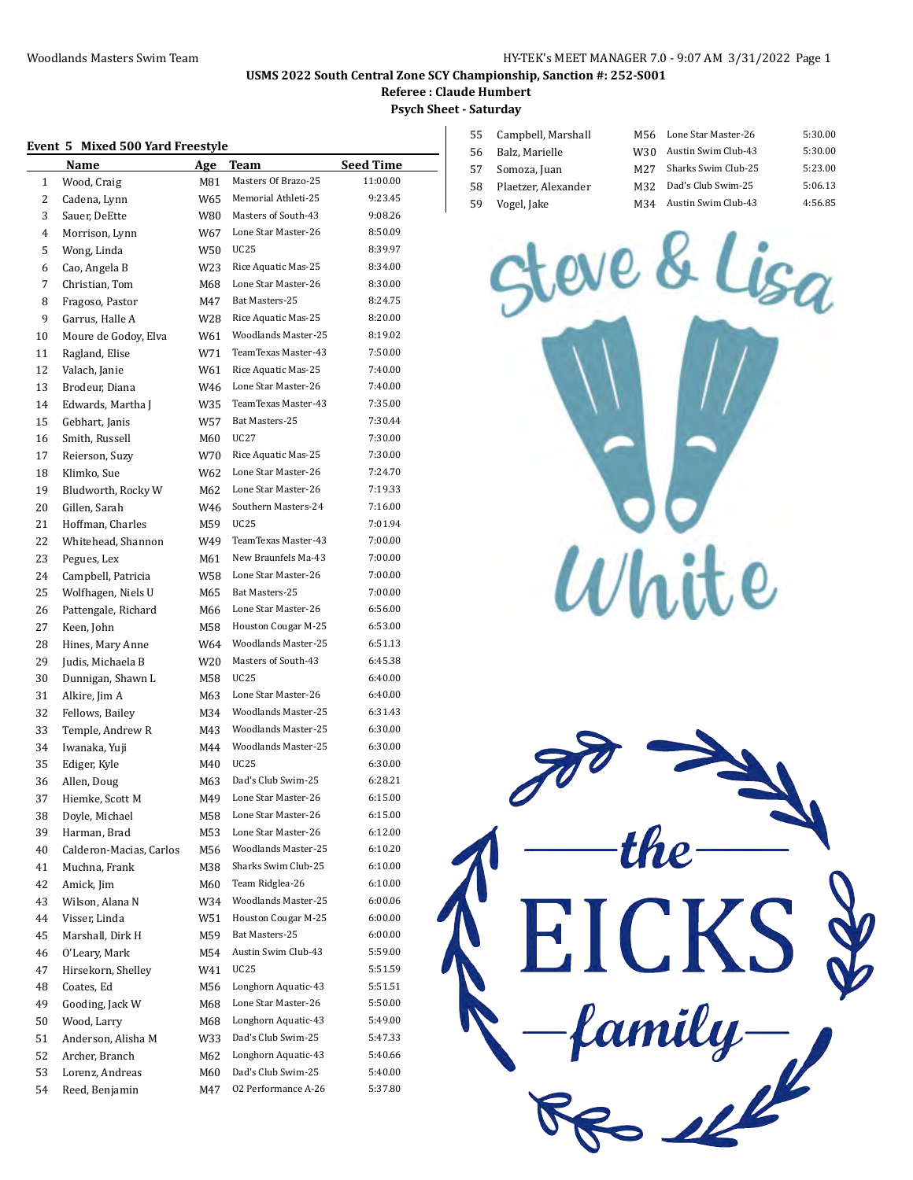Woodlands Masters Swim Team

**USMS 2022 South Central Zone SCY Championship, Sanction #: 252-S001**

**Referee : Claude Humbert**

**Psych Sheet - Saturday**

### Event 5 Mixed 500 Yard Freestyle

| | Name | Age | Team | Seed Time |
|---|---|---|---|---|
| 1 | Wood, Craig | M81 | Masters Of Brazo-25 | 11:00.00 |
| 2 | Cadena, Lynn | W65 | Memorial Athleti-25 | 9:23.45 |
| 3 | Sauer, DeEtte | W80 | Masters of South-43 | 9:08.26 |
| 4 | Morrison, Lynn | W67 | Lone Star Master-26 | 8:50.09 |
| 5 | Wong, Linda | W50 | UC25 | 8:39.97 |
| 6 | Cao, Angela B | W23 | Rice Aquatic Mas-25 | 8:34.00 |
| 7 | Christian, Tom | M68 | Lone Star Master-26 | 8:30.00 |
| 8 | Fragoso, Pastor | M47 | Bat Masters-25 | 8:24.75 |
| 9 | Garrus, Halle A | W28 | Rice Aquatic Mas-25 | 8:20.00 |
| 10 | Moure de Godoy, Elva | W61 | Woodlands Master-25 | 8:19.02 |
| 11 | Ragland, Elise | W71 | TeamTexas Master-43 | 7:50.00 |
| 12 | Valach, Janie | W61 | Rice Aquatic Mas-25 | 7:40.00 |
| 13 | Brodeur, Diana | W46 | Lone Star Master-26 | 7:40.00 |
| 14 | Edwards, Martha J | W35 | TeamTexas Master-43 | 7:35.00 |
| 15 | Gebhart, Janis | W57 | Bat Masters-25 | 7:30.44 |
| 16 | Smith, Russell | M60 | UC27 | 7:30.00 |
| 17 | Reierson, Suzy | W70 | Rice Aquatic Mas-25 | 7:30.00 |
| 18 | Klimko, Sue | W62 | Lone Star Master-26 | 7:24.70 |
| 19 | Bludworth, Rocky W | M62 | Lone Star Master-26 | 7:19.33 |
| 20 | Gillen, Sarah | W46 | Southern Masters-24 | 7:16.00 |
| 21 | Hoffman, Charles | M59 | UC25 | 7:01.94 |
| 22 | Whitehead, Shannon | W49 | TeamTexas Master-43 | 7:00.00 |
| 23 | Pegues, Lex | M61 | New Braunfels Ma-43 | 7:00.00 |
| 24 | Campbell, Patricia | W58 | Lone Star Master-26 | 7:00.00 |
| 25 | Wolfhagen, Niels U | M65 | Bat Masters-25 | 7:00.00 |
| 26 | Pattengale, Richard | M66 | Lone Star Master-26 | 6:56.00 |
| 27 | Keen, John | M58 | Houston Cougar M-25 | 6:53.00 |
| 28 | Hines, Mary Anne | W64 | Woodlands Master-25 | 6:51.13 |
| 29 | Judis, Michaela B | W20 | Masters of South-43 | 6:45.38 |
| 30 | Dunnigan, Shawn L | M58 | UC25 | 6:40.00 |
| 31 | Alkire, Jim A | M63 | Lone Star Master-26 | 6:40.00 |
| 32 | Fellows, Bailey | M34 | Woodlands Master-25 | 6:31.43 |
| 33 | Temple, Andrew R | M43 | Woodlands Master-25 | 6:30.00 |
| 34 | Iwanaka, Yuji | M44 | Woodlands Master-25 | 6:30.00 |
| 35 | Ediger, Kyle | M40 | UC25 | 6:30.00 |
| 36 | Allen, Doug | M63 | Dad's Club Swim-25 | 6:28.21 |
| 37 | Hiemke, Scott M | M49 | Lone Star Master-26 | 6:15.00 |
| 38 | Doyle, Michael | M58 | Lone Star Master-26 | 6:15.00 |
| 39 | Harman, Brad | M53 | Lone Star Master-26 | 6:12.00 |
| 40 | Calderon-Macias, Carlos | M56 | Woodlands Master-25 | 6:10.20 |
| 41 | Muchna, Frank | M38 | Sharks Swim Club-25 | 6:10.00 |
| 42 | Amick, Jim | M60 | Team Ridglea-26 | 6:10.00 |
| 43 | Wilson, Alana N | W34 | Woodlands Master-25 | 6:00.06 |
| 44 | Visser, Linda | W51 | Houston Cougar M-25 | 6:00.00 |
| 45 | Marshall, Dirk H | M59 | Bat Masters-25 | 6:00.00 |
| 46 | O'Leary, Mark | M54 | Austin Swim Club-43 | 5:59.00 |
| 47 | Hirsekorn, Shelley | W41 | UC25 | 5:51.59 |
| 48 | Coates, Ed | M56 | Longhorn Aquatic-43 | 5:51.51 |
| 49 | Gooding, Jack W | M68 | Lone Star Master-26 | 5:50.00 |
| 50 | Wood, Larry | M68 | Longhorn Aquatic-43 | 5:49.00 |
| 51 | Anderson, Alisha M | W33 | Dad's Club Swim-25 | 5:47.33 |
| 52 | Archer, Branch | M62 | Longhorn Aquatic-43 | 5:40.66 |
| 53 | Lorenz, Andreas | M60 | Dad's Club Swim-25 | 5:40.00 |
| 54 | Reed, Benjamin | M47 | O2 Performance A-26 | 5:37.80 |
| 55 | Campbell, Marshall | M56 | Lone Star Master-26 | 5:30.00 |
| 56 | Balz, Marielle | W30 | Austin Swim Club-43 | 5:30.00 |
| 57 | Somoza, Juan | M27 | Sharks Swim Club-25 | 5:23.00 |
| 58 | Plaetzer, Alexander | M32 | Dad's Club Swim-25 | 5:06.13 |
| 59 | Vogel, Jake | M34 | Austin Swim Club-43 | 4:56.85 |

Steve & Lisa White

the EICKS family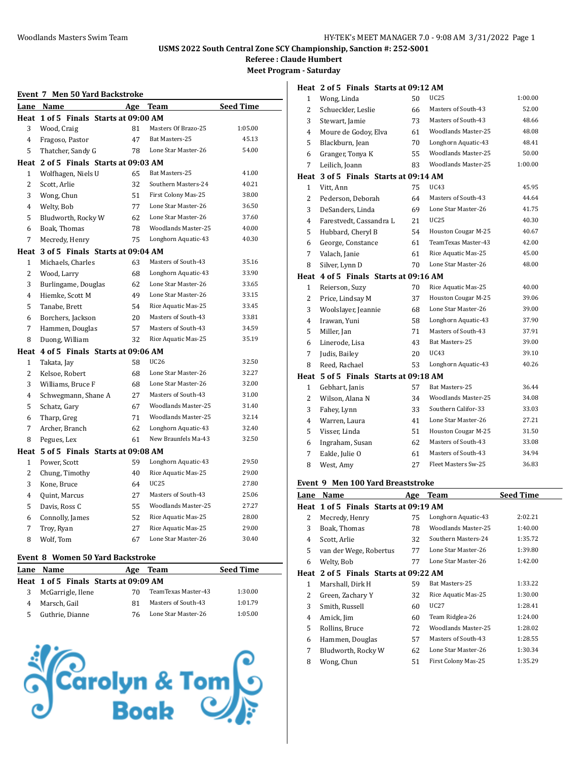USMS 2022 South Central Zone SCY Championship, Sanction #: 252-S001

Referee : Claude Humbert

Meet Program - Saturday

## Event 7 Men 50 Yard Backstroke

| Lane | Name | Age | Team | Seed Time |
|---|---|---|---|---|
| **Heat 1 of 5 Finals Starts at 09:00 AM** | | | | |
| 3 | Wood, Craig | 81 | Masters Of Brazo-25 | 1:05.00 |
| 4 | Fragoso, Pastor | 47 | Bat Masters-25 | 45.13 |
| 5 | Thatcher, Sandy G | 78 | Lone Star Master-26 | 54.00 |
| **Heat 2 of 5 Finals Starts at 09:03 AM** | | | | |
| 1 | Wolfhagen, Niels U | 65 | Bat Masters-25 | 41.00 |
| 2 | Scott, Arlie | 32 | Southern Masters-24 | 40.21 |
| 3 | Wong, Chun | 51 | First Colony Mas-25 | 38.00 |
| 4 | Welty, Bob | 77 | Lone Star Master-26 | 36.50 |
| 5 | Bludworth, Rocky W | 62 | Lone Star Master-26 | 37.60 |
| 6 | Boak, Thomas | 78 | Woodlands Master-25 | 40.00 |
| 7 | Mecredy, Henry | 75 | Longhorn Aquatic-43 | 40.30 |
| **Heat 3 of 5 Finals Starts at 09:04 AM** | | | | |
| 1 | Michaels, Charles | 63 | Masters of South-43 | 35.16 |
| 2 | Wood, Larry | 68 | Longhorn Aquatic-43 | 33.90 |
| 3 | Burlingame, Douglas | 62 | Lone Star Master-26 | 33.65 |
| 4 | Hiemke, Scott M | 49 | Lone Star Master-26 | 33.15 |
| 5 | Tanabe, Brett | 54 | Rice Aquatic Mas-25 | 33.45 |
| 6 | Borchers, Jackson | 20 | Masters of South-43 | 33.81 |
| 7 | Hammen, Douglas | 57 | Masters of South-43 | 34.59 |
| 8 | Duong, William | 32 | Rice Aquatic Mas-25 | 35.19 |
| **Heat 4 of 5 Finals Starts at 09:06 AM** | | | | |
| 1 | Takata, Jay | 58 | UC26 | 32.50 |
| 2 | Kelsoe, Robert | 68 | Lone Star Master-26 | 32.27 |
| 3 | Williams, Bruce F | 68 | Lone Star Master-26 | 32.00 |
| 4 | Schwegmann, Shane A | 27 | Masters of South-43 | 31.00 |
| 5 | Schatz, Gary | 67 | Woodlands Master-25 | 31.40 |
| 6 | Tharp, Greg | 71 | Woodlands Master-25 | 32.14 |
| 7 | Archer, Branch | 62 | Longhorn Aquatic-43 | 32.40 |
| 8 | Pegues, Lex | 61 | New Braunfels Ma-43 | 32.50 |
| **Heat 5 of 5 Finals Starts at 09:08 AM** | | | | |
| 1 | Power, Scott | 59 | Longhorn Aquatic-43 | 29.50 |
| 2 | Chung, Timothy | 40 | Rice Aquatic Mas-25 | 29.00 |
| 3 | Kone, Bruce | 64 | UC25 | 27.80 |
| 4 | Quint, Marcus | 27 | Masters of South-43 | 25.06 |
| 5 | Davis, Ross C | 55 | Woodlands Master-25 | 27.27 |
| 6 | Connolly, James | 52 | Rice Aquatic Mas-25 | 28.00 |
| 7 | Troy, Ryan | 27 | Rice Aquatic Mas-25 | 29.00 |
| 8 | Wolf, Tom | 67 | Lone Star Master-26 | 30.40 |

## Event 8 Women 50 Yard Backstroke

| Lane | Name | Age | Team | Seed Time |
|---|---|---|---|---|
| **Heat 1 of 5 Finals Starts at 09:09 AM** | | | | |
| 3 | McGarrigle, Ilene | 70 | TeamTexas Master-43 | 1:30.00 |
| 4 | Marsch, Gail | 81 | Masters of South-43 | 1:01.79 |
| 5 | Guthrie, Dianne | 76 | Lone Star Master-26 | 1:05.00 |
| **Heat 2 of 5 Finals Starts at 09:12 AM** | | | | |
| 1 | Wong, Linda | 50 | UC25 | 1:00.00 |
| 2 | Schueckler, Leslie | 66 | Masters of South-43 | 52.00 |
| 3 | Stewart, Jamie | 73 | Masters of South-43 | 48.66 |
| 4 | Moure de Godoy, Elva | 61 | Woodlands Master-25 | 48.08 |
| 5 | Blackburn, Jean | 70 | Longhorn Aquatic-43 | 48.41 |
| 6 | Granger, Tonya K | 55 | Woodlands Master-25 | 50.00 |
| 7 | Leilich, Joann | 83 | Woodlands Master-25 | 1:00.00 |
| **Heat 3 of 5 Finals Starts at 09:14 AM** | | | | |
| 1 | Vitt, Ann | 75 | UC43 | 45.95 |
| 2 | Pederson, Deborah | 64 | Masters of South-43 | 44.64 |
| 3 | DeSanders, Linda | 69 | Lone Star Master-26 | 41.75 |
| 4 | Farestvedt, Cassandra L | 21 | UC25 | 40.30 |
| 5 | Hubbard, Cheryl B | 54 | Houston Cougar M-25 | 40.67 |
| 6 | George, Constance | 61 | TeamTexas Master-43 | 42.00 |
| 7 | Valach, Janie | 61 | Rice Aquatic Mas-25 | 45.00 |
| 8 | Silver, Lynn D | 70 | Lone Star Master-26 | 48.00 |
| **Heat 4 of 5 Finals Starts at 09:16 AM** | | | | |
| 1 | Reierson, Suzy | 70 | Rice Aquatic Mas-25 | 40.00 |
| 2 | Price, Lindsay M | 37 | Houston Cougar M-25 | 39.06 |
| 3 | Woolslayer, Jeannie | 68 | Lone Star Master-26 | 39.00 |
| 4 | Irawan, Yuni | 58 | Longhorn Aquatic-43 | 37.90 |
| 5 | Miller, Jan | 71 | Masters of South-43 | 37.91 |
| 6 | Linerode, Lisa | 43 | Bat Masters-25 | 39.00 |
| 7 | Judis, Bailey | 20 | UC43 | 39.10 |
| 8 | Reed, Rachael | 53 | Longhorn Aquatic-43 | 40.26 |
| **Heat 5 of 5 Finals Starts at 09:18 AM** | | | | |
| 1 | Gebhart, Janis | 57 | Bat Masters-25 | 36.44 |
| 2 | Wilson, Alana N | 34 | Woodlands Master-25 | 34.08 |
| 3 | Fahey, Lynn | 33 | Southern Califor-33 | 33.03 |
| 4 | Warren, Laura | 41 | Lone Star Master-26 | 27.21 |
| 5 | Visser, Linda | 51 | Houston Cougar M-25 | 31.50 |
| 6 | Ingraham, Susan | 62 | Masters of South-43 | 33.08 |
| 7 | Eakle, Julie O | 61 | Masters of South-43 | 34.94 |
| 8 | West, Amy | 27 | Fleet Masters Sw-25 | 36.83 |

## Event 9 Men 100 Yard Breaststroke

| Lane | Name | Age | Team | Seed Time |
|---|---|---|---|---|
| **Heat 1 of 5 Finals Starts at 09:19 AM** | | | | |
| 2 | Mecredy, Henry | 75 | Longhorn Aquatic-43 | 2:02.21 |
| 3 | Boak, Thomas | 78 | Woodlands Master-25 | 1:40.00 |
| 4 | Scott, Arlie | 32 | Southern Masters-24 | 1:35.72 |
| 5 | van der Wege, Robertus | 77 | Lone Star Master-26 | 1:39.80 |
| 6 | Welty, Bob | 77 | Lone Star Master-26 | 1:42.00 |
| **Heat 2 of 5 Finals Starts at 09:22 AM** | | | | |
| 1 | Marshall, Dirk H | 59 | Bat Masters-25 | 1:33.22 |
| 2 | Green, Zachary Y | 32 | Rice Aquatic Mas-25 | 1:30.00 |
| 3 | Smith, Russell | 60 | UC27 | 1:28.41 |
| 4 | Amick, Jim | 60 | Team Ridglea-26 | 1:24.00 |
| 5 | Rollins, Bruce | 72 | Woodlands Master-25 | 1:28.02 |
| 6 | Hammen, Douglas | 57 | Masters of South-43 | 1:28.55 |
| 7 | Bludworth, Rocky W | 62 | Lone Star Master-26 | 1:30.34 |
| 8 | Wong, Chun | 51 | First Colony Mas-25 | 1:35.29 |

Carolyn & Tom Boak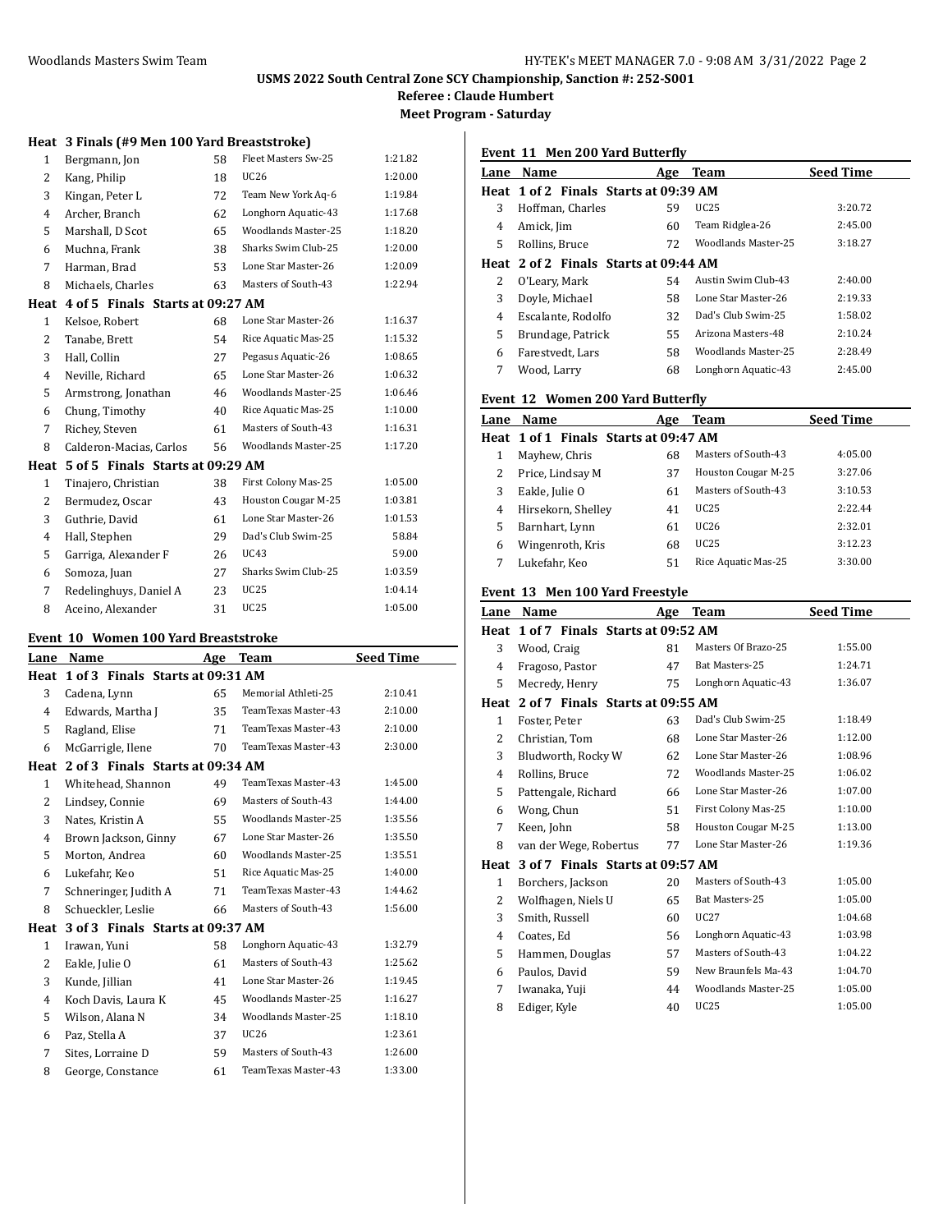### Heat 3 Finals (#9 Men 100 Yard Breaststroke)

| Lane | Name | Age | Team | Seed Time |
|---|---|---|---|---|
| 1 | Bergmann, Jon | 58 | Fleet Masters Sw-25 | 1:21.82 |
| 2 | Kang, Philip | 18 | UC26 | 1:20.00 |
| 3 | Kingan, Peter L | 72 | Team New York Aq-6 | 1:19.84 |
| 4 | Archer, Branch | 62 | Longhorn Aquatic-43 | 1:17.68 |
| 5 | Marshall, D Scot | 65 | Woodlands Master-25 | 1:18.20 |
| 6 | Muchna, Frank | 38 | Sharks Swim Club-25 | 1:20.00 |
| 7 | Harman, Brad | 53 | Lone Star Master-26 | 1:20.09 |
| 8 | Michaels, Charles | 63 | Masters of South-43 | 1:22.94 |
| **Heat 4 of 5 Finals Starts at 09:27 AM** | | | | |
| 1 | Kelsoe, Robert | 68 | Lone Star Master-26 | 1:16.37 |
| 2 | Tanabe, Brett | 54 | Rice Aquatic Mas-25 | 1:15.32 |
| 3 | Hall, Collin | 27 | Pegasus Aquatic-26 | 1:08.65 |
| 4 | Neville, Richard | 65 | Lone Star Master-26 | 1:06.32 |
| 5 | Armstrong, Jonathan | 46 | Woodlands Master-25 | 1:06.46 |
| 6 | Chung, Timothy | 40 | Rice Aquatic Mas-25 | 1:10.00 |
| 7 | Richey, Steven | 61 | Masters of South-43 | 1:16.31 |
| 8 | Calderon-Macias, Carlos | 56 | Woodlands Master-25 | 1:17.20 |
| **Heat 5 of 5 Finals Starts at 09:29 AM** | | | | |
| 1 | Tinajero, Christian | 38 | First Colony Mas-25 | 1:05.00 |
| 2 | Bermudez, Oscar | 43 | Houston Cougar M-25 | 1:03.81 |
| 3 | Guthrie, David | 61 | Lone Star Master-26 | 1:01.53 |
| 4 | Hall, Stephen | 29 | Dad's Club Swim-25 | 58.84 |
| 5 | Garriga, Alexander F | 26 | UC43 | 59.00 |
| 6 | Somoza, Juan | 27 | Sharks Swim Club-25 | 1:03.59 |
| 7 | Redelinghuys, Daniel A | 23 | UC25 | 1:04.14 |
| 8 | Aceino, Alexander | 31 | UC25 | 1:05.00 |

### Event 10 Women 100 Yard Breaststroke

| Lane | Name | Age | Team | Seed Time |
|---|---|---|---|---|
| **Heat 1 of 3 Finals Starts at 09:31 AM** | | | | |
| 3 | Cadena, Lynn | 65 | Memorial Athleti-25 | 2:10.41 |
| 4 | Edwards, Martha J | 35 | TeamTexas Master-43 | 2:10.00 |
| 5 | Ragland, Elise | 71 | TeamTexas Master-43 | 2:10.00 |
| 6 | McGarrigle, Ilene | 70 | TeamTexas Master-43 | 2:30.00 |
| **Heat 2 of 3 Finals Starts at 09:34 AM** | | | | |
| 1 | Whitehead, Shannon | 49 | TeamTexas Master-43 | 1:45.00 |
| 2 | Lindsey, Connie | 69 | Masters of South-43 | 1:44.00 |
| 3 | Nates, Kristin A | 55 | Woodlands Master-25 | 1:35.56 |
| 4 | Brown Jackson, Ginny | 67 | Lone Star Master-26 | 1:35.50 |
| 5 | Morton, Andrea | 60 | Woodlands Master-25 | 1:35.51 |
| 6 | Lukefahr, Keo | 51 | Rice Aquatic Mas-25 | 1:40.00 |
| 7 | Schneringer, Judith A | 71 | TeamTexas Master-43 | 1:44.62 |
| 8 | Schueckler, Leslie | 66 | Masters of South-43 | 1:56.00 |
| **Heat 3 of 3 Finals Starts at 09:37 AM** | | | | |
| 1 | Irawan, Yuni | 58 | Longhorn Aquatic-43 | 1:32.79 |
| 2 | Eakle, Julie O | 61 | Masters of South-43 | 1:25.62 |
| 3 | Kunde, Jillian | 41 | Lone Star Master-26 | 1:19.45 |
| 4 | Koch Davis, Laura K | 45 | Woodlands Master-25 | 1:16.27 |
| 5 | Wilson, Alana N | 34 | Woodlands Master-25 | 1:18.10 |
| 6 | Paz, Stella A | 37 | UC26 | 1:23.61 |
| 7 | Sites, Lorraine D | 59 | Masters of South-43 | 1:26.00 |
| 8 | George, Constance | 61 | TeamTexas Master-43 | 1:33.00 |

### Event 11 Men 200 Yard Butterfly

| Lane | Name | Age | Team | Seed Time |
|---|---|---|---|---|
| **Heat 1 of 2 Finals Starts at 09:39 AM** | | | | |
| 3 | Hoffman, Charles | 59 | UC25 | 3:20.72 |
| 4 | Amick, Jim | 60 | Team Ridglea-26 | 2:45.00 |
| 5 | Rollins, Bruce | 72 | Woodlands Master-25 | 3:18.27 |
| **Heat 2 of 2 Finals Starts at 09:44 AM** | | | | |
| 2 | O'Leary, Mark | 54 | Austin Swim Club-43 | 2:40.00 |
| 3 | Doyle, Michael | 58 | Lone Star Master-26 | 2:19.33 |
| 4 | Escalante, Rodolfo | 32 | Dad's Club Swim-25 | 1:58.02 |
| 5 | Brundage, Patrick | 55 | Arizona Masters-48 | 2:10.24 |
| 6 | Farestvedt, Lars | 58 | Woodlands Master-25 | 2:28.49 |
| 7 | Wood, Larry | 68 | Longhorn Aquatic-43 | 2:45.00 |

### Event 12 Women 200 Yard Butterfly

| Lane | Name | Age | Team | Seed Time |
|---|---|---|---|---|
| **Heat 1 of 1 Finals Starts at 09:47 AM** | | | | |
| 1 | Mayhew, Chris | 68 | Masters of South-43 | 4:05.00 |
| 2 | Price, Lindsay M | 37 | Houston Cougar M-25 | 3:27.06 |
| 3 | Eakle, Julie O | 61 | Masters of South-43 | 3:10.53 |
| 4 | Hirsekorn, Shelley | 41 | UC25 | 2:22.44 |
| 5 | Barnhart, Lynn | 61 | UC26 | 2:32.01 |
| 6 | Wingenroth, Kris | 68 | UC25 | 3:12.23 |
| 7 | Lukefahr, Keo | 51 | Rice Aquatic Mas-25 | 3:30.00 |

### Event 13 Men 100 Yard Freestyle

| Lane | Name | Age | Team | Seed Time |
|---|---|---|---|---|
| **Heat 1 of 7 Finals Starts at 09:52 AM** | | | | |
| 3 | Wood, Craig | 81 | Masters Of Brazo-25 | 1:55.00 |
| 4 | Fragoso, Pastor | 47 | Bat Masters-25 | 1:24.71 |
| 5 | Mecredy, Henry | 75 | Longhorn Aquatic-43 | 1:36.07 |
| **Heat 2 of 7 Finals Starts at 09:55 AM** | | | | |
| 1 | Foster, Peter | 63 | Dad's Club Swim-25 | 1:18.49 |
| 2 | Christian, Tom | 68 | Lone Star Master-26 | 1:12.00 |
| 3 | Bludworth, Rocky W | 62 | Lone Star Master-26 | 1:08.96 |
| 4 | Rollins, Bruce | 72 | Woodlands Master-25 | 1:06.02 |
| 5 | Pattengale, Richard | 66 | Lone Star Master-26 | 1:07.00 |
| 6 | Wong, Chun | 51 | First Colony Mas-25 | 1:10.00 |
| 7 | Keen, John | 58 | Houston Cougar M-25 | 1:13.00 |
| 8 | van der Wege, Robertus | 77 | Lone Star Master-26 | 1:19.36 |
| **Heat 3 of 7 Finals Starts at 09:57 AM** | | | | |
| 1 | Borchers, Jackson | 20 | Masters of South-43 | 1:05.00 |
| 2 | Wolfhagen, Niels U | 65 | Bat Masters-25 | 1:05.00 |
| 3 | Smith, Russell | 60 | UC27 | 1:04.68 |
| 4 | Coates, Ed | 56 | Longhorn Aquatic-43 | 1:03.98 |
| 5 | Hammen, Douglas | 57 | Masters of South-43 | 1:04.22 |
| 6 | Paulos, David | 59 | New Braunfels Ma-43 | 1:04.70 |
| 7 | Iwanaka, Yuji | 44 | Woodlands Master-25 | 1:05.00 |
| 8 | Ediger, Kyle | 40 | UC25 | 1:05.00 |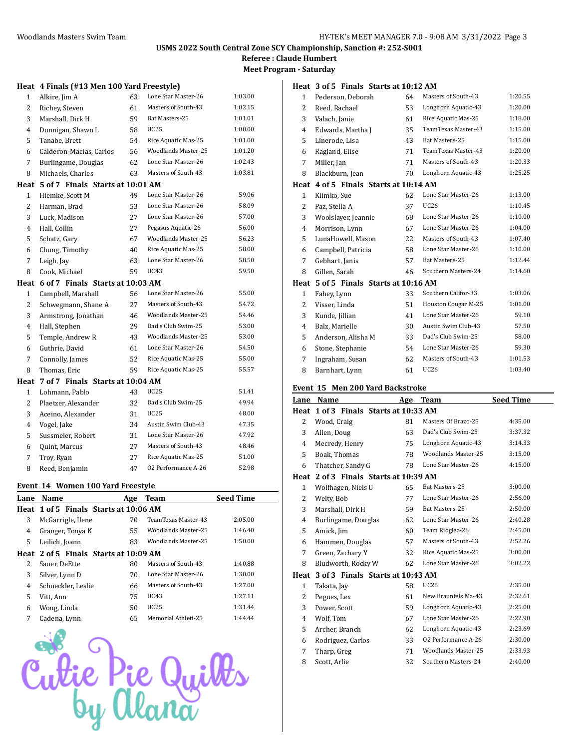Woodlands Masters Swim Team

USMS 2022 South Central Zone SCY Championship, Sanction #: 252-S001

Referee : Claude Humbert

Meet Program - Saturday

**Heat 4 Finals (#13 Men 100 Yard Freestyle)**

| | | | | |
|---|---|---|---|---|
| 1 | Alkire, Jim A | 63 | Lone Star Master-26 | 1:03.00 |
| 2 | Richey, Steven | 61 | Masters of South-43 | 1:02.15 |
| 3 | Marshall, Dirk H | 59 | Bat Masters-25 | 1:01.01 |
| 4 | Dunnigan, Shawn L | 58 | UC25 | 1:00.00 |
| 5 | Tanabe, Brett | 54 | Rice Aquatic Mas-25 | 1:01.00 |
| 6 | Calderon-Macias, Carlos | 56 | Woodlands Master-25 | 1:01.20 |
| 7 | Burlingame, Douglas | 62 | Lone Star Master-26 | 1:02.43 |
| 8 | Michaels, Charles | 63 | Masters of South-43 | 1:03.81 |

**Heat 5 of 7 Finals Starts at 10:01 AM**

| | | | | |
|---|---|---|---|---|
| 1 | Hiemke, Scott M | 49 | Lone Star Master-26 | 59.06 |
| 2 | Harman, Brad | 53 | Lone Star Master-26 | 58.09 |
| 3 | Luck, Madison | 27 | Lone Star Master-26 | 57.00 |
| 4 | Hall, Collin | 27 | Pegasus Aquatic-26 | 56.00 |
| 5 | Schatz, Gary | 67 | Woodlands Master-25 | 56.23 |
| 6 | Chung, Timothy | 40 | Rice Aquatic Mas-25 | 58.00 |
| 7 | Leigh, Jay | 63 | Lone Star Master-26 | 58.50 |
| 8 | Cook, Michael | 59 | UC43 | 59.50 |

**Heat 6 of 7 Finals Starts at 10:03 AM**

| | | | | |
|---|---|---|---|---|
| 1 | Campbell, Marshall | 56 | Lone Star Master-26 | 55.00 |
| 2 | Schwegmann, Shane A | 27 | Masters of South-43 | 54.72 |
| 3 | Armstrong, Jonathan | 46 | Woodlands Master-25 | 54.46 |
| 4 | Hall, Stephen | 29 | Dad's Club Swim-25 | 53.00 |
| 5 | Temple, Andrew R | 43 | Woodlands Master-25 | 53.00 |
| 6 | Guthrie, David | 61 | Lone Star Master-26 | 54.50 |
| 7 | Connolly, James | 52 | Rice Aquatic Mas-25 | 55.00 |
| 8 | Thomas, Eric | 59 | Rice Aquatic Mas-25 | 55.57 |

**Heat 7 of 7 Finals Starts at 10:04 AM**

| | | | | |
|---|---|---|---|---|
| 1 | Lohmann, Pablo | 43 | UC25 | 51.41 |
| 2 | Plaetzer, Alexander | 32 | Dad's Club Swim-25 | 49.94 |
| 3 | Aceino, Alexander | 31 | UC25 | 48.00 |
| 4 | Vogel, Jake | 34 | Austin Swim Club-43 | 47.35 |
| 5 | Sussmeier, Robert | 31 | Lone Star Master-26 | 47.92 |
| 6 | Quint, Marcus | 27 | Masters of South-43 | 48.46 |
| 7 | Troy, Ryan | 27 | Rice Aquatic Mas-25 | 51.00 |
| 8 | Reed, Benjamin | 47 | O2 Performance A-26 | 52.98 |

## Event 14 Women 100 Yard Freestyle

| Lane | Name | Age | Team | Seed Time |
|---|---|---|---|---|
| **Heat 1 of 5 Finals Starts at 10:06 AM** | | | | |
| 3 | McGarrigle, Ilene | 70 | TeamTexas Master-43 | 2:05.00 |
| 4 | Granger, Tonya K | 55 | Woodlands Master-25 | 1:46.40 |
| 5 | Leilich, Joann | 83 | Woodlands Master-25 | 1:50.00 |
| **Heat 2 of 5 Finals Starts at 10:09 AM** | | | | |
| 2 | Sauer, DeEtte | 80 | Masters of South-43 | 1:40.88 |
| 3 | Silver, Lynn D | 70 | Lone Star Master-26 | 1:30.00 |
| 4 | Schueckler, Leslie | 66 | Masters of South-43 | 1:27.00 |
| 5 | Vitt, Ann | 75 | UC43 | 1:27.11 |
| 6 | Wong, Linda | 50 | UC25 | 1:31.44 |
| 7 | Cadena, Lynn | 65 | Memorial Athleti-25 | 1:44.44 |
| **Heat 3 of 5 Finals Starts at 10:12 AM** | | | | |
| 1 | Pederson, Deborah | 64 | Masters of South-43 | 1:20.55 |
| 2 | Reed, Rachael | 53 | Longhorn Aquatic-43 | 1:20.00 |
| 3 | Valach, Janie | 61 | Rice Aquatic Mas-25 | 1:18.00 |
| 4 | Edwards, Martha J | 35 | TeamTexas Master-43 | 1:15.00 |
| 5 | Linerode, Lisa | 43 | Bat Masters-25 | 1:15.00 |
| 6 | Ragland, Elise | 71 | TeamTexas Master-43 | 1:20.00 |
| 7 | Miller, Jan | 71 | Masters of South-43 | 1:20.33 |
| 8 | Blackburn, Jean | 70 | Longhorn Aquatic-43 | 1:25.25 |
| **Heat 4 of 5 Finals Starts at 10:14 AM** | | | | |
| 1 | Klimko, Sue | 62 | Lone Star Master-26 | 1:13.00 |
| 2 | Paz, Stella A | 37 | UC26 | 1:10.45 |
| 3 | Woolslayer, Jeannie | 68 | Lone Star Master-26 | 1:10.00 |
| 4 | Morrison, Lynn | 67 | Lone Star Master-26 | 1:04.00 |
| 5 | LunaHowell, Mason | 22 | Masters of South-43 | 1:07.40 |
| 6 | Campbell, Patricia | 58 | Lone Star Master-26 | 1:10.00 |
| 7 | Gebhart, Janis | 57 | Bat Masters-25 | 1:12.44 |
| 8 | Gillen, Sarah | 46 | Southern Masters-24 | 1:14.60 |
| **Heat 5 of 5 Finals Starts at 10:16 AM** | | | | |
| 1 | Fahey, Lynn | 33 | Southern Califor-33 | 1:03.06 |
| 2 | Visser, Linda | 51 | Houston Cougar M-25 | 1:01.00 |
| 3 | Kunde, Jillian | 41 | Lone Star Master-26 | 59.10 |
| 4 | Balz, Marielle | 30 | Austin Swim Club-43 | 57.50 |
| 5 | Anderson, Alisha M | 33 | Dad's Club Swim-25 | 58.00 |
| 6 | Stone, Stephanie | 54 | Lone Star Master-26 | 59.30 |
| 7 | Ingraham, Susan | 62 | Masters of South-43 | 1:01.53 |
| 8 | Barnhart, Lynn | 61 | UC26 | 1:03.40 |

## Event 15 Men 200 Yard Backstroke

| Lane | Name | Age | Team | Seed Time |
|---|---|---|---|---|
| **Heat 1 of 3 Finals Starts at 10:33 AM** | | | | |
| 2 | Wood, Craig | 81 | Masters Of Brazo-25 | 4:35.00 |
| 3 | Allen, Doug | 63 | Dad's Club Swim-25 | 3:37.32 |
| 4 | Mecredy, Henry | 75 | Longhorn Aquatic-43 | 3:14.33 |
| 5 | Boak, Thomas | 78 | Woodlands Master-25 | 3:15.00 |
| 6 | Thatcher, Sandy G | 78 | Lone Star Master-26 | 4:15.00 |
| **Heat 2 of 3 Finals Starts at 10:39 AM** | | | | |
| 1 | Wolfhagen, Niels U | 65 | Bat Masters-25 | 3:00.00 |
| 2 | Welty, Bob | 77 | Lone Star Master-26 | 2:56.00 |
| 3 | Marshall, Dirk H | 59 | Bat Masters-25 | 2:50.00 |
| 4 | Burlingame, Douglas | 62 | Lone Star Master-26 | 2:40.28 |
| 5 | Amick, Jim | 60 | Team Ridglea-26 | 2:45.00 |
| 6 | Hammen, Douglas | 57 | Masters of South-43 | 2:52.26 |
| 7 | Green, Zachary Y | 32 | Rice Aquatic Mas-25 | 3:00.00 |
| 8 | Bludworth, Rocky W | 62 | Lone Star Master-26 | 3:02.22 |
| **Heat 3 of 3 Finals Starts at 10:43 AM** | | | | |
| 1 | Takata, Jay | 58 | UC26 | 2:35.00 |
| 2 | Pegues, Lex | 61 | New Braunfels Ma-43 | 2:32.61 |
| 3 | Power, Scott | 59 | Longhorn Aquatic-43 | 2:25.00 |
| 4 | Wolf, Tom | 67 | Lone Star Master-26 | 2:22.90 |
| 5 | Archer, Branch | 62 | Longhorn Aquatic-43 | 2:23.69 |
| 6 | Rodriguez, Carlos | 33 | O2 Performance A-26 | 2:30.00 |
| 7 | Tharp, Greg | 71 | Woodlands Master-25 | 2:33.93 |
| 8 | Scott, Arlie | 32 | Southern Masters-24 | 2:40.00 |

Cutie Pie Quilts by Alana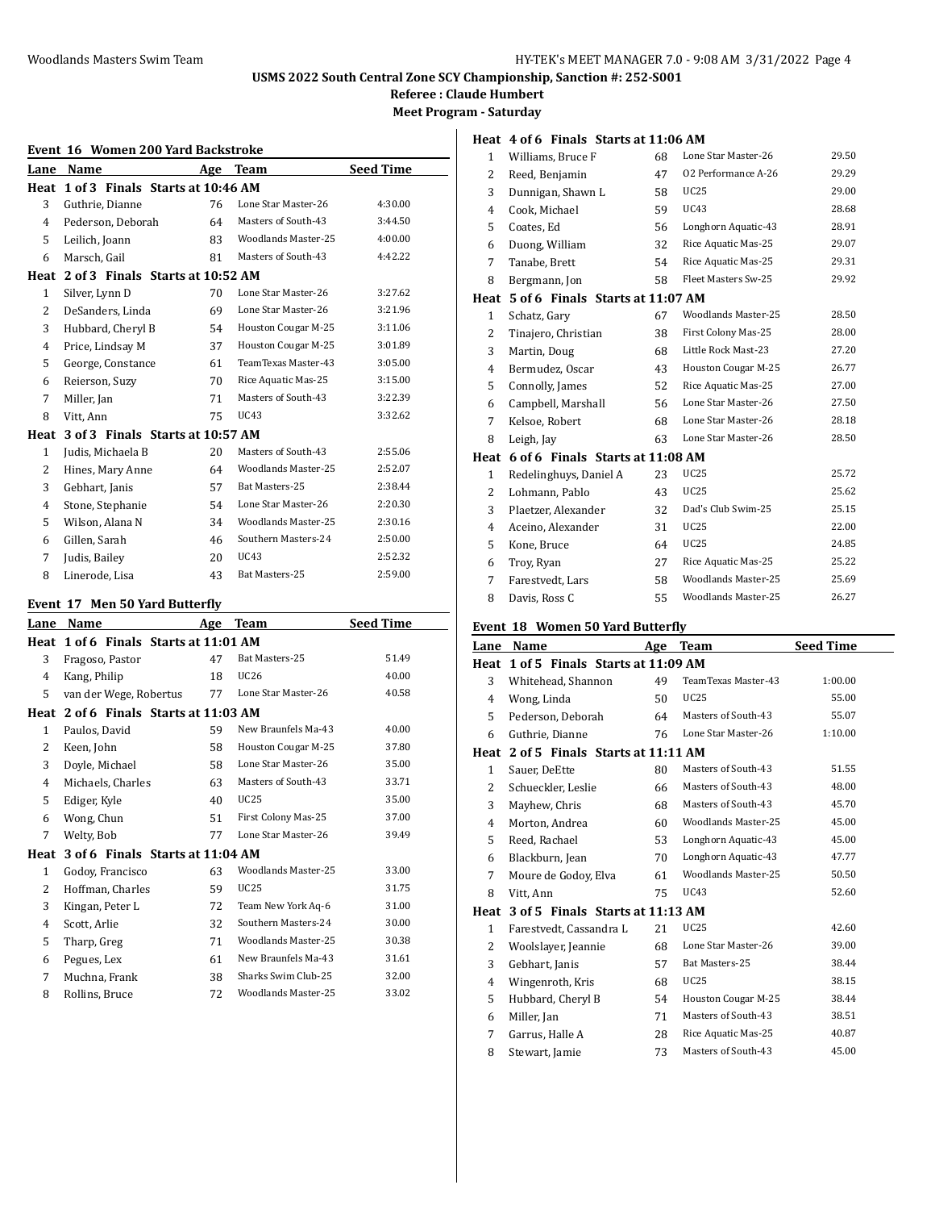**USMS 2022 South Central Zone SCY Championship, Sanction #: 252-S001**

**Referee : Claude Humbert**

**Meet Program - Saturday**

### Event 16 Women 200 Yard Backstroke

| Lane | Name | Age | Team | Seed Time |
|---|---|---|---|---|
| **Heat 1 of 3 Finals Starts at 10:46 AM** | | | | |
| 3 | Guthrie, Dianne | 76 | Lone Star Master-26 | 4:30.00 |
| 4 | Pederson, Deborah | 64 | Masters of South-43 | 3:44.50 |
| 5 | Leilich, Joann | 83 | Woodlands Master-25 | 4:00.00 |
| 6 | Marsch, Gail | 81 | Masters of South-43 | 4:42.22 |
| **Heat 2 of 3 Finals Starts at 10:52 AM** | | | | |
| 1 | Silver, Lynn D | 70 | Lone Star Master-26 | 3:27.62 |
| 2 | DeSanders, Linda | 69 | Lone Star Master-26 | 3:21.96 |
| 3 | Hubbard, Cheryl B | 54 | Houston Cougar M-25 | 3:11.06 |
| 4 | Price, Lindsay M | 37 | Houston Cougar M-25 | 3:01.89 |
| 5 | George, Constance | 61 | TeamTexas Master-43 | 3:05.00 |
| 6 | Reierson, Suzy | 70 | Rice Aquatic Mas-25 | 3:15.00 |
| 7 | Miller, Jan | 71 | Masters of South-43 | 3:22.39 |
| 8 | Vitt, Ann | 75 | UC43 | 3:32.62 |
| **Heat 3 of 3 Finals Starts at 10:57 AM** | | | | |
| 1 | Judis, Michaela B | 20 | Masters of South-43 | 2:55.06 |
| 2 | Hines, Mary Anne | 64 | Woodlands Master-25 | 2:52.07 |
| 3 | Gebhart, Janis | 57 | Bat Masters-25 | 2:38.44 |
| 4 | Stone, Stephanie | 54 | Lone Star Master-26 | 2:20.30 |
| 5 | Wilson, Alana N | 34 | Woodlands Master-25 | 2:30.16 |
| 6 | Gillen, Sarah | 46 | Southern Masters-24 | 2:50.00 |
| 7 | Judis, Bailey | 20 | UC43 | 2:52.32 |
| 8 | Linerode, Lisa | 43 | Bat Masters-25 | 2:59.00 |

### Event 17 Men 50 Yard Butterfly

| Lane | Name | Age | Team | Seed Time |
|---|---|---|---|---|
| **Heat 1 of 6 Finals Starts at 11:01 AM** | | | | |
| 3 | Fragoso, Pastor | 47 | Bat Masters-25 | 51.49 |
| 4 | Kang, Philip | 18 | UC26 | 40.00 |
| 5 | van der Wege, Robertus | 77 | Lone Star Master-26 | 40.58 |
| **Heat 2 of 6 Finals Starts at 11:03 AM** | | | | |
| 1 | Paulos, David | 59 | New Braunfels Ma-43 | 40.00 |
| 2 | Keen, John | 58 | Houston Cougar M-25 | 37.80 |
| 3 | Doyle, Michael | 58 | Lone Star Master-26 | 35.00 |
| 4 | Michaels, Charles | 63 | Masters of South-43 | 33.71 |
| 5 | Ediger, Kyle | 40 | UC25 | 35.00 |
| 6 | Wong, Chun | 51 | First Colony Mas-25 | 37.00 |
| 7 | Welty, Bob | 77 | Lone Star Master-26 | 39.49 |
| **Heat 3 of 6 Finals Starts at 11:04 AM** | | | | |
| 1 | Godoy, Francisco | 63 | Woodlands Master-25 | 33.00 |
| 2 | Hoffman, Charles | 59 | UC25 | 31.75 |
| 3 | Kingan, Peter L | 72 | Team New York Aq-6 | 31.00 |
| 4 | Scott, Arlie | 32 | Southern Masters-24 | 30.00 |
| 5 | Tharp, Greg | 71 | Woodlands Master-25 | 30.38 |
| 6 | Pegues, Lex | 61 | New Braunfels Ma-43 | 31.61 |
| 7 | Muchna, Frank | 38 | Sharks Swim Club-25 | 32.00 |
| 8 | Rollins, Bruce | 72 | Woodlands Master-25 | 33.02 |
| **Heat 4 of 6 Finals Starts at 11:06 AM** | | | | |
| 1 | Williams, Bruce F | 68 | Lone Star Master-26 | 29.50 |
| 2 | Reed, Benjamin | 47 | O2 Performance A-26 | 29.29 |
| 3 | Dunnigan, Shawn L | 58 | UC25 | 29.00 |
| 4 | Cook, Michael | 59 | UC43 | 28.68 |
| 5 | Coates, Ed | 56 | Longhorn Aquatic-43 | 28.91 |
| 6 | Duong, William | 32 | Rice Aquatic Mas-25 | 29.07 |
| 7 | Tanabe, Brett | 54 | Rice Aquatic Mas-25 | 29.31 |
| 8 | Bergmann, Jon | 58 | Fleet Masters Sw-25 | 29.92 |
| **Heat 5 of 6 Finals Starts at 11:07 AM** | | | | |
| 1 | Schatz, Gary | 67 | Woodlands Master-25 | 28.50 |
| 2 | Tinajero, Christian | 38 | First Colony Mas-25 | 28.00 |
| 3 | Martin, Doug | 68 | Little Rock Mast-23 | 27.20 |
| 4 | Bermudez, Oscar | 43 | Houston Cougar M-25 | 26.77 |
| 5 | Connolly, James | 52 | Rice Aquatic Mas-25 | 27.00 |
| 6 | Campbell, Marshall | 56 | Lone Star Master-26 | 27.50 |
| 7 | Kelsoe, Robert | 68 | Lone Star Master-26 | 28.18 |
| 8 | Leigh, Jay | 63 | Lone Star Master-26 | 28.50 |
| **Heat 6 of 6 Finals Starts at 11:08 AM** | | | | |
| 1 | Redelinghuys, Daniel A | 23 | UC25 | 25.72 |
| 2 | Lohmann, Pablo | 43 | UC25 | 25.62 |
| 3 | Plaetzer, Alexander | 32 | Dad's Club Swim-25 | 25.15 |
| 4 | Aceino, Alexander | 31 | UC25 | 22.00 |
| 5 | Kone, Bruce | 64 | UC25 | 24.85 |
| 6 | Troy, Ryan | 27 | Rice Aquatic Mas-25 | 25.22 |
| 7 | Farestvedt, Lars | 58 | Woodlands Master-25 | 25.69 |
| 8 | Davis, Ross C | 55 | Woodlands Master-25 | 26.27 |

### Event 18 Women 50 Yard Butterfly

| Lane | Name | Age | Team | Seed Time |
|---|---|---|---|---|
| **Heat 1 of 5 Finals Starts at 11:09 AM** | | | | |
| 3 | Whitehead, Shannon | 49 | TeamTexas Master-43 | 1:00.00 |
| 4 | Wong, Linda | 50 | UC25 | 55.00 |
| 5 | Pederson, Deborah | 64 | Masters of South-43 | 55.07 |
| 6 | Guthrie, Dianne | 76 | Lone Star Master-26 | 1:10.00 |
| **Heat 2 of 5 Finals Starts at 11:11 AM** | | | | |
| 1 | Sauer, DeEtte | 80 | Masters of South-43 | 51.55 |
| 2 | Schueckler, Leslie | 66 | Masters of South-43 | 48.00 |
| 3 | Mayhew, Chris | 68 | Masters of South-43 | 45.70 |
| 4 | Morton, Andrea | 60 | Woodlands Master-25 | 45.00 |
| 5 | Reed, Rachael | 53 | Longhorn Aquatic-43 | 45.00 |
| 6 | Blackburn, Jean | 70 | Longhorn Aquatic-43 | 47.77 |
| 7 | Moure de Godoy, Elva | 61 | Woodlands Master-25 | 50.50 |
| 8 | Vitt, Ann | 75 | UC43 | 52.60 |
| **Heat 3 of 5 Finals Starts at 11:13 AM** | | | | |
| 1 | Farestvedt, Cassandra L | 21 | UC25 | 42.60 |
| 2 | Woolslayer, Jeannie | 68 | Lone Star Master-26 | 39.00 |
| 3 | Gebhart, Janis | 57 | Bat Masters-25 | 38.44 |
| 4 | Wingenroth, Kris | 68 | UC25 | 38.15 |
| 5 | Hubbard, Cheryl B | 54 | Houston Cougar M-25 | 38.44 |
| 6 | Miller, Jan | 71 | Masters of South-43 | 38.51 |
| 7 | Garrus, Halle A | 28 | Rice Aquatic Mas-25 | 40.87 |
| 8 | Stewart, Jamie | 73 | Masters of South-43 | 45.00 |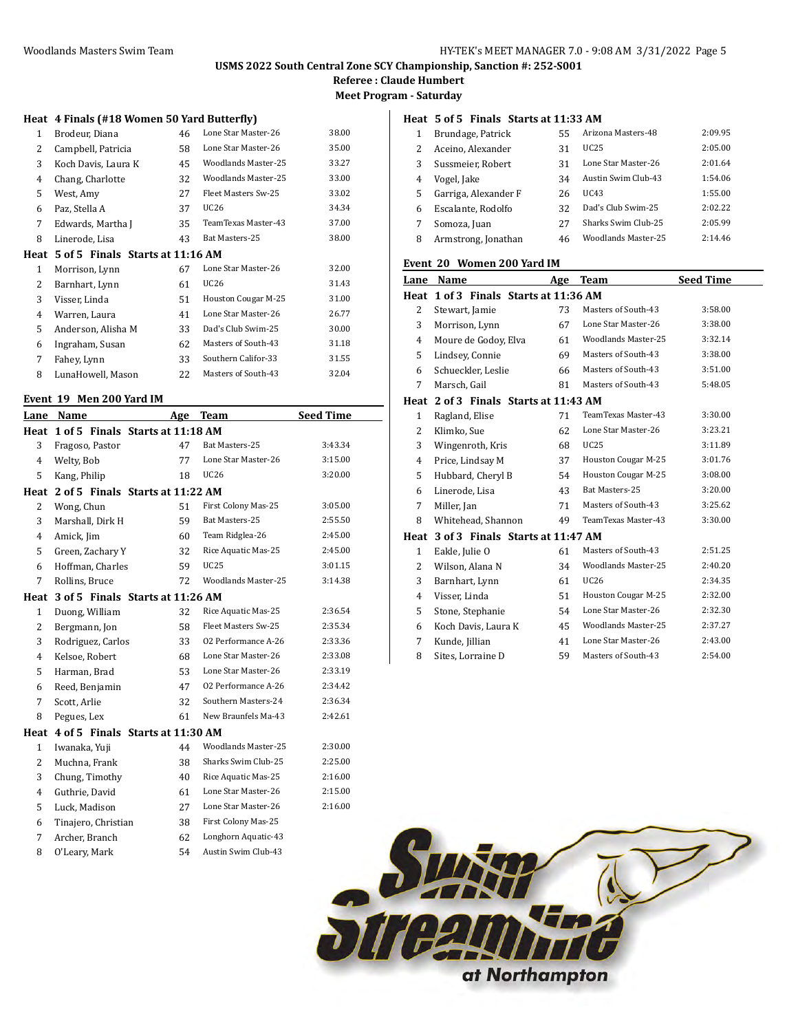USMS 2022 South Central Zone SCY Championship, Sanction #: 252-S001

**Referee : Claude Humbert**

**Meet Program - Saturday**

**Heat 4 Finals (#18 Women 50 Yard Butterfly)**

| | | | | |
|---|---|---|---|---|
| 1 | Brodeur, Diana | 46 | Lone Star Master-26 | 38.00 |
| 2 | Campbell, Patricia | 58 | Lone Star Master-26 | 35.00 |
| 3 | Koch Davis, Laura K | 45 | Woodlands Master-25 | 33.27 |
| 4 | Chang, Charlotte | 32 | Woodlands Master-25 | 33.00 |
| 5 | West, Amy | 27 | Fleet Masters Sw-25 | 33.02 |
| 6 | Paz, Stella A | 37 | UC26 | 34.34 |
| 7 | Edwards, Martha J | 35 | TeamTexas Master-43 | 37.00 |
| 8 | Linerode, Lisa | 43 | Bat Masters-25 | 38.00 |

**Heat 5 of 5 Finals Starts at 11:16 AM**

| | | | | |
|---|---|---|---|---|
| 1 | Morrison, Lynn | 67 | Lone Star Master-26 | 32.00 |
| 2 | Barnhart, Lynn | 61 | UC26 | 31.43 |
| 3 | Visser, Linda | 51 | Houston Cougar M-25 | 31.00 |
| 4 | Warren, Laura | 41 | Lone Star Master-26 | 26.77 |
| 5 | Anderson, Alisha M | 33 | Dad's Club Swim-25 | 30.00 |
| 6 | Ingraham, Susan | 62 | Masters of South-43 | 31.18 |
| 7 | Fahey, Lynn | 33 | Southern Califor-33 | 31.55 |
| 8 | LunaHowell, Mason | 22 | Masters of South-43 | 32.04 |

## Event 19 Men 200 Yard IM

| Lane | Name | Age | Team | Seed Time |
|---|---|---|---|---|
| **Heat 1 of 5 Finals Starts at 11:18 AM** | | | | |
| 3 | Fragoso, Pastor | 47 | Bat Masters-25 | 3:43.34 |
| 4 | Welty, Bob | 77 | Lone Star Master-26 | 3:15.00 |
| 5 | Kang, Philip | 18 | UC26 | 3:20.00 |
| **Heat 2 of 5 Finals Starts at 11:22 AM** | | | | |
| 2 | Wong, Chun | 51 | First Colony Mas-25 | 3:05.00 |
| 3 | Marshall, Dirk H | 59 | Bat Masters-25 | 2:55.50 |
| 4 | Amick, Jim | 60 | Team Ridglea-26 | 2:45.00 |
| 5 | Green, Zachary Y | 32 | Rice Aquatic Mas-25 | 2:45.00 |
| 6 | Hoffman, Charles | 59 | UC25 | 3:01.15 |
| 7 | Rollins, Bruce | 72 | Woodlands Master-25 | 3:14.38 |
| **Heat 3 of 5 Finals Starts at 11:26 AM** | | | | |
| 1 | Duong, William | 32 | Rice Aquatic Mas-25 | 2:36.54 |
| 2 | Bergmann, Jon | 58 | Fleet Masters Sw-25 | 2:35.34 |
| 3 | Rodriguez, Carlos | 33 | O2 Performance A-26 | 2:33.36 |
| 4 | Kelsoe, Robert | 68 | Lone Star Master-26 | 2:33.08 |
| 5 | Harman, Brad | 53 | Lone Star Master-26 | 2:33.19 |
| 6 | Reed, Benjamin | 47 | O2 Performance A-26 | 2:34.42 |
| 7 | Scott, Arlie | 32 | Southern Masters-24 | 2:36.34 |
| 8 | Pegues, Lex | 61 | New Braunfels Ma-43 | 2:42.61 |
| **Heat 4 of 5 Finals Starts at 11:30 AM** | | | | |
| 1 | Iwanaka, Yuji | 44 | Woodlands Master-25 | 2:30.00 |
| 2 | Muchna, Frank | 38 | Sharks Swim Club-25 | 2:25.00 |
| 3 | Chung, Timothy | 40 | Rice Aquatic Mas-25 | 2:16.00 |
| 4 | Guthrie, David | 61 | Lone Star Master-26 | 2:15.00 |
| 5 | Luck, Madison | 27 | Lone Star Master-26 | 2:16.00 |
| 6 | Tinajero, Christian | 38 | First Colony Mas-25 | |
| 7 | Archer, Branch | 62 | Longhorn Aquatic-43 | |
| 8 | O'Leary, Mark | 54 | Austin Swim Club-43 | |
| **Heat 5 of 5 Finals Starts at 11:33 AM** | | | | |
| 1 | Brundage, Patrick | 55 | Arizona Masters-48 | 2:09.95 |
| 2 | Aceino, Alexander | 31 | UC25 | 2:05.00 |
| 3 | Sussmeier, Robert | 31 | Lone Star Master-26 | 2:01.64 |
| 4 | Vogel, Jake | 34 | Austin Swim Club-43 | 1:54.06 |
| 5 | Garriga, Alexander F | 26 | UC43 | 1:55.00 |
| 6 | Escalante, Rodolfo | 32 | Dad's Club Swim-25 | 2:02.22 |
| 7 | Somoza, Juan | 27 | Sharks Swim Club-25 | 2:05.99 |
| 8 | Armstrong, Jonathan | 46 | Woodlands Master-25 | 2:14.46 |

## Event 20 Women 200 Yard IM

| Lane | Name | Age | Team | Seed Time |
|---|---|---|---|---|
| **Heat 1 of 3 Finals Starts at 11:36 AM** | | | | |
| 2 | Stewart, Jamie | 73 | Masters of South-43 | 3:58.00 |
| 3 | Morrison, Lynn | 67 | Lone Star Master-26 | 3:38.00 |
| 4 | Moure de Godoy, Elva | 61 | Woodlands Master-25 | 3:32.14 |
| 5 | Lindsey, Connie | 69 | Masters of South-43 | 3:38.00 |
| 6 | Schueckler, Leslie | 66 | Masters of South-43 | 3:51.00 |
| 7 | Marsch, Gail | 81 | Masters of South-43 | 5:48.05 |
| **Heat 2 of 3 Finals Starts at 11:43 AM** | | | | |
| 1 | Ragland, Elise | 71 | TeamTexas Master-43 | 3:30.00 |
| 2 | Klimko, Sue | 62 | Lone Star Master-26 | 3:23.21 |
| 3 | Wingenroth, Kris | 68 | UC25 | 3:11.89 |
| 4 | Price, Lindsay M | 37 | Houston Cougar M-25 | 3:01.76 |
| 5 | Hubbard, Cheryl B | 54 | Houston Cougar M-25 | 3:08.00 |
| 6 | Linerode, Lisa | 43 | Bat Masters-25 | 3:20.00 |
| 7 | Miller, Jan | 71 | Masters of South-43 | 3:25.62 |
| 8 | Whitehead, Shannon | 49 | TeamTexas Master-43 | 3:30.00 |
| **Heat 3 of 3 Finals Starts at 11:47 AM** | | | | |
| 1 | Eakle, Julie O | 61 | Masters of South-43 | 2:51.25 |
| 2 | Wilson, Alana N | 34 | Woodlands Master-25 | 2:40.20 |
| 3 | Barnhart, Lynn | 61 | UC26 | 2:34.35 |
| 4 | Visser, Linda | 51 | Houston Cougar M-25 | 2:32.00 |
| 5 | Stone, Stephanie | 54 | Lone Star Master-26 | 2:32.30 |
| 6 | Koch Davis, Laura K | 45 | Woodlands Master-25 | 2:37.27 |
| 7 | Kunde, Jillian | 41 | Lone Star Master-26 | 2:43.00 |
| 8 | Sites, Lorraine D | 59 | Masters of South-43 | 2:54.00 |

Swim Streamline at Northampton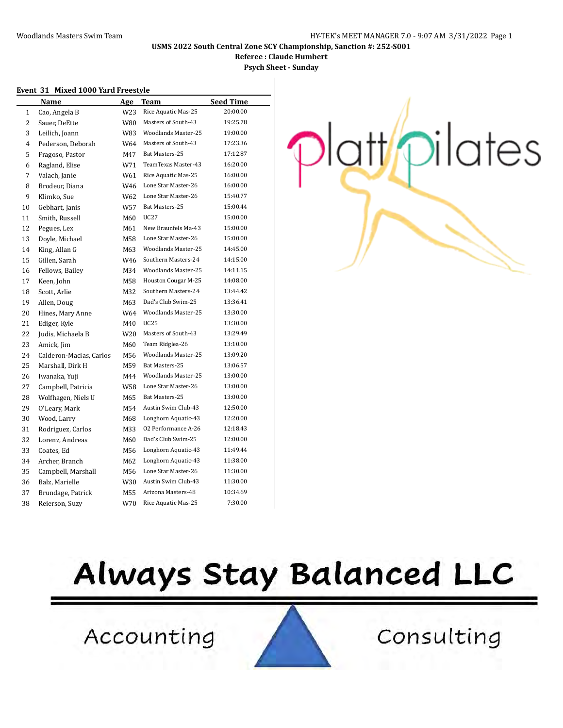USMS 2022 South Central Zone SCY Championship, Sanction #: 252-S001

Referee : Claude Humbert

Psych Sheet - Sunday

**Event 31 Mixed 1000 Yard Freestyle**

| | Name | Age | Team | Seed Time |
|---|---|---|---|---|
| 1 | Cao, Angela B | W23 | Rice Aquatic Mas-25 | 20:00.00 |
| 2 | Sauer, DeEtte | W80 | Masters of South-43 | 19:25.78 |
| 3 | Leilich, Joann | W83 | Woodlands Master-25 | 19:00.00 |
| 4 | Pederson, Deborah | W64 | Masters of South-43 | 17:23.36 |
| 5 | Fragoso, Pastor | M47 | Bat Masters-25 | 17:12.87 |
| 6 | Ragland, Elise | W71 | TeamTexas Master-43 | 16:20.00 |
| 7 | Valach, Janie | W61 | Rice Aquatic Mas-25 | 16:00.00 |
| 8 | Brodeur, Diana | W46 | Lone Star Master-26 | 16:00.00 |
| 9 | Klimko, Sue | W62 | Lone Star Master-26 | 15:40.77 |
| 10 | Gebhart, Janis | W57 | Bat Masters-25 | 15:00.44 |
| 11 | Smith, Russell | M60 | UC27 | 15:00.00 |
| 12 | Pegues, Lex | M61 | New Braunfels Ma-43 | 15:00.00 |
| 13 | Doyle, Michael | M58 | Lone Star Master-26 | 15:00.00 |
| 14 | King, Allan G | M63 | Woodlands Master-25 | 14:45.00 |
| 15 | Gillen, Sarah | W46 | Southern Masters-24 | 14:15.00 |
| 16 | Fellows, Bailey | M34 | Woodlands Master-25 | 14:11.15 |
| 17 | Keen, John | M58 | Houston Cougar M-25 | 14:08.00 |
| 18 | Scott, Arlie | M32 | Southern Masters-24 | 13:44.42 |
| 19 | Allen, Doug | M63 | Dad's Club Swim-25 | 13:36.41 |
| 20 | Hines, Mary Anne | W64 | Woodlands Master-25 | 13:30.00 |
| 21 | Ediger, Kyle | M40 | UC25 | 13:30.00 |
| 22 | Judis, Michaela B | W20 | Masters of South-43 | 13:29.49 |
| 23 | Amick, Jim | M60 | Team Ridglea-26 | 13:10.00 |
| 24 | Calderon-Macias, Carlos | M56 | Woodlands Master-25 | 13:09.20 |
| 25 | Marshall, Dirk H | M59 | Bat Masters-25 | 13:06.57 |
| 26 | Iwanaka, Yuji | M44 | Woodlands Master-25 | 13:00.00 |
| 27 | Campbell, Patricia | W58 | Lone Star Master-26 | 13:00.00 |
| 28 | Wolfhagen, Niels U | M65 | Bat Masters-25 | 13:00.00 |
| 29 | O'Leary, Mark | M54 | Austin Swim Club-43 | 12:50.00 |
| 30 | Wood, Larry | M68 | Longhorn Aquatic-43 | 12:20.00 |
| 31 | Rodriguez, Carlos | M33 | O2 Performance A-26 | 12:18.43 |
| 32 | Lorenz, Andreas | M60 | Dad's Club Swim-25 | 12:00.00 |
| 33 | Coates, Ed | M56 | Longhorn Aquatic-43 | 11:49.44 |
| 34 | Archer, Branch | M62 | Longhorn Aquatic-43 | 11:38.00 |
| 35 | Campbell, Marshall | M56 | Lone Star Master-26 | 11:30.00 |
| 36 | Balz, Marielle | W30 | Austin Swim Club-43 | 11:30.00 |
| 37 | Brundage, Patrick | M55 | Arizona Masters-48 | 10:34.69 |
| 38 | Reierson, Suzy | W70 | Rice Aquatic Mas-25 | 7:30.00 |

platt pilates

Always Stay Balanced LLC

Accounting Consulting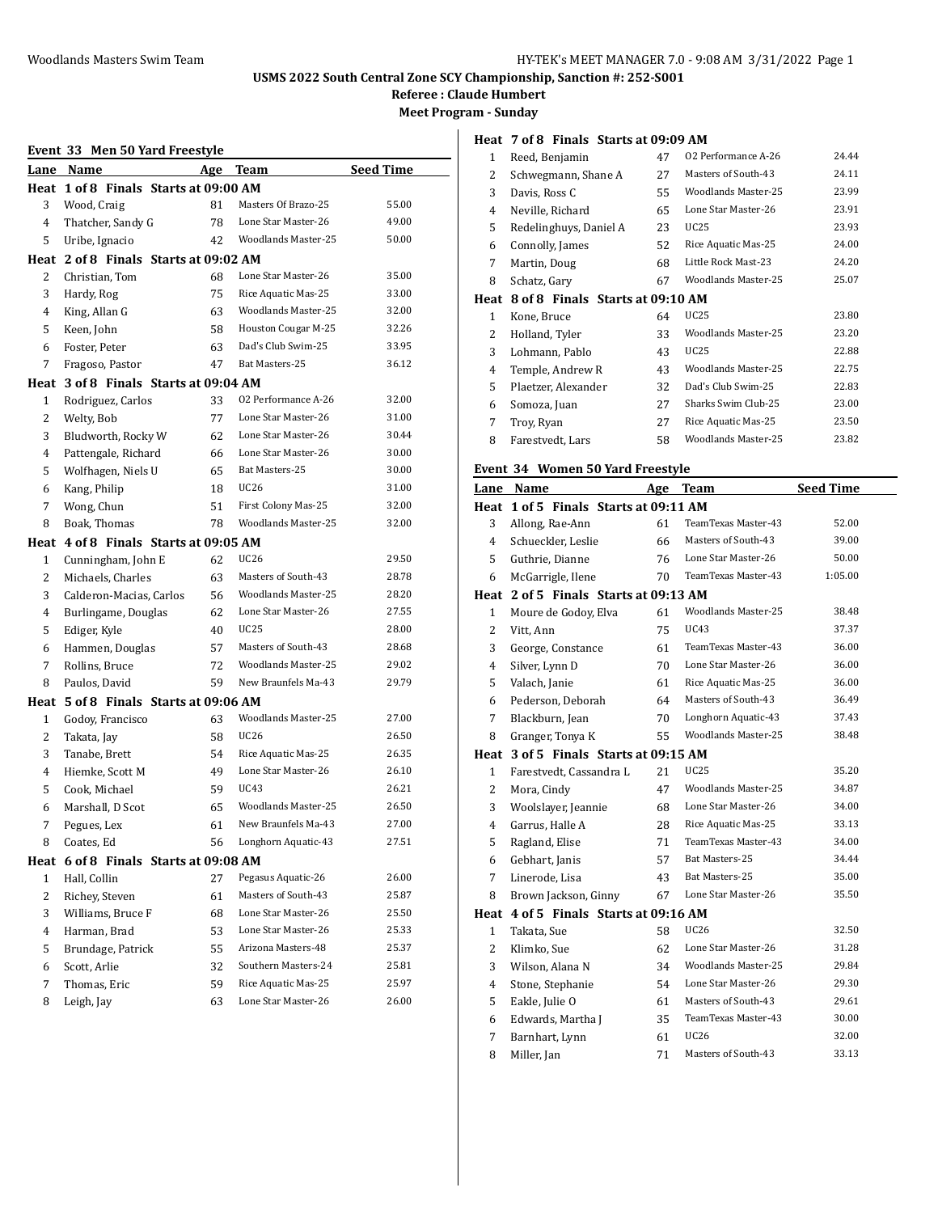**USMS 2022 South Central Zone SCY Championship, Sanction #: 252-S001**

**Referee : Claude Humbert**

**Meet Program - Sunday**

### Event 33 Men 50 Yard Freestyle

| Lane | Name | Age | Team | Seed Time |
|---|---|---|---|---|
| **Heat 1 of 8 Finals Starts at 09:00 AM** | | | | |
| 3 | Wood, Craig | 81 | Masters Of Brazo-25 | 55.00 |
| 4 | Thatcher, Sandy G | 78 | Lone Star Master-26 | 49.00 |
| 5 | Uribe, Ignacio | 42 | Woodlands Master-25 | 50.00 |
| **Heat 2 of 8 Finals Starts at 09:02 AM** | | | | |
| 2 | Christian, Tom | 68 | Lone Star Master-26 | 35.00 |
| 3 | Hardy, Rog | 75 | Rice Aquatic Mas-25 | 33.00 |
| 4 | King, Allan G | 63 | Woodlands Master-25 | 32.00 |
| 5 | Keen, John | 58 | Houston Cougar M-25 | 32.26 |
| 6 | Foster, Peter | 63 | Dad's Club Swim-25 | 33.95 |
| 7 | Fragoso, Pastor | 47 | Bat Masters-25 | 36.12 |
| **Heat 3 of 8 Finals Starts at 09:04 AM** | | | | |
| 1 | Rodriguez, Carlos | 33 | O2 Performance A-26 | 32.00 |
| 2 | Welty, Bob | 77 | Lone Star Master-26 | 31.00 |
| 3 | Bludworth, Rocky W | 62 | Lone Star Master-26 | 30.44 |
| 4 | Pattengale, Richard | 66 | Lone Star Master-26 | 30.00 |
| 5 | Wolfhagen, Niels U | 65 | Bat Masters-25 | 30.00 |
| 6 | Kang, Philip | 18 | UC26 | 31.00 |
| 7 | Wong, Chun | 51 | First Colony Mas-25 | 32.00 |
| 8 | Boak, Thomas | 78 | Woodlands Master-25 | 32.00 |
| **Heat 4 of 8 Finals Starts at 09:05 AM** | | | | |
| 1 | Cunningham, John E | 62 | UC26 | 29.50 |
| 2 | Michaels, Charles | 63 | Masters of South-43 | 28.78 |
| 3 | Calderon-Macias, Carlos | 56 | Woodlands Master-25 | 28.20 |
| 4 | Burlingame, Douglas | 62 | Lone Star Master-26 | 27.55 |
| 5 | Ediger, Kyle | 40 | UC25 | 28.00 |
| 6 | Hammen, Douglas | 57 | Masters of South-43 | 28.68 |
| 7 | Rollins, Bruce | 72 | Woodlands Master-25 | 29.02 |
| 8 | Paulos, David | 59 | New Braunfels Ma-43 | 29.79 |
| **Heat 5 of 8 Finals Starts at 09:06 AM** | | | | |
| 1 | Godoy, Francisco | 63 | Woodlands Master-25 | 27.00 |
| 2 | Takata, Jay | 58 | UC26 | 26.50 |
| 3 | Tanabe, Brett | 54 | Rice Aquatic Mas-25 | 26.35 |
| 4 | Hiemke, Scott M | 49 | Lone Star Master-26 | 26.10 |
| 5 | Cook, Michael | 59 | UC43 | 26.21 |
| 6 | Marshall, D Scot | 65 | Woodlands Master-25 | 26.50 |
| 7 | Pegues, Lex | 61 | New Braunfels Ma-43 | 27.00 |
| 8 | Coates, Ed | 56 | Longhorn Aquatic-43 | 27.51 |
| **Heat 6 of 8 Finals Starts at 09:08 AM** | | | | |
| 1 | Hall, Collin | 27 | Pegasus Aquatic-26 | 26.00 |
| 2 | Richey, Steven | 61 | Masters of South-43 | 25.87 |
| 3 | Williams, Bruce F | 68 | Lone Star Master-26 | 25.50 |
| 4 | Harman, Brad | 53 | Lone Star Master-26 | 25.33 |
| 5 | Brundage, Patrick | 55 | Arizona Masters-48 | 25.37 |
| 6 | Scott, Arlie | 32 | Southern Masters-24 | 25.81 |
| 7 | Thomas, Eric | 59 | Rice Aquatic Mas-25 | 25.97 |
| 8 | Leigh, Jay | 63 | Lone Star Master-26 | 26.00 |
| **Heat 7 of 8 Finals Starts at 09:09 AM** | | | | |
| 1 | Reed, Benjamin | 47 | O2 Performance A-26 | 24.44 |
| 2 | Schwegmann, Shane A | 27 | Masters of South-43 | 24.11 |
| 3 | Davis, Ross C | 55 | Woodlands Master-25 | 23.99 |
| 4 | Neville, Richard | 65 | Lone Star Master-26 | 23.91 |
| 5 | Redelinghuys, Daniel A | 23 | UC25 | 23.93 |
| 6 | Connolly, James | 52 | Rice Aquatic Mas-25 | 24.00 |
| 7 | Martin, Doug | 68 | Little Rock Mast-23 | 24.20 |
| 8 | Schatz, Gary | 67 | Woodlands Master-25 | 25.07 |
| **Heat 8 of 8 Finals Starts at 09:10 AM** | | | | |
| 1 | Kone, Bruce | 64 | UC25 | 23.80 |
| 2 | Holland, Tyler | 33 | Woodlands Master-25 | 23.20 |
| 3 | Lohmann, Pablo | 43 | UC25 | 22.88 |
| 4 | Temple, Andrew R | 43 | Woodlands Master-25 | 22.75 |
| 5 | Plaetzer, Alexander | 32 | Dad's Club Swim-25 | 22.83 |
| 6 | Somoza, Juan | 27 | Sharks Swim Club-25 | 23.00 |
| 7 | Troy, Ryan | 27 | Rice Aquatic Mas-25 | 23.50 |
| 8 | Farestvedt, Lars | 58 | Woodlands Master-25 | 23.82 |

### Event 34 Women 50 Yard Freestyle

| Lane | Name | Age | Team | Seed Time |
|---|---|---|---|---|
| **Heat 1 of 5 Finals Starts at 09:11 AM** | | | | |
| 3 | Allong, Rae-Ann | 61 | TeamTexas Master-43 | 52.00 |
| 4 | Schueckler, Leslie | 66 | Masters of South-43 | 39.00 |
| 5 | Guthrie, Dianne | 76 | Lone Star Master-26 | 50.00 |
| 6 | McGarrigle, Ilene | 70 | TeamTexas Master-43 | 1:05.00 |
| **Heat 2 of 5 Finals Starts at 09:13 AM** | | | | |
| 1 | Moure de Godoy, Elva | 61 | Woodlands Master-25 | 38.48 |
| 2 | Vitt, Ann | 75 | UC43 | 37.37 |
| 3 | George, Constance | 61 | TeamTexas Master-43 | 36.00 |
| 4 | Silver, Lynn D | 70 | Lone Star Master-26 | 36.00 |
| 5 | Valach, Janie | 61 | Rice Aquatic Mas-25 | 36.00 |
| 6 | Pederson, Deborah | 64 | Masters of South-43 | 36.49 |
| 7 | Blackburn, Jean | 70 | Longhorn Aquatic-43 | 37.43 |
| 8 | Granger, Tonya K | 55 | Woodlands Master-25 | 38.48 |
| **Heat 3 of 5 Finals Starts at 09:15 AM** | | | | |
| 1 | Farestvedt, Cassandra L | 21 | UC25 | 35.20 |
| 2 | Mora, Cindy | 47 | Woodlands Master-25 | 34.87 |
| 3 | Woolslayer, Jeannie | 68 | Lone Star Master-26 | 34.00 |
| 4 | Garrus, Halle A | 28 | Rice Aquatic Mas-25 | 33.13 |
| 5 | Ragland, Elise | 71 | TeamTexas Master-43 | 34.00 |
| 6 | Gebhart, Janis | 57 | Bat Masters-25 | 34.44 |
| 7 | Linerode, Lisa | 43 | Bat Masters-25 | 35.00 |
| 8 | Brown Jackson, Ginny | 67 | Lone Star Master-26 | 35.50 |
| **Heat 4 of 5 Finals Starts at 09:16 AM** | | | | |
| 1 | Takata, Sue | 58 | UC26 | 32.50 |
| 2 | Klimko, Sue | 62 | Lone Star Master-26 | 31.28 |
| 3 | Wilson, Alana N | 34 | Woodlands Master-25 | 29.84 |
| 4 | Stone, Stephanie | 54 | Lone Star Master-26 | 29.30 |
| 5 | Eakle, Julie O | 61 | Masters of South-43 | 29.61 |
| 6 | Edwards, Martha J | 35 | TeamTexas Master-43 | 30.00 |
| 7 | Barnhart, Lynn | 61 | UC26 | 32.00 |
| 8 | Miller, Jan | 71 | Masters of South-43 | 33.13 |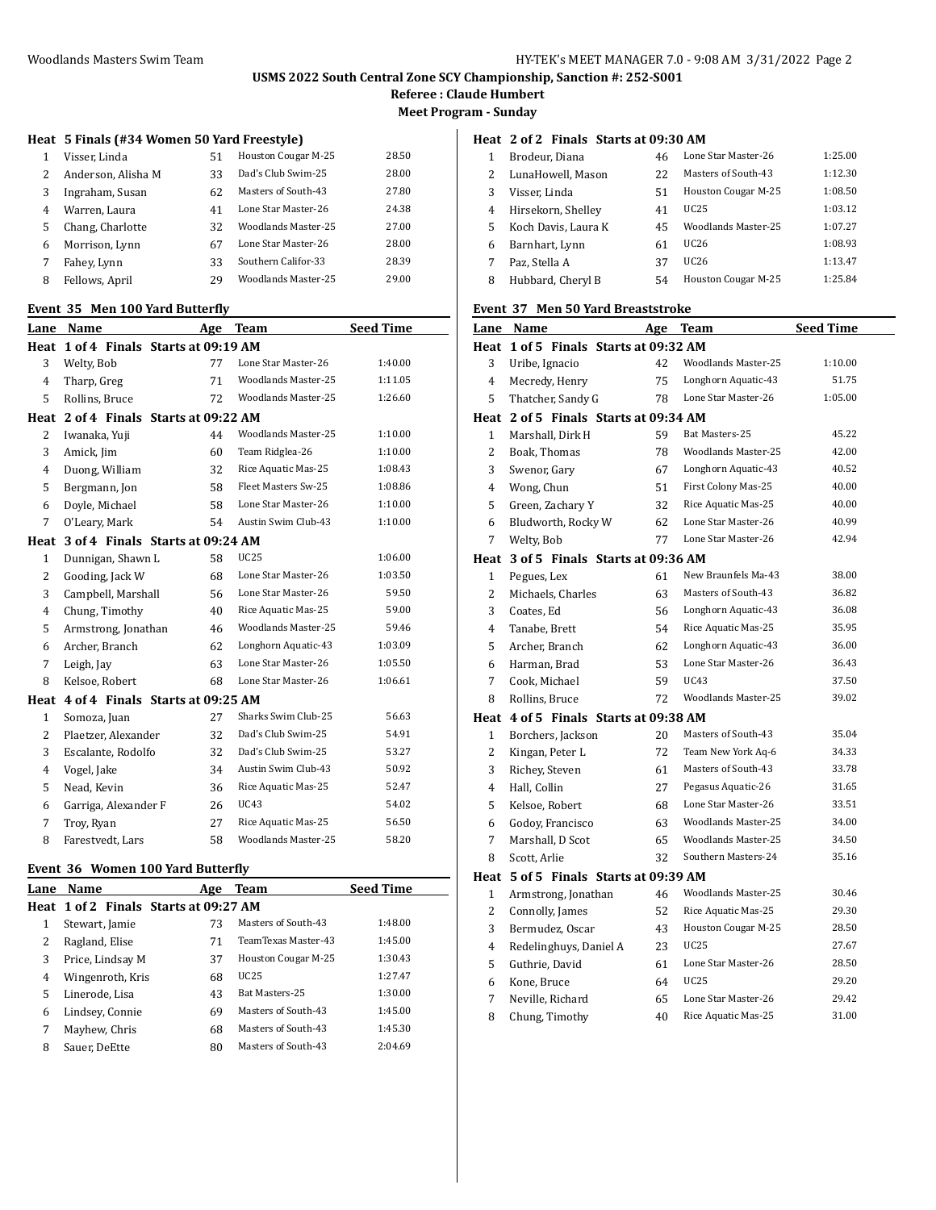**USMS 2022 South Central Zone SCY Championship, Sanction #: 252-S001**

**Referee : Claude Humbert**

**Meet Program - Sunday**

### Heat 5 Finals (#34 Women 50 Yard Freestyle)

| Lane | Name | Age | Team | Seed Time |
|---|---|---|---|---|
| 1 | Visser, Linda | 51 | Houston Cougar M-25 | 28.50 |
| 2 | Anderson, Alisha M | 33 | Dad's Club Swim-25 | 28.00 |
| 3 | Ingraham, Susan | 62 | Masters of South-43 | 27.80 |
| 4 | Warren, Laura | 41 | Lone Star Master-26 | 24.38 |
| 5 | Chang, Charlotte | 32 | Woodlands Master-25 | 27.00 |
| 6 | Morrison, Lynn | 67 | Lone Star Master-26 | 28.00 |
| 7 | Fahey, Lynn | 33 | Southern Califor-33 | 28.39 |
| 8 | Fellows, April | 29 | Woodlands Master-25 | 29.00 |

### Event 35 Men 100 Yard Butterfly

| Lane | Name | Age | Team | Seed Time |
|---|---|---|---|---|
| **Heat 1 of 4 Finals Starts at 09:19 AM** | | | | |
| 3 | Welty, Bob | 77 | Lone Star Master-26 | 1:40.00 |
| 4 | Tharp, Greg | 71 | Woodlands Master-25 | 1:11.05 |
| 5 | Rollins, Bruce | 72 | Woodlands Master-25 | 1:26.60 |
| **Heat 2 of 4 Finals Starts at 09:22 AM** | | | | |
| 2 | Iwanaka, Yuji | 44 | Woodlands Master-25 | 1:10.00 |
| 3 | Amick, Jim | 60 | Team Ridglea-26 | 1:10.00 |
| 4 | Duong, William | 32 | Rice Aquatic Mas-25 | 1:08.43 |
| 5 | Bergmann, Jon | 58 | Fleet Masters Sw-25 | 1:08.86 |
| 6 | Doyle, Michael | 58 | Lone Star Master-26 | 1:10.00 |
| 7 | O'Leary, Mark | 54 | Austin Swim Club-43 | 1:10.00 |
| **Heat 3 of 4 Finals Starts at 09:24 AM** | | | | |
| 1 | Dunnigan, Shawn L | 58 | UC25 | 1:06.00 |
| 2 | Gooding, Jack W | 68 | Lone Star Master-26 | 1:03.50 |
| 3 | Campbell, Marshall | 56 | Lone Star Master-26 | 59.50 |
| 4 | Chung, Timothy | 40 | Rice Aquatic Mas-25 | 59.00 |
| 5 | Armstrong, Jonathan | 46 | Woodlands Master-25 | 59.46 |
| 6 | Archer, Branch | 62 | Longhorn Aquatic-43 | 1:03.09 |
| 7 | Leigh, Jay | 63 | Lone Star Master-26 | 1:05.50 |
| 8 | Kelsoe, Robert | 68 | Lone Star Master-26 | 1:06.61 |
| **Heat 4 of 4 Finals Starts at 09:25 AM** | | | | |
| 1 | Somoza, Juan | 27 | Sharks Swim Club-25 | 56.63 |
| 2 | Plaetzer, Alexander | 32 | Dad's Club Swim-25 | 54.91 |
| 3 | Escalante, Rodolfo | 32 | Dad's Club Swim-25 | 53.27 |
| 4 | Vogel, Jake | 34 | Austin Swim Club-43 | 50.92 |
| 5 | Nead, Kevin | 36 | Rice Aquatic Mas-25 | 52.47 |
| 6 | Garriga, Alexander F | 26 | UC43 | 54.02 |
| 7 | Troy, Ryan | 27 | Rice Aquatic Mas-25 | 56.50 |
| 8 | Farestvedt, Lars | 58 | Woodlands Master-25 | 58.20 |

### Event 36 Women 100 Yard Butterfly

| Lane | Name | Age | Team | Seed Time |
|---|---|---|---|---|
| **Heat 1 of 2 Finals Starts at 09:27 AM** | | | | |
| 1 | Stewart, Jamie | 73 | Masters of South-43 | 1:48.00 |
| 2 | Ragland, Elise | 71 | TeamTexas Master-43 | 1:45.00 |
| 3 | Price, Lindsay M | 37 | Houston Cougar M-25 | 1:30.43 |
| 4 | Wingenroth, Kris | 68 | UC25 | 1:27.47 |
| 5 | Linerode, Lisa | 43 | Bat Masters-25 | 1:30.00 |
| 6 | Lindsey, Connie | 69 | Masters of South-43 | 1:45.00 |
| 7 | Mayhew, Chris | 68 | Masters of South-43 | 1:45.30 |
| 8 | Sauer, DeEtte | 80 | Masters of South-43 | 2:04.69 |
| **Heat 2 of 2 Finals Starts at 09:30 AM** | | | | |
| 1 | Brodeur, Diana | 46 | Lone Star Master-26 | 1:25.00 |
| 2 | LunaHowell, Mason | 22 | Masters of South-43 | 1:12.30 |
| 3 | Visser, Linda | 51 | Houston Cougar M-25 | 1:08.50 |
| 4 | Hirsekorn, Shelley | 41 | UC25 | 1:03.12 |
| 5 | Koch Davis, Laura K | 45 | Woodlands Master-25 | 1:07.27 |
| 6 | Barnhart, Lynn | 61 | UC26 | 1:08.93 |
| 7 | Paz, Stella A | 37 | UC26 | 1:13.47 |
| 8 | Hubbard, Cheryl B | 54 | Houston Cougar M-25 | 1:25.84 |

### Event 37 Men 50 Yard Breaststroke

| Lane | Name | Age | Team | Seed Time |
|---|---|---|---|---|
| **Heat 1 of 5 Finals Starts at 09:32 AM** | | | | |
| 3 | Uribe, Ignacio | 42 | Woodlands Master-25 | 1:10.00 |
| 4 | Mecredy, Henry | 75 | Longhorn Aquatic-43 | 51.75 |
| 5 | Thatcher, Sandy G | 78 | Lone Star Master-26 | 1:05.00 |
| **Heat 2 of 5 Finals Starts at 09:34 AM** | | | | |
| 1 | Marshall, Dirk H | 59 | Bat Masters-25 | 45.22 |
| 2 | Boak, Thomas | 78 | Woodlands Master-25 | 42.00 |
| 3 | Swenor, Gary | 67 | Longhorn Aquatic-43 | 40.52 |
| 4 | Wong, Chun | 51 | First Colony Mas-25 | 40.00 |
| 5 | Green, Zachary Y | 32 | Rice Aquatic Mas-25 | 40.00 |
| 6 | Bludworth, Rocky W | 62 | Lone Star Master-26 | 40.99 |
| 7 | Welty, Bob | 77 | Lone Star Master-26 | 42.94 |
| **Heat 3 of 5 Finals Starts at 09:36 AM** | | | | |
| 1 | Pegues, Lex | 61 | New Braunfels Ma-43 | 38.00 |
| 2 | Michaels, Charles | 63 | Masters of South-43 | 36.82 |
| 3 | Coates, Ed | 56 | Longhorn Aquatic-43 | 36.08 |
| 4 | Tanabe, Brett | 54 | Rice Aquatic Mas-25 | 35.95 |
| 5 | Archer, Branch | 62 | Longhorn Aquatic-43 | 36.00 |
| 6 | Harman, Brad | 53 | Lone Star Master-26 | 36.43 |
| 7 | Cook, Michael | 59 | UC43 | 37.50 |
| 8 | Rollins, Bruce | 72 | Woodlands Master-25 | 39.02 |
| **Heat 4 of 5 Finals Starts at 09:38 AM** | | | | |
| 1 | Borchers, Jackson | 20 | Masters of South-43 | 35.04 |
| 2 | Kingan, Peter L | 72 | Team New York Aq-6 | 34.33 |
| 3 | Richey, Steven | 61 | Masters of South-43 | 33.78 |
| 4 | Hall, Collin | 27 | Pegasus Aquatic-26 | 31.65 |
| 5 | Kelsoe, Robert | 68 | Lone Star Master-26 | 33.51 |
| 6 | Godoy, Francisco | 63 | Woodlands Master-25 | 34.00 |
| 7 | Marshall, D Scot | 65 | Woodlands Master-25 | 34.50 |
| 8 | Scott, Arlie | 32 | Southern Masters-24 | 35.16 |
| **Heat 5 of 5 Finals Starts at 09:39 AM** | | | | |
| 1 | Armstrong, Jonathan | 46 | Woodlands Master-25 | 30.46 |
| 2 | Connolly, James | 52 | Rice Aquatic Mas-25 | 29.30 |
| 3 | Bermudez, Oscar | 43 | Houston Cougar M-25 | 28.50 |
| 4 | Redelinghuys, Daniel A | 23 | UC25 | 27.67 |
| 5 | Guthrie, David | 61 | Lone Star Master-26 | 28.50 |
| 6 | Kone, Bruce | 64 | UC25 | 29.20 |
| 7 | Neville, Richard | 65 | Lone Star Master-26 | 29.42 |
| 8 | Chung, Timothy | 40 | Rice Aquatic Mas-25 | 31.00 |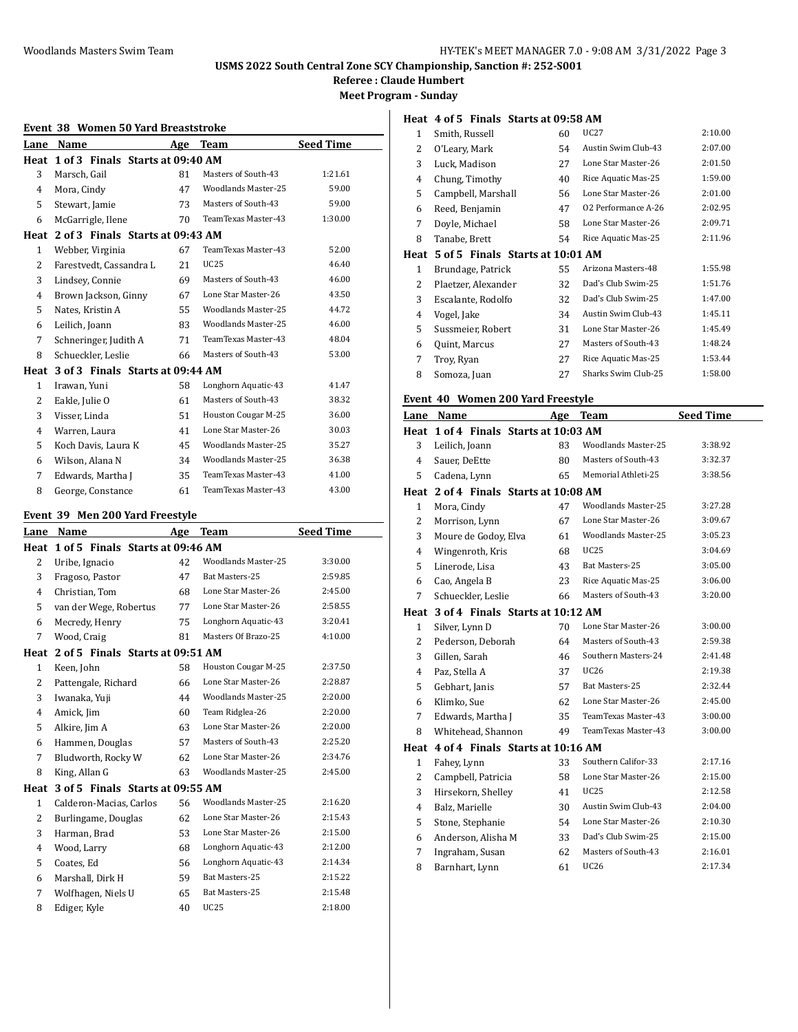## USMS 2022 South Central Zone SCY Championship, Sanction #: 252-S001

**Referee : Claude Humbert**

**Meet Program - Sunday**

### Event 38 Women 50 Yard Breaststroke

| Lane | Name | Age | Team | Seed Time |
|---|---|---|---|---|
| **Heat 1 of 3 Finals Starts at 09:40 AM** | | | | |
| 3 | Marsch, Gail | 81 | Masters of South-43 | 1:21.61 |
| 4 | Mora, Cindy | 47 | Woodlands Master-25 | 59.00 |
| 5 | Stewart, Jamie | 73 | Masters of South-43 | 59.00 |
| 6 | McGarrigle, Ilene | 70 | TeamTexas Master-43 | 1:30.00 |
| **Heat 2 of 3 Finals Starts at 09:43 AM** | | | | |
| 1 | Webber, Virginia | 67 | TeamTexas Master-43 | 52.00 |
| 2 | Farestvedt, Cassandra L | 21 | UC25 | 46.40 |
| 3 | Lindsey, Connie | 69 | Masters of South-43 | 46.00 |
| 4 | Brown Jackson, Ginny | 67 | Lone Star Master-26 | 43.50 |
| 5 | Nates, Kristin A | 55 | Woodlands Master-25 | 44.72 |
| 6 | Leilich, Joann | 83 | Woodlands Master-25 | 46.00 |
| 7 | Schneringer, Judith A | 71 | TeamTexas Master-43 | 48.04 |
| 8 | Schueckler, Leslie | 66 | Masters of South-43 | 53.00 |
| **Heat 3 of 3 Finals Starts at 09:44 AM** | | | | |
| 1 | Irawan, Yuni | 58 | Longhorn Aquatic-43 | 41.47 |
| 2 | Eakle, Julie O | 61 | Masters of South-43 | 38.32 |
| 3 | Visser, Linda | 51 | Houston Cougar M-25 | 36.00 |
| 4 | Warren, Laura | 41 | Lone Star Master-26 | 30.03 |
| 5 | Koch Davis, Laura K | 45 | Woodlands Master-25 | 35.27 |
| 6 | Wilson, Alana N | 34 | Woodlands Master-25 | 36.38 |
| 7 | Edwards, Martha J | 35 | TeamTexas Master-43 | 41.00 |
| 8 | George, Constance | 61 | TeamTexas Master-43 | 43.00 |

### Event 39 Men 200 Yard Freestyle

| Lane | Name | Age | Team | Seed Time |
|---|---|---|---|---|
| **Heat 1 of 5 Finals Starts at 09:46 AM** | | | | |
| 2 | Uribe, Ignacio | 42 | Woodlands Master-25 | 3:30.00 |
| 3 | Fragoso, Pastor | 47 | Bat Masters-25 | 2:59.85 |
| 4 | Christian, Tom | 68 | Lone Star Master-26 | 2:45.00 |
| 5 | van der Wege, Robertus | 77 | Lone Star Master-26 | 2:58.55 |
| 6 | Mecredy, Henry | 75 | Longhorn Aquatic-43 | 3:20.41 |
| 7 | Wood, Craig | 81 | Masters Of Brazo-25 | 4:10.00 |
| **Heat 2 of 5 Finals Starts at 09:51 AM** | | | | |
| 1 | Keen, John | 58 | Houston Cougar M-25 | 2:37.50 |
| 2 | Pattengale, Richard | 66 | Lone Star Master-26 | 2:28.87 |
| 3 | Iwanaka, Yuji | 44 | Woodlands Master-25 | 2:20.00 |
| 4 | Amick, Jim | 60 | Team Ridglea-26 | 2:20.00 |
| 5 | Alkire, Jim A | 63 | Lone Star Master-26 | 2:20.00 |
| 6 | Hammen, Douglas | 57 | Masters of South-43 | 2:25.20 |
| 7 | Bludworth, Rocky W | 62 | Lone Star Master-26 | 2:34.76 |
| 8 | King, Allan G | 63 | Woodlands Master-25 | 2:45.00 |
| **Heat 3 of 5 Finals Starts at 09:55 AM** | | | | |
| 1 | Calderon-Macias, Carlos | 56 | Woodlands Master-25 | 2:16.20 |
| 2 | Burlingame, Douglas | 62 | Lone Star Master-26 | 2:15.43 |
| 3 | Harman, Brad | 53 | Lone Star Master-26 | 2:15.00 |
| 4 | Wood, Larry | 68 | Longhorn Aquatic-43 | 2:12.00 |
| 5 | Coates, Ed | 56 | Longhorn Aquatic-43 | 2:14.34 |
| 6 | Marshall, Dirk H | 59 | Bat Masters-25 | 2:15.22 |
| 7 | Wolfhagen, Niels U | 65 | Bat Masters-25 | 2:15.48 |
| 8 | Ediger, Kyle | 40 | UC25 | 2:18.00 |
| **Heat 4 of 5 Finals Starts at 09:58 AM** | | | | |
| 1 | Smith, Russell | 60 | UC27 | 2:10.00 |
| 2 | O'Leary, Mark | 54 | Austin Swim Club-43 | 2:07.00 |
| 3 | Luck, Madison | 27 | Lone Star Master-26 | 2:01.50 |
| 4 | Chung, Timothy | 40 | Rice Aquatic Mas-25 | 1:59.00 |
| 5 | Campbell, Marshall | 56 | Lone Star Master-26 | 2:01.00 |
| 6 | Reed, Benjamin | 47 | O2 Performance A-26 | 2:02.95 |
| 7 | Doyle, Michael | 58 | Lone Star Master-26 | 2:09.71 |
| 8 | Tanabe, Brett | 54 | Rice Aquatic Mas-25 | 2:11.96 |
| **Heat 5 of 5 Finals Starts at 10:01 AM** | | | | |
| 1 | Brundage, Patrick | 55 | Arizona Masters-48 | 1:55.98 |
| 2 | Plaetzer, Alexander | 32 | Dad's Club Swim-25 | 1:51.76 |
| 3 | Escalante, Rodolfo | 32 | Dad's Club Swim-25 | 1:47.00 |
| 4 | Vogel, Jake | 34 | Austin Swim Club-43 | 1:45.11 |
| 5 | Sussmeier, Robert | 31 | Lone Star Master-26 | 1:45.49 |
| 6 | Quint, Marcus | 27 | Masters of South-43 | 1:48.24 |
| 7 | Troy, Ryan | 27 | Rice Aquatic Mas-25 | 1:53.44 |
| 8 | Somoza, Juan | 27 | Sharks Swim Club-25 | 1:58.00 |

### Event 40 Women 200 Yard Freestyle

| Lane | Name | Age | Team | Seed Time |
|---|---|---|---|---|
| **Heat 1 of 4 Finals Starts at 10:03 AM** | | | | |
| 3 | Leilich, Joann | 83 | Woodlands Master-25 | 3:38.92 |
| 4 | Sauer, DeEtte | 80 | Masters of South-43 | 3:32.37 |
| 5 | Cadena, Lynn | 65 | Memorial Athleti-25 | 3:38.56 |
| **Heat 2 of 4 Finals Starts at 10:08 AM** | | | | |
| 1 | Mora, Cindy | 47 | Woodlands Master-25 | 3:27.28 |
| 2 | Morrison, Lynn | 67 | Lone Star Master-26 | 3:09.67 |
| 3 | Moure de Godoy, Elva | 61 | Woodlands Master-25 | 3:05.23 |
| 4 | Wingenroth, Kris | 68 | UC25 | 3:04.69 |
| 5 | Linerode, Lisa | 43 | Bat Masters-25 | 3:05.00 |
| 6 | Cao, Angela B | 23 | Rice Aquatic Mas-25 | 3:06.00 |
| 7 | Schueckler, Leslie | 66 | Masters of South-43 | 3:20.00 |
| **Heat 3 of 4 Finals Starts at 10:12 AM** | | | | |
| 1 | Silver, Lynn D | 70 | Lone Star Master-26 | 3:00.00 |
| 2 | Pederson, Deborah | 64 | Masters of South-43 | 2:59.38 |
| 3 | Gillen, Sarah | 46 | Southern Masters-24 | 2:41.48 |
| 4 | Paz, Stella A | 37 | UC26 | 2:19.38 |
| 5 | Gebhart, Janis | 57 | Bat Masters-25 | 2:32.44 |
| 6 | Klimko, Sue | 62 | Lone Star Master-26 | 2:45.00 |
| 7 | Edwards, Martha J | 35 | TeamTexas Master-43 | 3:00.00 |
| 8 | Whitehead, Shannon | 49 | TeamTexas Master-43 | 3:00.00 |
| **Heat 4 of 4 Finals Starts at 10:16 AM** | | | | |
| 1 | Fahey, Lynn | 33 | Southern Califor-33 | 2:17.16 |
| 2 | Campbell, Patricia | 58 | Lone Star Master-26 | 2:15.00 |
| 3 | Hirsekorn, Shelley | 41 | UC25 | 2:12.58 |
| 4 | Balz, Marielle | 30 | Austin Swim Club-43 | 2:04.00 |
| 5 | Stone, Stephanie | 54 | Lone Star Master-26 | 2:10.30 |
| 6 | Anderson, Alisha M | 33 | Dad's Club Swim-25 | 2:15.00 |
| 7 | Ingraham, Susan | 62 | Masters of South-43 | 2:16.01 |
| 8 | Barnhart, Lynn | 61 | UC26 | 2:17.34 |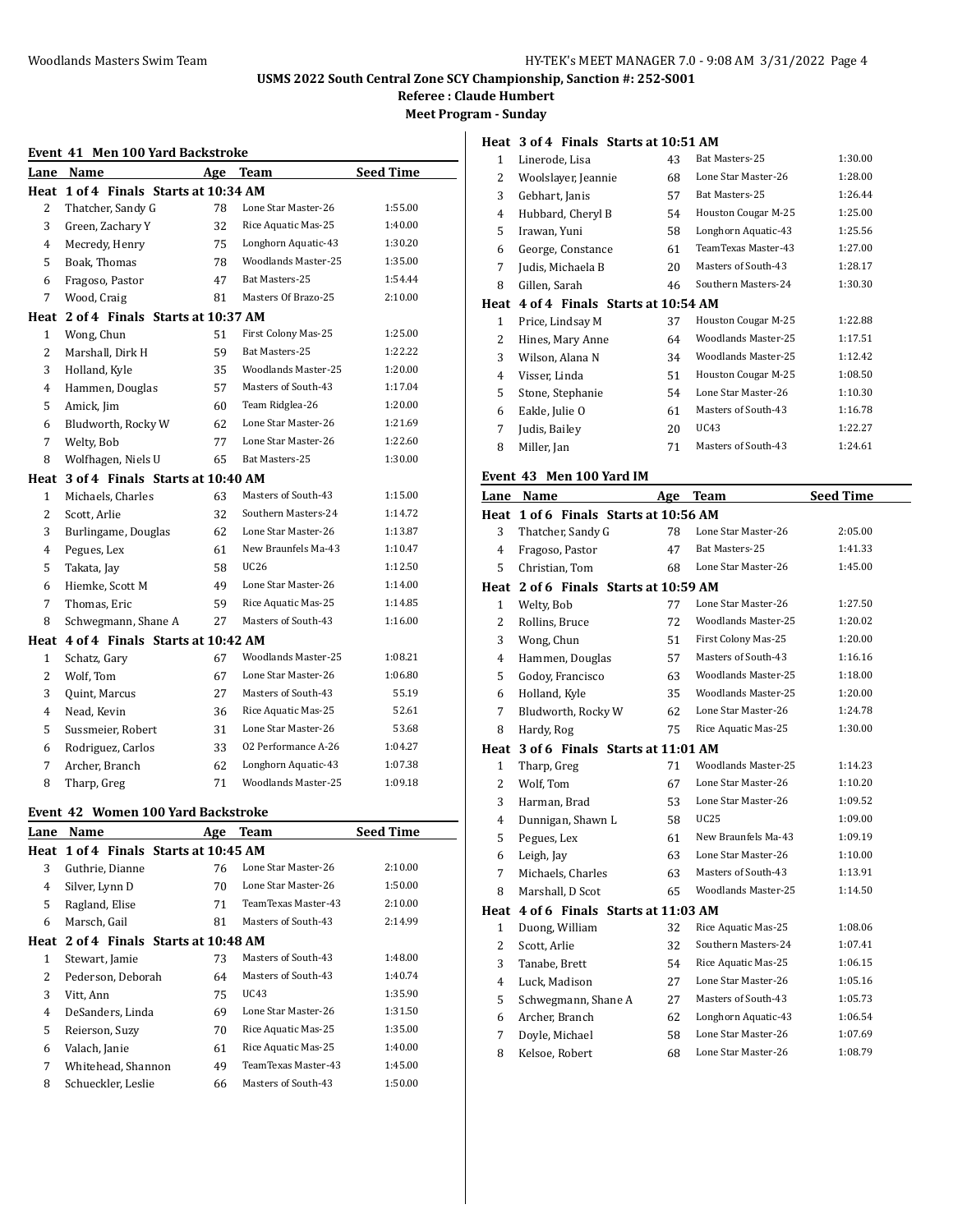**USMS 2022 South Central Zone SCY Championship, Sanction #: 252-S001**

**Referee : Claude Humbert**

**Meet Program - Sunday**

### Event 41 Men 100 Yard Backstroke

| Lane | Name | Age | Team | Seed Time |
|---|---|---|---|---|
| **Heat 1 of 4 Finals Starts at 10:34 AM** | | | | |
| 2 | Thatcher, Sandy G | 78 | Lone Star Master-26 | 1:55.00 |
| 3 | Green, Zachary Y | 32 | Rice Aquatic Mas-25 | 1:40.00 |
| 4 | Mecredy, Henry | 75 | Longhorn Aquatic-43 | 1:30.20 |
| 5 | Boak, Thomas | 78 | Woodlands Master-25 | 1:35.00 |
| 6 | Fragoso, Pastor | 47 | Bat Masters-25 | 1:54.44 |
| 7 | Wood, Craig | 81 | Masters Of Brazo-25 | 2:10.00 |
| **Heat 2 of 4 Finals Starts at 10:37 AM** | | | | |
| 1 | Wong, Chun | 51 | First Colony Mas-25 | 1:25.00 |
| 2 | Marshall, Dirk H | 59 | Bat Masters-25 | 1:22.22 |
| 3 | Holland, Kyle | 35 | Woodlands Master-25 | 1:20.00 |
| 4 | Hammen, Douglas | 57 | Masters of South-43 | 1:17.04 |
| 5 | Amick, Jim | 60 | Team Ridglea-26 | 1:20.00 |
| 6 | Bludworth, Rocky W | 62 | Lone Star Master-26 | 1:21.69 |
| 7 | Welty, Bob | 77 | Lone Star Master-26 | 1:22.60 |
| 8 | Wolfhagen, Niels U | 65 | Bat Masters-25 | 1:30.00 |
| **Heat 3 of 4 Finals Starts at 10:40 AM** | | | | |
| 1 | Michaels, Charles | 63 | Masters of South-43 | 1:15.00 |
| 2 | Scott, Arlie | 32 | Southern Masters-24 | 1:14.72 |
| 3 | Burlingame, Douglas | 62 | Lone Star Master-26 | 1:13.87 |
| 4 | Pegues, Lex | 61 | New Braunfels Ma-43 | 1:10.47 |
| 5 | Takata, Jay | 58 | UC26 | 1:12.50 |
| 6 | Hiemke, Scott M | 49 | Lone Star Master-26 | 1:14.00 |
| 7 | Thomas, Eric | 59 | Rice Aquatic Mas-25 | 1:14.85 |
| 8 | Schwegmann, Shane A | 27 | Masters of South-43 | 1:16.00 |
| **Heat 4 of 4 Finals Starts at 10:42 AM** | | | | |
| 1 | Schatz, Gary | 67 | Woodlands Master-25 | 1:08.21 |
| 2 | Wolf, Tom | 67 | Lone Star Master-26 | 1:06.80 |
| 3 | Quint, Marcus | 27 | Masters of South-43 | 55.19 |
| 4 | Nead, Kevin | 36 | Rice Aquatic Mas-25 | 52.61 |
| 5 | Sussmeier, Robert | 31 | Lone Star Master-26 | 53.68 |
| 6 | Rodriguez, Carlos | 33 | O2 Performance A-26 | 1:04.27 |
| 7 | Archer, Branch | 62 | Longhorn Aquatic-43 | 1:07.38 |
| 8 | Tharp, Greg | 71 | Woodlands Master-25 | 1:09.18 |

### Event 42 Women 100 Yard Backstroke

| Lane | Name | Age | Team | Seed Time |
|---|---|---|---|---|
| **Heat 1 of 4 Finals Starts at 10:45 AM** | | | | |
| 3 | Guthrie, Dianne | 76 | Lone Star Master-26 | 2:10.00 |
| 4 | Silver, Lynn D | 70 | Lone Star Master-26 | 1:50.00 |
| 5 | Ragland, Elise | 71 | TeamTexas Master-43 | 2:10.00 |
| 6 | Marsch, Gail | 81 | Masters of South-43 | 2:14.99 |
| **Heat 2 of 4 Finals Starts at 10:48 AM** | | | | |
| 1 | Stewart, Jamie | 73 | Masters of South-43 | 1:48.00 |
| 2 | Pederson, Deborah | 64 | Masters of South-43 | 1:40.74 |
| 3 | Vitt, Ann | 75 | UC43 | 1:35.90 |
| 4 | DeSanders, Linda | 69 | Lone Star Master-26 | 1:31.50 |
| 5 | Reierson, Suzy | 70 | Rice Aquatic Mas-25 | 1:35.00 |
| 6 | Valach, Janie | 61 | Rice Aquatic Mas-25 | 1:40.00 |
| 7 | Whitehead, Shannon | 49 | TeamTexas Master-43 | 1:45.00 |
| 8 | Schueckler, Leslie | 66 | Masters of South-43 | 1:50.00 |
| **Heat 3 of 4 Finals Starts at 10:51 AM** | | | | |
| 1 | Linerode, Lisa | 43 | Bat Masters-25 | 1:30.00 |
| 2 | Woolslayer, Jeannie | 68 | Lone Star Master-26 | 1:28.00 |
| 3 | Gebhart, Janis | 57 | Bat Masters-25 | 1:26.44 |
| 4 | Hubbard, Cheryl B | 54 | Houston Cougar M-25 | 1:25.00 |
| 5 | Irawan, Yuni | 58 | Longhorn Aquatic-43 | 1:25.56 |
| 6 | George, Constance | 61 | TeamTexas Master-43 | 1:27.00 |
| 7 | Judis, Michaela B | 20 | Masters of South-43 | 1:28.17 |
| 8 | Gillen, Sarah | 46 | Southern Masters-24 | 1:30.30 |
| **Heat 4 of 4 Finals Starts at 10:54 AM** | | | | |
| 1 | Price, Lindsay M | 37 | Houston Cougar M-25 | 1:22.88 |
| 2 | Hines, Mary Anne | 64 | Woodlands Master-25 | 1:17.51 |
| 3 | Wilson, Alana N | 34 | Woodlands Master-25 | 1:12.42 |
| 4 | Visser, Linda | 51 | Houston Cougar M-25 | 1:08.50 |
| 5 | Stone, Stephanie | 54 | Lone Star Master-26 | 1:10.30 |
| 6 | Eakle, Julie O | 61 | Masters of South-43 | 1:16.78 |
| 7 | Judis, Bailey | 20 | UC43 | 1:22.27 |
| 8 | Miller, Jan | 71 | Masters of South-43 | 1:24.61 |

### Event 43 Men 100 Yard IM

| Lane | Name | Age | Team | Seed Time |
|---|---|---|---|---|
| **Heat 1 of 6 Finals Starts at 10:56 AM** | | | | |
| 3 | Thatcher, Sandy G | 78 | Lone Star Master-26 | 2:05.00 |
| 4 | Fragoso, Pastor | 47 | Bat Masters-25 | 1:41.33 |
| 5 | Christian, Tom | 68 | Lone Star Master-26 | 1:45.00 |
| **Heat 2 of 6 Finals Starts at 10:59 AM** | | | | |
| 1 | Welty, Bob | 77 | Lone Star Master-26 | 1:27.50 |
| 2 | Rollins, Bruce | 72 | Woodlands Master-25 | 1:20.02 |
| 3 | Wong, Chun | 51 | First Colony Mas-25 | 1:20.00 |
| 4 | Hammen, Douglas | 57 | Masters of South-43 | 1:16.16 |
| 5 | Godoy, Francisco | 63 | Woodlands Master-25 | 1:18.00 |
| 6 | Holland, Kyle | 35 | Woodlands Master-25 | 1:20.00 |
| 7 | Bludworth, Rocky W | 62 | Lone Star Master-26 | 1:24.78 |
| 8 | Hardy, Rog | 75 | Rice Aquatic Mas-25 | 1:30.00 |
| **Heat 3 of 6 Finals Starts at 11:01 AM** | | | | |
| 1 | Tharp, Greg | 71 | Woodlands Master-25 | 1:14.23 |
| 2 | Wolf, Tom | 67 | Lone Star Master-26 | 1:10.20 |
| 3 | Harman, Brad | 53 | Lone Star Master-26 | 1:09.52 |
| 4 | Dunnigan, Shawn L | 58 | UC25 | 1:09.00 |
| 5 | Pegues, Lex | 61 | New Braunfels Ma-43 | 1:09.19 |
| 6 | Leigh, Jay | 63 | Lone Star Master-26 | 1:10.00 |
| 7 | Michaels, Charles | 63 | Masters of South-43 | 1:13.91 |
| 8 | Marshall, D Scot | 65 | Woodlands Master-25 | 1:14.50 |
| **Heat 4 of 6 Finals Starts at 11:03 AM** | | | | |
| 1 | Duong, William | 32 | Rice Aquatic Mas-25 | 1:08.06 |
| 2 | Scott, Arlie | 32 | Southern Masters-24 | 1:07.41 |
| 3 | Tanabe, Brett | 54 | Rice Aquatic Mas-25 | 1:06.15 |
| 4 | Luck, Madison | 27 | Lone Star Master-26 | 1:05.16 |
| 5 | Schwegmann, Shane A | 27 | Masters of South-43 | 1:05.73 |
| 6 | Archer, Branch | 62 | Longhorn Aquatic-43 | 1:06.54 |
| 7 | Doyle, Michael | 58 | Lone Star Master-26 | 1:07.69 |
| 8 | Kelsoe, Robert | 68 | Lone Star Master-26 | 1:08.79 |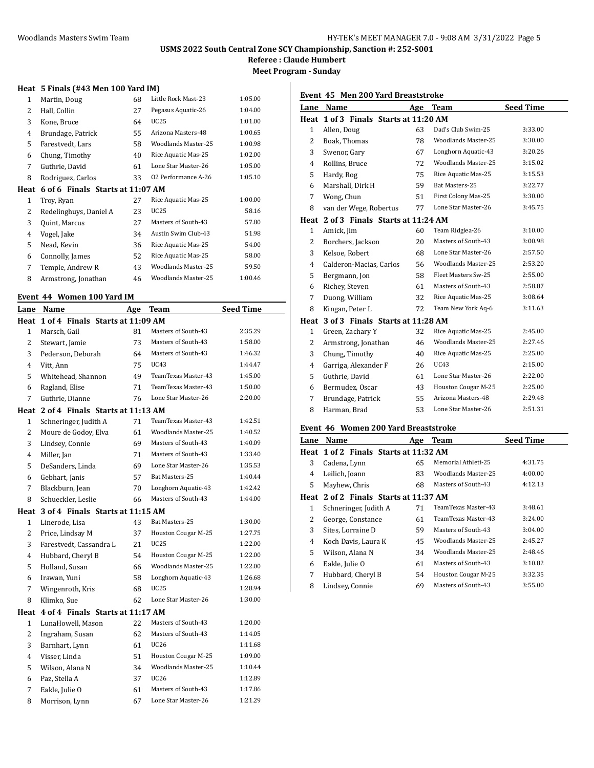USMS 2022 South Central Zone SCY Championship, Sanction #: 252-S001

Referee : Claude Humbert

Meet Program - Sunday

**Heat 5 Finals (#43 Men 100 Yard IM)**

| Lane | Name | Age | Team | Seed Time |
|---|---|---|---|---|
| 1 | Martin, Doug | 68 | Little Rock Mast-23 | 1:05.00 |
| 2 | Hall, Collin | 27 | Pegasus Aquatic-26 | 1:04.00 |
| 3 | Kone, Bruce | 64 | UC25 | 1:01.00 |
| 4 | Brundage, Patrick | 55 | Arizona Masters-48 | 1:00.65 |
| 5 | Farestvedt, Lars | 58 | Woodlands Master-25 | 1:00.98 |
| 6 | Chung, Timothy | 40 | Rice Aquatic Mas-25 | 1:02.00 |
| 7 | Guthrie, David | 61 | Lone Star Master-26 | 1:05.00 |
| 8 | Rodriguez, Carlos | 33 | O2 Performance A-26 | 1:05.10 |

**Heat 6 of 6 Finals Starts at 11:07 AM**

| Lane | Name | Age | Team | Seed Time |
|---|---|---|---|---|
| 1 | Troy, Ryan | 27 | Rice Aquatic Mas-25 | 1:00.00 |
| 2 | Redelinghuys, Daniel A | 23 | UC25 | 58.16 |
| 3 | Quint, Marcus | 27 | Masters of South-43 | 57.80 |
| 4 | Vogel, Jake | 34 | Austin Swim Club-43 | 51.98 |
| 5 | Nead, Kevin | 36 | Rice Aquatic Mas-25 | 54.00 |
| 6 | Connolly, James | 52 | Rice Aquatic Mas-25 | 58.00 |
| 7 | Temple, Andrew R | 43 | Woodlands Master-25 | 59.50 |
| 8 | Armstrong, Jonathan | 46 | Woodlands Master-25 | 1:00.46 |

## Event 44 Women 100 Yard IM

| Lane | Name | Age | Team | Seed Time |
|---|---|---|---|---|
| **Heat 1 of 4 Finals Starts at 11:09 AM** | | | | |
| 1 | Marsch, Gail | 81 | Masters of South-43 | 2:35.29 |
| 2 | Stewart, Jamie | 73 | Masters of South-43 | 1:58.00 |
| 3 | Pederson, Deborah | 64 | Masters of South-43 | 1:46.32 |
| 4 | Vitt, Ann | 75 | UC43 | 1:44.47 |
| 5 | Whitehead, Shannon | 49 | TeamTexas Master-43 | 1:45.00 |
| 6 | Ragland, Elise | 71 | TeamTexas Master-43 | 1:50.00 |
| 7 | Guthrie, Dianne | 76 | Lone Star Master-26 | 2:20.00 |
| **Heat 2 of 4 Finals Starts at 11:13 AM** | | | | |
| 1 | Schneringer, Judith A | 71 | TeamTexas Master-43 | 1:42.51 |
| 2 | Moure de Godoy, Elva | 61 | Woodlands Master-25 | 1:40.52 |
| 3 | Lindsey, Connie | 69 | Masters of South-43 | 1:40.09 |
| 4 | Miller, Jan | 71 | Masters of South-43 | 1:33.40 |
| 5 | DeSanders, Linda | 69 | Lone Star Master-26 | 1:35.53 |
| 6 | Gebhart, Janis | 57 | Bat Masters-25 | 1:40.44 |
| 7 | Blackburn, Jean | 70 | Longhorn Aquatic-43 | 1:42.42 |
| 8 | Schueckler, Leslie | 66 | Masters of South-43 | 1:44.00 |
| **Heat 3 of 4 Finals Starts at 11:15 AM** | | | | |
| 1 | Linerode, Lisa | 43 | Bat Masters-25 | 1:30.00 |
| 2 | Price, Lindsay M | 37 | Houston Cougar M-25 | 1:27.75 |
| 3 | Farestvedt, Cassandra L | 21 | UC25 | 1:22.00 |
| 4 | Hubbard, Cheryl B | 54 | Houston Cougar M-25 | 1:22.00 |
| 5 | Holland, Susan | 66 | Woodlands Master-25 | 1:22.00 |
| 6 | Irawan, Yuni | 58 | Longhorn Aquatic-43 | 1:26.68 |
| 7 | Wingenroth, Kris | 68 | UC25 | 1:28.94 |
| 8 | Klimko, Sue | 62 | Lone Star Master-26 | 1:30.00 |
| **Heat 4 of 4 Finals Starts at 11:17 AM** | | | | |
| 1 | LunaHowell, Mason | 22 | Masters of South-43 | 1:20.00 |
| 2 | Ingraham, Susan | 62 | Masters of South-43 | 1:14.05 |
| 3 | Barnhart, Lynn | 61 | UC26 | 1:11.68 |
| 4 | Visser, Linda | 51 | Houston Cougar M-25 | 1:09.00 |
| 5 | Wilson, Alana N | 34 | Woodlands Master-25 | 1:10.44 |
| 6 | Paz, Stella A | 37 | UC26 | 1:12.89 |
| 7 | Eakle, Julie O | 61 | Masters of South-43 | 1:17.86 |
| 8 | Morrison, Lynn | 67 | Lone Star Master-26 | 1:21.29 |

## Event 45 Men 200 Yard Breaststroke

| Lane | Name | Age | Team | Seed Time |
|---|---|---|---|---|
| **Heat 1 of 3 Finals Starts at 11:20 AM** | | | | |
| 1 | Allen, Doug | 63 | Dad's Club Swim-25 | 3:33.00 |
| 2 | Boak, Thomas | 78 | Woodlands Master-25 | 3:30.00 |
| 3 | Swenor, Gary | 67 | Longhorn Aquatic-43 | 3:20.26 |
| 4 | Rollins, Bruce | 72 | Woodlands Master-25 | 3:15.02 |
| 5 | Hardy, Rog | 75 | Rice Aquatic Mas-25 | 3:15.53 |
| 6 | Marshall, Dirk H | 59 | Bat Masters-25 | 3:22.77 |
| 7 | Wong, Chun | 51 | First Colony Mas-25 | 3:30.00 |
| 8 | van der Wege, Robertus | 77 | Lone Star Master-26 | 3:45.75 |
| **Heat 2 of 3 Finals Starts at 11:24 AM** | | | | |
| 1 | Amick, Jim | 60 | Team Ridglea-26 | 3:10.00 |
| 2 | Borchers, Jackson | 20 | Masters of South-43 | 3:00.98 |
| 3 | Kelsoe, Robert | 68 | Lone Star Master-26 | 2:57.50 |
| 4 | Calderon-Macias, Carlos | 56 | Woodlands Master-25 | 2:53.20 |
| 5 | Bergmann, Jon | 58 | Fleet Masters Sw-25 | 2:55.00 |
| 6 | Richey, Steven | 61 | Masters of South-43 | 2:58.87 |
| 7 | Duong, William | 32 | Rice Aquatic Mas-25 | 3:08.64 |
| 8 | Kingan, Peter L | 72 | Team New York Aq-6 | 3:11.63 |
| **Heat 3 of 3 Finals Starts at 11:28 AM** | | | | |
| 1 | Green, Zachary Y | 32 | Rice Aquatic Mas-25 | 2:45.00 |
| 2 | Armstrong, Jonathan | 46 | Woodlands Master-25 | 2:27.46 |
| 3 | Chung, Timothy | 40 | Rice Aquatic Mas-25 | 2:25.00 |
| 4 | Garriga, Alexander F | 26 | UC43 | 2:15.00 |
| 5 | Guthrie, David | 61 | Lone Star Master-26 | 2:22.00 |
| 6 | Bermudez, Oscar | 43 | Houston Cougar M-25 | 2:25.00 |
| 7 | Brundage, Patrick | 55 | Arizona Masters-48 | 2:29.48 |
| 8 | Harman, Brad | 53 | Lone Star Master-26 | 2:51.31 |

## Event 46 Women 200 Yard Breaststroke

| Lane | Name | Age | Team | Seed Time |
|---|---|---|---|---|
| **Heat 1 of 2 Finals Starts at 11:32 AM** | | | | |
| 3 | Cadena, Lynn | 65 | Memorial Athleti-25 | 4:31.75 |
| 4 | Leilich, Joann | 83 | Woodlands Master-25 | 4:00.00 |
| 5 | Mayhew, Chris | 68 | Masters of South-43 | 4:12.13 |
| **Heat 2 of 2 Finals Starts at 11:37 AM** | | | | |
| 1 | Schneringer, Judith A | 71 | TeamTexas Master-43 | 3:48.61 |
| 2 | George, Constance | 61 | TeamTexas Master-43 | 3:24.00 |
| 3 | Sites, Lorraine D | 59 | Masters of South-43 | 3:04.00 |
| 4 | Koch Davis, Laura K | 45 | Woodlands Master-25 | 2:45.27 |
| 5 | Wilson, Alana N | 34 | Woodlands Master-25 | 2:48.46 |
| 6 | Eakle, Julie O | 61 | Masters of South-43 | 3:10.82 |
| 7 | Hubbard, Cheryl B | 54 | Houston Cougar M-25 | 3:32.35 |
| 8 | Lindsey, Connie | 69 | Masters of South-43 | 3:55.00 |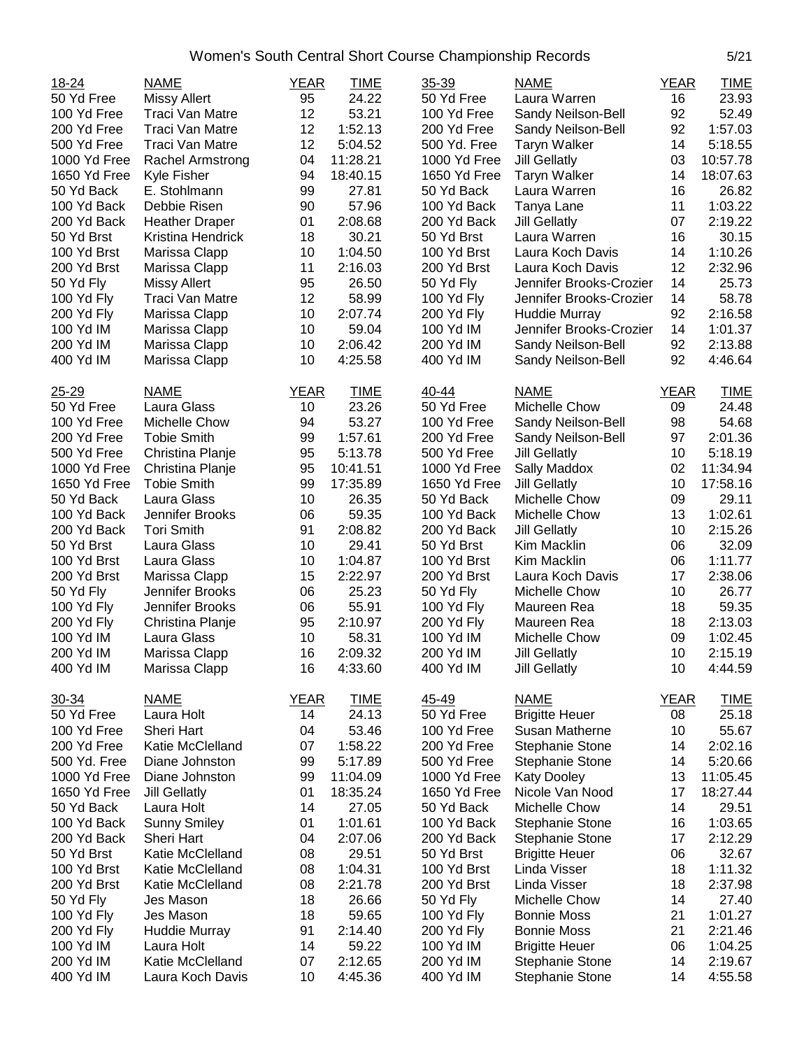# Women's South Central Short Course Championship Records

5/21

| 18-24 | NAME | YEAR | TIME |
|---|---|---|---|
| 50 Yd Free | Missy Allert | 95 | 24.22 |
| 100 Yd Free | Traci Van Matre | 12 | 53.21 |
| 200 Yd Free | Traci Van Matre | 12 | 1:52.13 |
| 500 Yd Free | Traci Van Matre | 12 | 5:04.52 |
| 1000 Yd Free | Rachel Armstrong | 04 | 11:28.21 |
| 1650 Yd Free | Kyle Fisher | 94 | 18:40.15 |
| 50 Yd Back | E. Stohlmann | 99 | 27.81 |
| 100 Yd Back | Debbie Risen | 90 | 57.96 |
| 200 Yd Back | Heather Draper | 01 | 2:08.68 |
| 50 Yd Brst | Kristina Hendrick | 18 | 30.21 |
| 100 Yd Brst | Marissa Clapp | 10 | 1:04.50 |
| 200 Yd Brst | Marissa Clapp | 11 | 2:16.03 |
| 50 Yd Fly | Missy Allert | 95 | 26.50 |
| 100 Yd Fly | Traci Van Matre | 12 | 58.99 |
| 200 Yd Fly | Marissa Clapp | 10 | 2:07.74 |
| 100 Yd IM | Marissa Clapp | 10 | 59.04 |
| 200 Yd IM | Marissa Clapp | 10 | 2:06.42 |
| 400 Yd IM | Marissa Clapp | 10 | 4:25.58 |

| 25-29 | NAME | YEAR | TIME |
|---|---|---|---|
| 50 Yd Free | Laura Glass | 10 | 23.26 |
| 100 Yd Free | Michelle Chow | 94 | 53.27 |
| 200 Yd Free | Tobie Smith | 99 | 1:57.61 |
| 500 Yd Free | Christina Planje | 95 | 5:13.78 |
| 1000 Yd Free | Christina Planje | 95 | 10:41.51 |
| 1650 Yd Free | Tobie Smith | 99 | 17:35.89 |
| 50 Yd Back | Laura Glass | 10 | 26.35 |
| 100 Yd Back | Jennifer Brooks | 06 | 59.35 |
| 200 Yd Back | Tori Smith | 91 | 2:08.82 |
| 50 Yd Brst | Laura Glass | 10 | 29.41 |
| 100 Yd Brst | Laura Glass | 10 | 1:04.87 |
| 200 Yd Brst | Marissa Clapp | 15 | 2:22.97 |
| 50 Yd Fly | Jennifer Brooks | 06 | 25.23 |
| 100 Yd Fly | Jennifer Brooks | 06 | 55.91 |
| 200 Yd Fly | Christina Planje | 95 | 2:10.97 |
| 100 Yd IM | Laura Glass | 10 | 58.31 |
| 200 Yd IM | Marissa Clapp | 16 | 2:09.32 |
| 400 Yd IM | Marissa Clapp | 16 | 4:33.60 |

| 30-34 | NAME | YEAR | TIME |
|---|---|---|---|
| 50 Yd Free | Laura Holt | 14 | 24.13 |
| 100 Yd Free | Sheri Hart | 04 | 53.46 |
| 200 Yd Free | Katie McClelland | 07 | 1:58.22 |
| 500 Yd. Free | Diane Johnston | 99 | 5:17.89 |
| 1000 Yd Free | Diane Johnston | 99 | 11:04.09 |
| 1650 Yd Free | Jill Gellatly | 01 | 18:35.24 |
| 50 Yd Back | Laura Holt | 14 | 27.05 |
| 100 Yd Back | Sunny Smiley | 01 | 1:01.61 |
| 200 Yd Back | Sheri Hart | 04 | 2:07.06 |
| 50 Yd Brst | Katie McClelland | 08 | 29.51 |
| 100 Yd Brst | Katie McClelland | 08 | 1:04.31 |
| 200 Yd Brst | Katie McClelland | 08 | 2:21.78 |
| 50 Yd Fly | Jes Mason | 18 | 26.66 |
| 100 Yd Fly | Jes Mason | 18 | 59.65 |
| 200 Yd Fly | Huddie Murray | 91 | 2:14.40 |
| 100 Yd IM | Laura Holt | 14 | 59.22 |
| 200 Yd IM | Katie McClelland | 07 | 2:12.65 |
| 400 Yd IM | Laura Koch Davis | 10 | 4:45.36 |

| 35-39 | NAME | YEAR | TIME |
|---|---|---|---|
| 50 Yd Free | Laura Warren | 16 | 23.93 |
| 100 Yd Free | Sandy Neilson-Bell | 92 | 52.49 |
| 200 Yd Free | Sandy Neilson-Bell | 92 | 1:57.03 |
| 500 Yd. Free | Taryn Walker | 14 | 5:18.55 |
| 1000 Yd Free | Jill Gellatly | 03 | 10:57.78 |
| 1650 Yd Free | Taryn Walker | 14 | 18:07.63 |
| 50 Yd Back | Laura Warren | 16 | 26.82 |
| 100 Yd Back | Tanya Lane | 11 | 1:03.22 |
| 200 Yd Back | Jill Gellatly | 07 | 2:19.22 |
| 50 Yd Brst | Laura Warren | 16 | 30.15 |
| 100 Yd Brst | Laura Koch Davis | 14 | 1:10.26 |
| 200 Yd Brst | Laura Koch Davis | 12 | 2:32.96 |
| 50 Yd Fly | Jennifer Brooks-Crozier | 14 | 25.73 |
| 100 Yd Fly | Jennifer Brooks-Crozier | 14 | 58.78 |
| 200 Yd Fly | Huddie Murray | 92 | 2:16.58 |
| 100 Yd IM | Jennifer Brooks-Crozier | 14 | 1:01.37 |
| 200 Yd IM | Sandy Neilson-Bell | 92 | 2:13.88 |
| 400 Yd IM | Sandy Neilson-Bell | 92 | 4:46.64 |

| 40-44 | NAME | YEAR | TIME |
|---|---|---|---|
| 50 Yd Free | Michelle Chow | 09 | 24.48 |
| 100 Yd Free | Sandy Neilson-Bell | 98 | 54.68 |
| 200 Yd Free | Sandy Neilson-Bell | 97 | 2:01.36 |
| 500 Yd Free | Jill Gellatly | 10 | 5:18.19 |
| 1000 Yd Free | Sally Maddox | 02 | 11:34.94 |
| 1650 Yd Free | Jill Gellatly | 10 | 17:58.16 |
| 50 Yd Back | Michelle Chow | 09 | 29.11 |
| 100 Yd Back | Michelle Chow | 13 | 1:02.61 |
| 200 Yd Back | Jill Gellatly | 10 | 2:15.26 |
| 50 Yd Brst | Kim Macklin | 06 | 32.09 |
| 100 Yd Brst | Kim Macklin | 06 | 1:11.77 |
| 200 Yd Brst | Laura Koch Davis | 17 | 2:38.06 |
| 50 Yd Fly | Michelle Chow | 10 | 26.77 |
| 100 Yd Fly | Maureen Rea | 18 | 59.35 |
| 200 Yd Fly | Maureen Rea | 18 | 2:13.03 |
| 100 Yd IM | Michelle Chow | 09 | 1:02.45 |
| 200 Yd IM | Jill Gellatly | 10 | 2:15.19 |
| 400 Yd IM | Jill Gellatly | 10 | 4:44.59 |

| 45-49 | NAME | YEAR | TIME |
|---|---|---|---|
| 50 Yd Free | Brigitte Heuer | 08 | 25.18 |
| 100 Yd Free | Susan Matherne | 10 | 55.67 |
| 200 Yd Free | Stephanie Stone | 14 | 2:02.16 |
| 500 Yd Free | Stephanie Stone | 14 | 5:20.66 |
| 1000 Yd Free | Katy Dooley | 13 | 11:05.45 |
| 1650 Yd Free | Nicole Van Nood | 17 | 18:27.44 |
| 50 Yd Back | Michelle Chow | 14 | 29.51 |
| 100 Yd Back | Stephanie Stone | 16 | 1:03.65 |
| 200 Yd Back | Stephanie Stone | 17 | 2:12.29 |
| 50 Yd Brst | Brigitte Heuer | 06 | 32.67 |
| 100 Yd Brst | Linda Visser | 18 | 1:11.32 |
| 200 Yd Brst | Linda Visser | 18 | 2:37.98 |
| 50 Yd Fly | Michelle Chow | 14 | 27.40 |
| 100 Yd Fly | Bonnie Moss | 21 | 1:01.27 |
| 200 Yd Fly | Bonnie Moss | 21 | 2:21.46 |
| 100 Yd IM | Brigitte Heuer | 06 | 1:04.25 |
| 200 Yd IM | Stephanie Stone | 14 | 2:19.67 |
| 400 Yd IM | Stephanie Stone | 14 | 4:55.58 |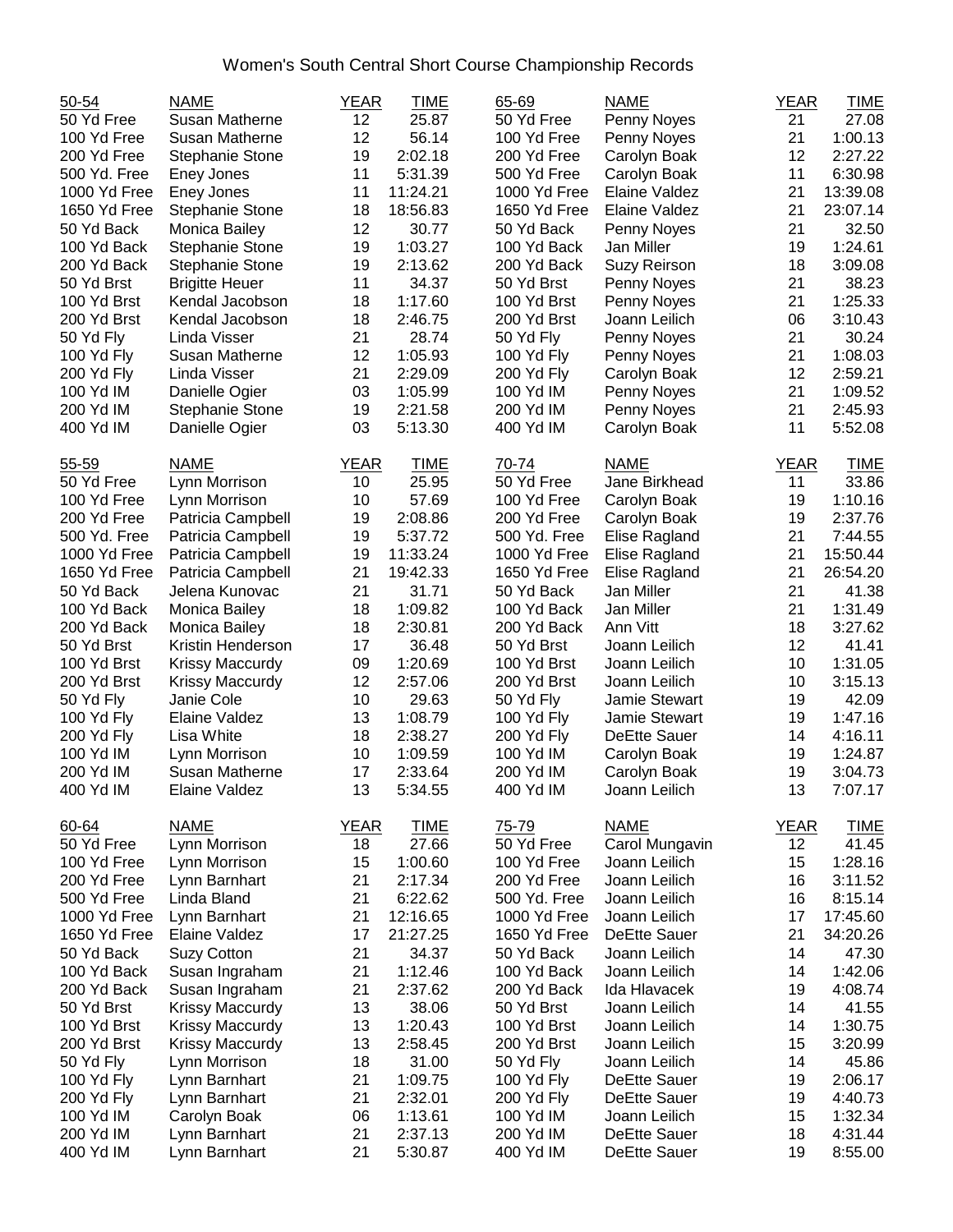# Women's South Central Short Course Championship Records

| 50-54 | NAME | YEAR | TIME |
|---|---|---|---|
| 50 Yd Free | Susan Matherne | 12 | 25.87 |
| 100 Yd Free | Susan Matherne | 12 | 56.14 |
| 200 Yd Free | Stephanie Stone | 19 | 2:02.18 |
| 500 Yd. Free | Eney Jones | 11 | 5:31.39 |
| 1000 Yd Free | Eney Jones | 11 | 11:24.21 |
| 1650 Yd Free | Stephanie Stone | 18 | 18:56.83 |
| 50 Yd Back | Monica Bailey | 12 | 30.77 |
| 100 Yd Back | Stephanie Stone | 19 | 1:03.27 |
| 200 Yd Back | Stephanie Stone | 19 | 2:13.62 |
| 50 Yd Brst | Brigitte Heuer | 11 | 34.37 |
| 100 Yd Brst | Kendal Jacobson | 18 | 1:17.60 |
| 200 Yd Brst | Kendal Jacobson | 18 | 2:46.75 |
| 50 Yd Fly | Linda Visser | 21 | 28.74 |
| 100 Yd Fly | Susan Matherne | 12 | 1:05.93 |
| 200 Yd Fly | Linda Visser | 21 | 2:29.09 |
| 100 Yd IM | Danielle Ogier | 03 | 1:05.99 |
| 200 Yd IM | Stephanie Stone | 19 | 2:21.58 |
| 400 Yd IM | Danielle Ogier | 03 | 5:13.30 |

| 55-59 | NAME | YEAR | TIME |
|---|---|---|---|
| 50 Yd Free | Lynn Morrison | 10 | 25.95 |
| 100 Yd Free | Lynn Morrison | 10 | 57.69 |
| 200 Yd Free | Patricia Campbell | 19 | 2:08.86 |
| 500 Yd. Free | Patricia Campbell | 19 | 5:37.72 |
| 1000 Yd Free | Patricia Campbell | 19 | 11:33.24 |
| 1650 Yd Free | Patricia Campbell | 21 | 19:42.33 |
| 50 Yd Back | Jelena Kunovac | 21 | 31.71 |
| 100 Yd Back | Monica Bailey | 18 | 1:09.82 |
| 200 Yd Back | Monica Bailey | 18 | 2:30.81 |
| 50 Yd Brst | Kristin Henderson | 17 | 36.48 |
| 100 Yd Brst | Krissy Maccurdy | 09 | 1:20.69 |
| 200 Yd Brst | Krissy Maccurdy | 12 | 2:57.06 |
| 50 Yd Fly | Janie Cole | 10 | 29.63 |
| 100 Yd Fly | Elaine Valdez | 13 | 1:08.79 |
| 200 Yd Fly | Lisa White | 18 | 2:38.27 |
| 100 Yd IM | Lynn Morrison | 10 | 1:09.59 |
| 200 Yd IM | Susan Matherne | 17 | 2:33.64 |
| 400 Yd IM | Elaine Valdez | 13 | 5:34.55 |

| 60-64 | NAME | YEAR | TIME |
|---|---|---|---|
| 50 Yd Free | Lynn Morrison | 18 | 27.66 |
| 100 Yd Free | Lynn Morrison | 15 | 1:00.60 |
| 200 Yd Free | Lynn Barnhart | 21 | 2:17.34 |
| 500 Yd Free | Linda Bland | 21 | 6:22.62 |
| 1000 Yd Free | Lynn Barnhart | 21 | 12:16.65 |
| 1650 Yd Free | Elaine Valdez | 17 | 21:27.25 |
| 50 Yd Back | Suzy Cotton | 21 | 34.37 |
| 100 Yd Back | Susan Ingraham | 21 | 1:12.46 |
| 200 Yd Back | Susan Ingraham | 21 | 2:37.62 |
| 50 Yd Brst | Krissy Maccurdy | 13 | 38.06 |
| 100 Yd Brst | Krissy Maccurdy | 13 | 1:20.43 |
| 200 Yd Brst | Krissy Maccurdy | 13 | 2:58.45 |
| 50 Yd Fly | Lynn Morrison | 18 | 31.00 |
| 100 Yd Fly | Lynn Barnhart | 21 | 1:09.75 |
| 200 Yd Fly | Lynn Barnhart | 21 | 2:32.01 |
| 100 Yd IM | Carolyn Boak | 06 | 1:13.61 |
| 200 Yd IM | Lynn Barnhart | 21 | 2:37.13 |
| 400 Yd IM | Lynn Barnhart | 21 | 5:30.87 |

| 65-69 | NAME | YEAR | TIME |
|---|---|---|---|
| 50 Yd Free | Penny Noyes | 21 | 27.08 |
| 100 Yd Free | Penny Noyes | 21 | 1:00.13 |
| 200 Yd Free | Carolyn Boak | 12 | 2:27.22 |
| 500 Yd Free | Carolyn Boak | 11 | 6:30.98 |
| 1000 Yd Free | Elaine Valdez | 21 | 13:39.08 |
| 1650 Yd Free | Elaine Valdez | 21 | 23:07.14 |
| 50 Yd Back | Penny Noyes | 21 | 32.50 |
| 100 Yd Back | Jan Miller | 19 | 1:24.61 |
| 200 Yd Back | Suzy Reirson | 18 | 3:09.08 |
| 50 Yd Brst | Penny Noyes | 21 | 38.23 |
| 100 Yd Brst | Penny Noyes | 21 | 1:25.33 |
| 200 Yd Brst | Joann Leilich | 06 | 3:10.43 |
| 50 Yd Fly | Penny Noyes | 21 | 30.24 |
| 100 Yd Fly | Penny Noyes | 21 | 1:08.03 |
| 200 Yd Fly | Carolyn Boak | 12 | 2:59.21 |
| 100 Yd IM | Penny Noyes | 21 | 1:09.52 |
| 200 Yd IM | Penny Noyes | 21 | 2:45.93 |
| 400 Yd IM | Carolyn Boak | 11 | 5:52.08 |

| 70-74 | NAME | YEAR | TIME |
|---|---|---|---|
| 50 Yd Free | Jane Birkhead | 11 | 33.86 |
| 100 Yd Free | Carolyn Boak | 19 | 1:10.16 |
| 200 Yd Free | Carolyn Boak | 19 | 2:37.76 |
| 500 Yd. Free | Elise Ragland | 21 | 7:44.55 |
| 1000 Yd Free | Elise Ragland | 21 | 15:50.44 |
| 1650 Yd Free | Elise Ragland | 21 | 26:54.20 |
| 50 Yd Back | Jan Miller | 21 | 41.38 |
| 100 Yd Back | Jan Miller | 21 | 1:31.49 |
| 200 Yd Back | Ann Vitt | 18 | 3:27.62 |
| 50 Yd Brst | Joann Leilich | 12 | 41.41 |
| 100 Yd Brst | Joann Leilich | 10 | 1:31.05 |
| 200 Yd Brst | Joann Leilich | 10 | 3:15.13 |
| 50 Yd Fly | Jamie Stewart | 19 | 42.09 |
| 100 Yd Fly | Jamie Stewart | 19 | 1:47.16 |
| 200 Yd Fly | DeEtte Sauer | 14 | 4:16.11 |
| 100 Yd IM | Carolyn Boak | 19 | 1:24.87 |
| 200 Yd IM | Carolyn Boak | 19 | 3:04.73 |
| 400 Yd IM | Joann Leilich | 13 | 7:07.17 |

| 75-79 | NAME | YEAR | TIME |
|---|---|---|---|
| 50 Yd Free | Carol Mungavin | 12 | 41.45 |
| 100 Yd Free | Joann Leilich | 15 | 1:28.16 |
| 200 Yd Free | Joann Leilich | 16 | 3:11.52 |
| 500 Yd. Free | Joann Leilich | 16 | 8:15.14 |
| 1000 Yd Free | Joann Leilich | 17 | 17:45.60 |
| 1650 Yd Free | DeEtte Sauer | 21 | 34:20.26 |
| 50 Yd Back | Joann Leilich | 14 | 47.30 |
| 100 Yd Back | Joann Leilich | 14 | 1:42.06 |
| 200 Yd Back | Ida Hlavacek | 19 | 4:08.74 |
| 50 Yd Brst | Joann Leilich | 14 | 41.55 |
| 100 Yd Brst | Joann Leilich | 14 | 1:30.75 |
| 200 Yd Brst | Joann Leilich | 15 | 3:20.99 |
| 50 Yd Fly | Joann Leilich | 14 | 45.86 |
| 100 Yd Fly | DeEtte Sauer | 19 | 2:06.17 |
| 200 Yd Fly | DeEtte Sauer | 19 | 4:40.73 |
| 100 Yd IM | Joann Leilich | 15 | 1:32.34 |
| 200 Yd IM | DeEtte Sauer | 18 | 4:31.44 |
| 400 Yd IM | DeEtte Sauer | 19 | 8:55.00 |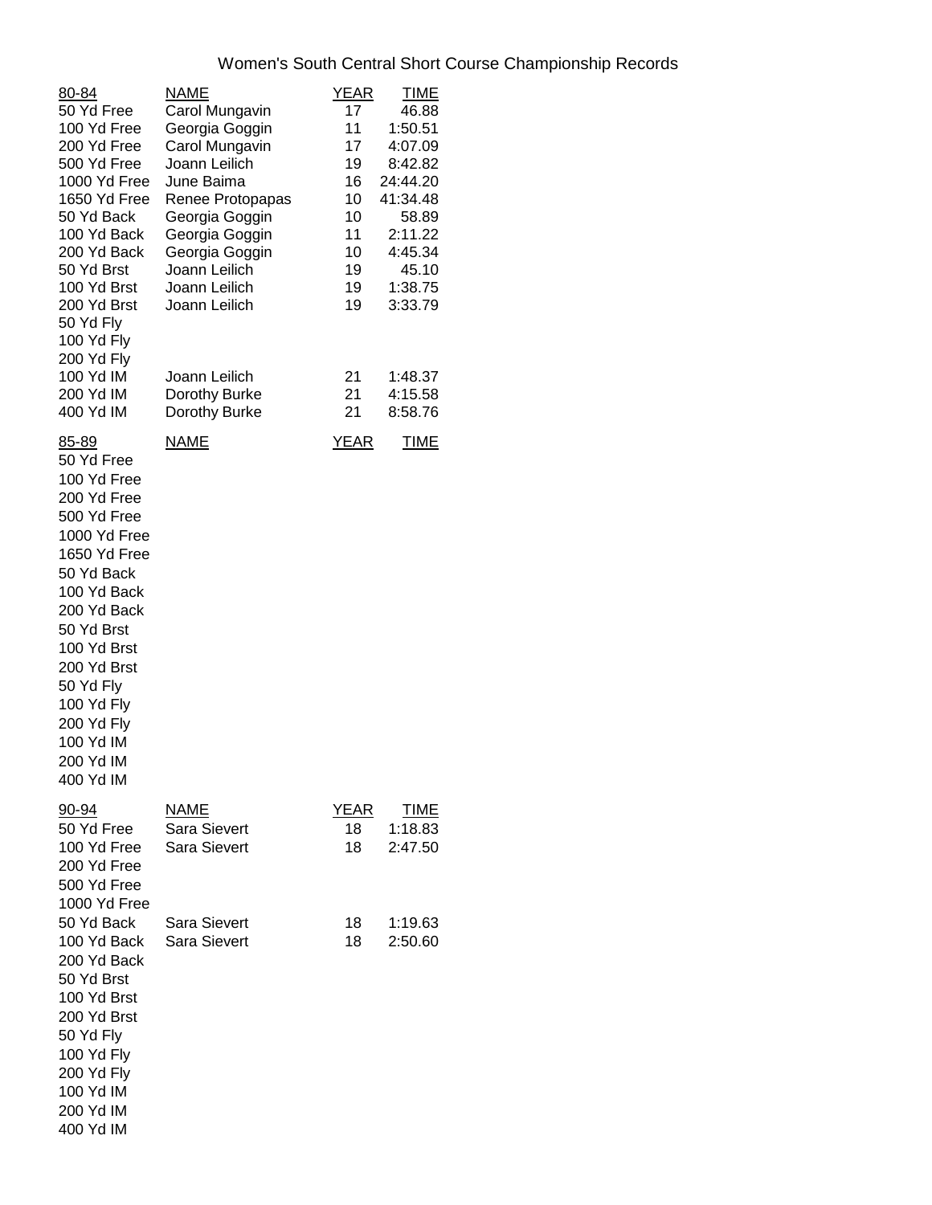# Women's South Central Short Course Championship Records

| 80-84 | NAME | YEAR | TIME |
|---|---|---|---|
| 50 Yd Free | Carol Mungavin | 17 | 46.88 |
| 100 Yd Free | Georgia Goggin | 11 | 1:50.51 |
| 200 Yd Free | Carol Mungavin | 17 | 4:07.09 |
| 500 Yd Free | Joann Leilich | 19 | 8:42.82 |
| 1000 Yd Free | June Baima | 16 | 24:44.20 |
| 1650 Yd Free | Renee Protopapas | 10 | 41:34.48 |
| 50 Yd Back | Georgia Goggin | 10 | 58.89 |
| 100 Yd Back | Georgia Goggin | 11 | 2:11.22 |
| 200 Yd Back | Georgia Goggin | 10 | 4:45.34 |
| 50 Yd Brst | Joann Leilich | 19 | 45.10 |
| 100 Yd Brst | Joann Leilich | 19 | 1:38.75 |
| 200 Yd Brst | Joann Leilich | 19 | 3:33.79 |
| 50 Yd Fly | | | |
| 100 Yd Fly | | | |
| 200 Yd Fly | | | |
| 100 Yd IM | Joann Leilich | 21 | 1:48.37 |
| 200 Yd IM | Dorothy Burke | 21 | 4:15.58 |
| 400 Yd IM | Dorothy Burke | 21 | 8:58.76 |

| 85-89 | NAME | YEAR | TIME |
|---|---|---|---|
| 50 Yd Free | | | |
| 100 Yd Free | | | |
| 200 Yd Free | | | |
| 500 Yd Free | | | |
| 1000 Yd Free | | | |
| 1650 Yd Free | | | |
| 50 Yd Back | | | |
| 100 Yd Back | | | |
| 200 Yd Back | | | |
| 50 Yd Brst | | | |
| 100 Yd Brst | | | |
| 200 Yd Brst | | | |
| 50 Yd Fly | | | |
| 100 Yd Fly | | | |
| 200 Yd Fly | | | |
| 100 Yd IM | | | |
| 200 Yd IM | | | |
| 400 Yd IM | | | |

| 90-94 | NAME | YEAR | TIME |
|---|---|---|---|
| 50 Yd Free | Sara Sievert | 18 | 1:18.83 |
| 100 Yd Free | Sara Sievert | 18 | 2:47.50 |
| 200 Yd Free | | | |
| 500 Yd Free | | | |
| 1000 Yd Free | | | |
| 50 Yd Back | Sara Sievert | 18 | 1:19.63 |
| 100 Yd Back | Sara Sievert | 18 | 2:50.60 |
| 200 Yd Back | | | |
| 50 Yd Brst | | | |
| 100 Yd Brst | | | |
| 200 Yd Brst | | | |
| 50 Yd Fly | | | |
| 100 Yd Fly | | | |
| 200 Yd Fly | | | |
| 100 Yd IM | | | |
| 200 Yd IM | | | |
| 400 Yd IM | | | |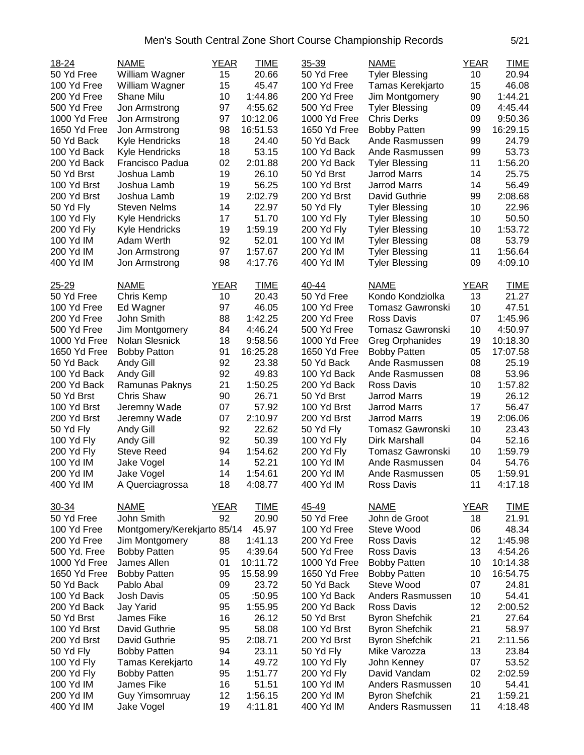# Men's South Central Zone Short Course Championship Records

5/21

| 18-24 | NAME | YEAR | TIME |
|---|---|---|---|
| 50 Yd Free | William Wagner | 15 | 20.66 |
| 100 Yd Free | William Wagner | 15 | 45.47 |
| 200 Yd Free | Shane Milu | 10 | 1:44.86 |
| 500 Yd Free | Jon Armstrong | 97 | 4:55.62 |
| 1000 Yd Free | Jon Armstrong | 97 | 10:12.06 |
| 1650 Yd Free | Jon Armstrong | 98 | 16:51.53 |
| 50 Yd Back | Kyle Hendricks | 18 | 24.40 |
| 100 Yd Back | Kyle Hendricks | 18 | 53.15 |
| 200 Yd Back | Francisco Padua | 02 | 2:01.88 |
| 50 Yd Brst | Joshua Lamb | 19 | 26.10 |
| 100 Yd Brst | Joshua Lamb | 19 | 56.25 |
| 200 Yd Brst | Joshua Lamb | 19 | 2:02.79 |
| 50 Yd Fly | Steven Nelms | 14 | 22.97 |
| 100 Yd Fly | Kyle Hendricks | 17 | 51.70 |
| 200 Yd Fly | Kyle Hendricks | 19 | 1:59.19 |
| 100 Yd IM | Adam Werth | 92 | 52.01 |
| 200 Yd IM | Jon Armstrong | 97 | 1:57.67 |
| 400 Yd IM | Jon Armstrong | 98 | 4:17.76 |

| 25-29 | NAME | YEAR | TIME |
|---|---|---|---|
| 50 Yd Free | Chris Kemp | 10 | 20.43 |
| 100 Yd Free | Ed Wagner | 97 | 46.05 |
| 200 Yd Free | John Smith | 88 | 1:42.25 |
| 500 Yd Free | Jim Montgomery | 84 | 4:46.24 |
| 1000 Yd Free | Nolan Slesnick | 18 | 9:58.56 |
| 1650 Yd Free | Bobby Patton | 91 | 16:25.28 |
| 50 Yd Back | Andy Gill | 92 | 23.38 |
| 100 Yd Back | Andy Gill | 92 | 49.83 |
| 200 Yd Back | Ramunas Paknys | 21 | 1:50.25 |
| 50 Yd Brst | Chris Shaw | 90 | 26.71 |
| 100 Yd Brst | Jeremny Wade | 07 | 57.92 |
| 200 Yd Brst | Jeremny Wade | 07 | 2:10.97 |
| 50 Yd Fly | Andy Gill | 92 | 22.62 |
| 100 Yd Fly | Andy Gill | 92 | 50.39 |
| 200 Yd Fly | Steve Reed | 94 | 1:54.62 |
| 100 Yd IM | Jake Vogel | 14 | 52.21 |
| 200 Yd IM | Jake Vogel | 14 | 1:54.61 |
| 400 Yd IM | A Querciagrossa | 18 | 4:08.77 |

| 30-34 | NAME | YEAR | TIME |
|---|---|---|---|
| 50 Yd Free | John Smith | 92 | 20.90 |
| 100 Yd Free | Montgomery/Kerekjarto | 85/14 | 45.97 |
| 200 Yd Free | Jim Montgomery | 88 | 1:41.13 |
| 500 Yd. Free | Bobby Patten | 95 | 4:39.64 |
| 1000 Yd Free | James Allen | 01 | 10:11.72 |
| 1650 Yd Free | Bobby Patten | 95 | 15.58.99 |
| 50 Yd Back | Pablo Abal | 09 | 23.72 |
| 100 Yd Back | Josh Davis | 05 | :50.95 |
| 200 Yd Back | Jay Yarid | 95 | 1:55.95 |
| 50 Yd Brst | James Fike | 16 | 26.12 |
| 100 Yd Brst | David Guthrie | 95 | 58.08 |
| 200 Yd Brst | David Guthrie | 95 | 2:08.71 |
| 50 Yd Fly | Bobby Patten | 94 | 23.11 |
| 100 Yd Fly | Tamas Kerekjarto | 14 | 49.72 |
| 200 Yd Fly | Bobby Patten | 95 | 1:51.77 |
| 100 Yd IM | James Fike | 16 | 51.51 |
| 200 Yd IM | Guy Yimsomruay | 12 | 1:56.15 |
| 400 Yd IM | Jake Vogel | 19 | 4:11.81 |

| 35-39 | NAME | YEAR | TIME |
|---|---|---|---|
| 50 Yd Free | Tyler Blessing | 10 | 20.94 |
| 100 Yd Free | Tamas Kerekjarto | 15 | 46.08 |
| 200 Yd Free | Jim Montgomery | 90 | 1:44.21 |
| 500 Yd Free | Tyler Blessing | 09 | 4:45.44 |
| 1000 Yd Free | Chris Derks | 09 | 9:50.36 |
| 1650 Yd Free | Bobby Patten | 99 | 16:29.15 |
| 50 Yd Back | Ande Rasmussen | 99 | 24.79 |
| 100 Yd Back | Ande Rasmussen | 99 | 53.73 |
| 200 Yd Back | Tyler Blessing | 11 | 1:56.20 |
| 50 Yd Brst | Jarrod Marrs | 14 | 25.75 |
| 100 Yd Brst | Jarrod Marrs | 14 | 56.49 |
| 200 Yd Brst | David Guthrie | 99 | 2:08.68 |
| 50 Yd Fly | Tyler Blessing | 10 | 22.96 |
| 100 Yd Fly | Tyler Blessing | 10 | 50.50 |
| 200 Yd Fly | Tyler Blessing | 10 | 1:53.72 |
| 100 Yd IM | Tyler Blessing | 08 | 53.79 |
| 200 Yd IM | Tyler Blessing | 11 | 1:56.64 |
| 400 Yd IM | Tyler Blessing | 09 | 4:09.10 |

| 40-44 | NAME | YEAR | TIME |
|---|---|---|---|
| 50 Yd Free | Kondo Kondziolka | 13 | 21.27 |
| 100 Yd Free | Tomasz Gawronski | 10 | 47.51 |
| 200 Yd Free | Ross Davis | 07 | 1:45.96 |
| 500 Yd Free | Tomasz Gawronski | 10 | 4:50.97 |
| 1000 Yd Free | Greg Orphanides | 19 | 10:18.30 |
| 1650 Yd Free | Bobby Patten | 05 | 17:07.58 |
| 50 Yd Back | Ande Rasmussen | 08 | 25.19 |
| 100 Yd Back | Ande Rasmussen | 08 | 53.96 |
| 200 Yd Back | Ross Davis | 10 | 1:57.82 |
| 50 Yd Brst | Jarrod Marrs | 19 | 26.12 |
| 100 Yd Brst | Jarrod Marrs | 17 | 56.47 |
| 200 Yd Brst | Jarrod Marrs | 19 | 2:06.06 |
| 50 Yd Fly | Tomasz Gawronski | 10 | 23.43 |
| 100 Yd Fly | Dirk Marshall | 04 | 52.16 |
| 200 Yd Fly | Tomasz Gawronski | 10 | 1:59.79 |
| 100 Yd IM | Ande Rasmussen | 04 | 54.76 |
| 200 Yd IM | Ande Rasmussen | 05 | 1:59.91 |
| 400 Yd IM | Ross Davis | 11 | 4:17.18 |

| 45-49 | NAME | YEAR | TIME |
|---|---|---|---|
| 50 Yd Free | John de Groot | 18 | 21.91 |
| 100 Yd Free | Steve Wood | 06 | 48.34 |
| 200 Yd Free | Ross Davis | 12 | 1:45.98 |
| 500 Yd Free | Ross Davis | 13 | 4:54.26 |
| 1000 Yd Free | Bobby Patten | 10 | 10:14.38 |
| 1650 Yd Free | Bobby Patten | 10 | 16:54.75 |
| 50 Yd Back | Steve Wood | 07 | 24.81 |
| 100 Yd Back | Anders Rasmussen | 10 | 54.41 |
| 200 Yd Back | Ross Davis | 12 | 2:00.52 |
| 50 Yd Brst | Byron Shefchik | 21 | 27.64 |
| 100 Yd Brst | Byron Shefchik | 21 | 58.97 |
| 200 Yd Brst | Byron Shefchik | 21 | 2:11.56 |
| 50 Yd Fly | Mike Varozza | 13 | 23.84 |
| 100 Yd Fly | John Kenney | 07 | 53.52 |
| 200 Yd Fly | David Vandam | 02 | 2:02.59 |
| 100 Yd IM | Anders Rasmussen | 10 | 54.41 |
| 200 Yd IM | Byron Shefchik | 21 | 1:59.21 |
| 400 Yd IM | Anders Rasmussen | 11 | 4:18.48 |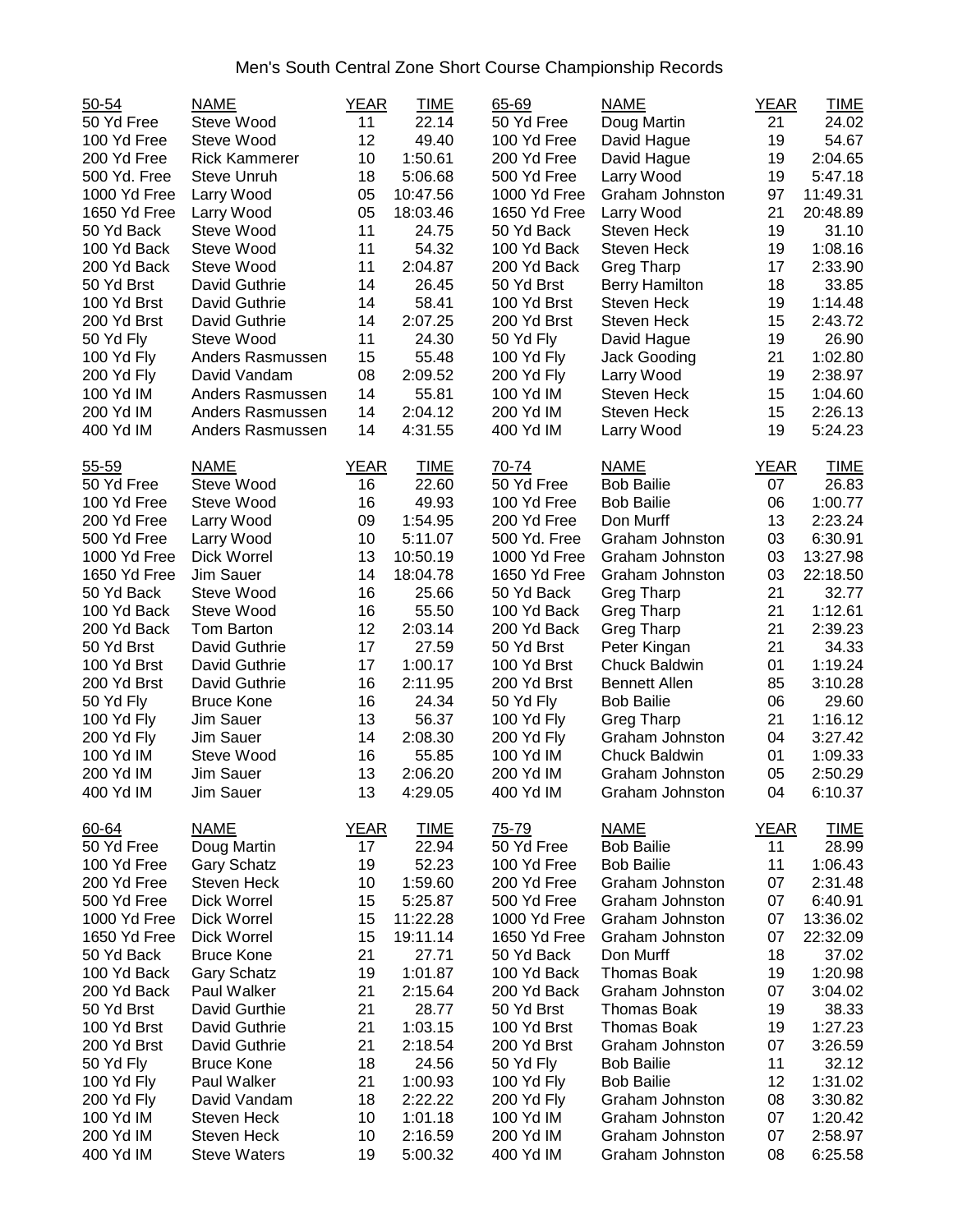# Men's South Central Zone Short Course Championship Records

| 50-54 | NAME | YEAR | TIME |
|---|---|---|---|
| 50 Yd Free | Steve Wood | 11 | 22.14 |
| 100 Yd Free | Steve Wood | 12 | 49.40 |
| 200 Yd Free | Rick Kammerer | 10 | 1:50.61 |
| 500 Yd. Free | Steve Unruh | 18 | 5:06.68 |
| 1000 Yd Free | Larry Wood | 05 | 10:47.56 |
| 1650 Yd Free | Larry Wood | 05 | 18:03.46 |
| 50 Yd Back | Steve Wood | 11 | 24.75 |
| 100 Yd Back | Steve Wood | 11 | 54.32 |
| 200 Yd Back | Steve Wood | 11 | 2:04.87 |
| 50 Yd Brst | David Guthrie | 14 | 26.45 |
| 100 Yd Brst | David Guthrie | 14 | 58.41 |
| 200 Yd Brst | David Guthrie | 14 | 2:07.25 |
| 50 Yd Fly | Steve Wood | 11 | 24.30 |
| 100 Yd Fly | Anders Rasmussen | 15 | 55.48 |
| 200 Yd Fly | David Vandam | 08 | 2:09.52 |
| 100 Yd IM | Anders Rasmussen | 14 | 55.81 |
| 200 Yd IM | Anders Rasmussen | 14 | 2:04.12 |
| 400 Yd IM | Anders Rasmussen | 14 | 4:31.55 |

| 55-59 | NAME | YEAR | TIME |
|---|---|---|---|
| 50 Yd Free | Steve Wood | 16 | 22.60 |
| 100 Yd Free | Steve Wood | 16 | 49.93 |
| 200 Yd Free | Larry Wood | 09 | 1:54.95 |
| 500 Yd Free | Larry Wood | 10 | 5:11.07 |
| 1000 Yd Free | Dick Worrel | 13 | 10:50.19 |
| 1650 Yd Free | Jim Sauer | 14 | 18:04.78 |
| 50 Yd Back | Steve Wood | 16 | 25.66 |
| 100 Yd Back | Steve Wood | 16 | 55.50 |
| 200 Yd Back | Tom Barton | 12 | 2:03.14 |
| 50 Yd Brst | David Guthrie | 17 | 27.59 |
| 100 Yd Brst | David Guthrie | 17 | 1:00.17 |
| 200 Yd Brst | David Guthrie | 16 | 2:11.95 |
| 50 Yd Fly | Bruce Kone | 16 | 24.34 |
| 100 Yd Fly | Jim Sauer | 13 | 56.37 |
| 200 Yd Fly | Jim Sauer | 14 | 2:08.30 |
| 100 Yd IM | Steve Wood | 16 | 55.85 |
| 200 Yd IM | Jim Sauer | 13 | 2:06.20 |
| 400 Yd IM | Jim Sauer | 13 | 4:29.05 |

| 60-64 | NAME | YEAR | TIME |
|---|---|---|---|
| 50 Yd Free | Doug Martin | 17 | 22.94 |
| 100 Yd Free | Gary Schatz | 19 | 52.23 |
| 200 Yd Free | Steven Heck | 10 | 1:59.60 |
| 500 Yd Free | Dick Worrel | 15 | 5:25.87 |
| 1000 Yd Free | Dick Worrel | 15 | 11:22.28 |
| 1650 Yd Free | Dick Worrel | 15 | 19:11.14 |
| 50 Yd Back | Bruce Kone | 21 | 27.71 |
| 100 Yd Back | Gary Schatz | 19 | 1:01.87 |
| 200 Yd Back | Paul Walker | 21 | 2:15.64 |
| 50 Yd Brst | David Gurthie | 21 | 28.77 |
| 100 Yd Brst | David Guthrie | 21 | 1:03.15 |
| 200 Yd Brst | David Guthrie | 21 | 2:18.54 |
| 50 Yd Fly | Bruce Kone | 18 | 24.56 |
| 100 Yd Fly | Paul Walker | 21 | 1:00.93 |
| 200 Yd Fly | David Vandam | 18 | 2:22.22 |
| 100 Yd IM | Steven Heck | 10 | 1:01.18 |
| 200 Yd IM | Steven Heck | 10 | 2:16.59 |
| 400 Yd IM | Steve Waters | 19 | 5:00.32 |

| 65-69 | NAME | YEAR | TIME |
|---|---|---|---|
| 50 Yd Free | Doug Martin | 21 | 24.02 |
| 100 Yd Free | David Hague | 19 | 54.67 |
| 200 Yd Free | David Hague | 19 | 2:04.65 |
| 500 Yd Free | Larry Wood | 19 | 5:47.18 |
| 1000 Yd Free | Graham Johnston | 97 | 11:49.31 |
| 1650 Yd Free | Larry Wood | 21 | 20:48.89 |
| 50 Yd Back | Steven Heck | 19 | 31.10 |
| 100 Yd Back | Steven Heck | 19 | 1:08.16 |
| 200 Yd Back | Greg Tharp | 17 | 2:33.90 |
| 50 Yd Brst | Berry Hamilton | 18 | 33.85 |
| 100 Yd Brst | Steven Heck | 19 | 1:14.48 |
| 200 Yd Brst | Steven Heck | 15 | 2:43.72 |
| 50 Yd Fly | David Hague | 19 | 26.90 |
| 100 Yd Fly | Jack Gooding | 21 | 1:02.80 |
| 200 Yd Fly | Larry Wood | 19 | 2:38.97 |
| 100 Yd IM | Steven Heck | 15 | 1:04.60 |
| 200 Yd IM | Steven Heck | 15 | 2:26.13 |
| 400 Yd IM | Larry Wood | 19 | 5:24.23 |

| 70-74 | NAME | YEAR | TIME |
|---|---|---|---|
| 50 Yd Free | Bob Bailie | 07 | 26.83 |
| 100 Yd Free | Bob Bailie | 06 | 1:00.77 |
| 200 Yd Free | Don Murff | 13 | 2:23.24 |
| 500 Yd. Free | Graham Johnston | 03 | 6:30.91 |
| 1000 Yd Free | Graham Johnston | 03 | 13:27.98 |
| 1650 Yd Free | Graham Johnston | 03 | 22:18.50 |
| 50 Yd Back | Greg Tharp | 21 | 32.77 |
| 100 Yd Back | Greg Tharp | 21 | 1:12.61 |
| 200 Yd Back | Greg Tharp | 21 | 2:39.23 |
| 50 Yd Brst | Peter Kingan | 21 | 34.33 |
| 100 Yd Brst | Chuck Baldwin | 01 | 1:19.24 |
| 200 Yd Brst | Bennett Allen | 85 | 3:10.28 |
| 50 Yd Fly | Bob Bailie | 06 | 29.60 |
| 100 Yd Fly | Greg Tharp | 21 | 1:16.12 |
| 200 Yd Fly | Graham Johnston | 04 | 3:27.42 |
| 100 Yd IM | Chuck Baldwin | 01 | 1:09.33 |
| 200 Yd IM | Graham Johnston | 05 | 2:50.29 |
| 400 Yd IM | Graham Johnston | 04 | 6:10.37 |

| 75-79 | NAME | YEAR | TIME |
|---|---|---|---|
| 50 Yd Free | Bob Bailie | 11 | 28.99 |
| 100 Yd Free | Bob Bailie | 11 | 1:06.43 |
| 200 Yd Free | Graham Johnston | 07 | 2:31.48 |
| 500 Yd Free | Graham Johnston | 07 | 6:40.91 |
| 1000 Yd Free | Graham Johnston | 07 | 13:36.02 |
| 1650 Yd Free | Graham Johnston | 07 | 22:32.09 |
| 50 Yd Back | Don Murff | 18 | 37.02 |
| 100 Yd Back | Thomas Boak | 19 | 1:20.98 |
| 200 Yd Back | Graham Johnston | 07 | 3:04.02 |
| 50 Yd Brst | Thomas Boak | 19 | 38.33 |
| 100 Yd Brst | Thomas Boak | 19 | 1:27.23 |
| 200 Yd Brst | Graham Johnston | 07 | 3:26.59 |
| 50 Yd Fly | Bob Bailie | 11 | 32.12 |
| 100 Yd Fly | Bob Bailie | 12 | 1:31.02 |
| 200 Yd Fly | Graham Johnston | 08 | 3:30.82 |
| 100 Yd IM | Graham Johnston | 07 | 1:20.42 |
| 200 Yd IM | Graham Johnston | 07 | 2:58.97 |
| 400 Yd IM | Graham Johnston | 08 | 6:25.58 |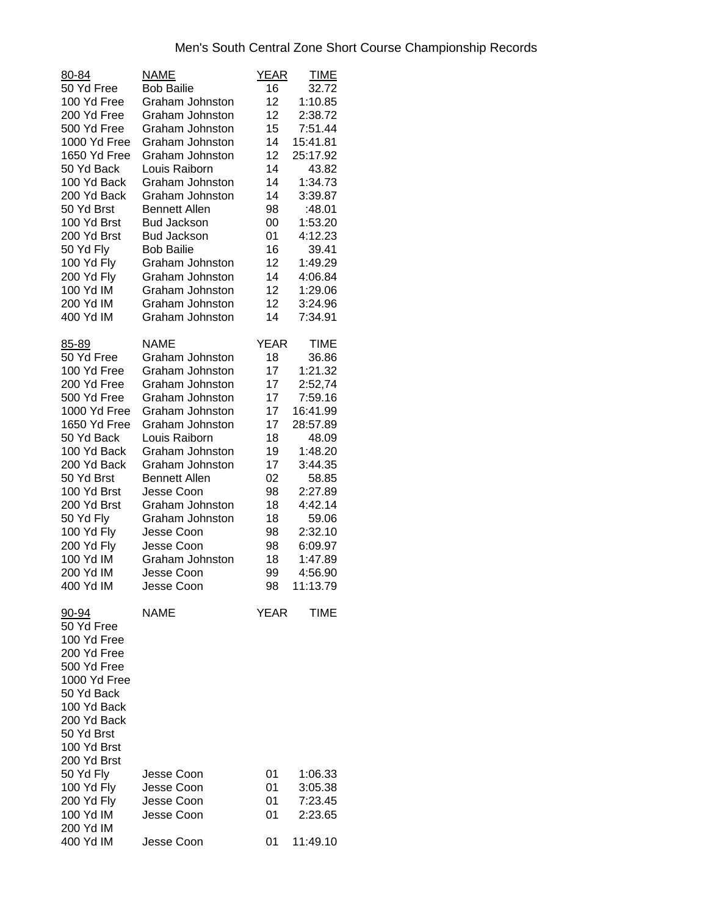# Men's South Central Zone Short Course Championship Records

| 80-84 | NAME | YEAR | TIME |
|---|---|---|---|
| 50 Yd Free | Bob Bailie | 16 | 32.72 |
| 100 Yd Free | Graham Johnston | 12 | 1:10.85 |
| 200 Yd Free | Graham Johnston | 12 | 2:38.72 |
| 500 Yd Free | Graham Johnston | 15 | 7:51.44 |
| 1000 Yd Free | Graham Johnston | 14 | 15:41.81 |
| 1650 Yd Free | Graham Johnston | 12 | 25:17.92 |
| 50 Yd Back | Louis Raiborn | 14 | 43.82 |
| 100 Yd Back | Graham Johnston | 14 | 1:34.73 |
| 200 Yd Back | Graham Johnston | 14 | 3:39.87 |
| 50 Yd Brst | Bennett Allen | 98 | :48.01 |
| 100 Yd Brst | Bud Jackson | 00 | 1:53.20 |
| 200 Yd Brst | Bud Jackson | 01 | 4:12.23 |
| 50 Yd Fly | Bob Bailie | 16 | 39.41 |
| 100 Yd Fly | Graham Johnston | 12 | 1:49.29 |
| 200 Yd Fly | Graham Johnston | 14 | 4:06.84 |
| 100 Yd IM | Graham Johnston | 12 | 1:29.06 |
| 200 Yd IM | Graham Johnston | 12 | 3:24.96 |
| 400 Yd IM | Graham Johnston | 14 | 7:34.91 |

| 85-89 | NAME | YEAR | TIME |
|---|---|---|---|
| 50 Yd Free | Graham Johnston | 18 | 36.86 |
| 100 Yd Free | Graham Johnston | 17 | 1:21.32 |
| 200 Yd Free | Graham Johnston | 17 | 2:52,74 |
| 500 Yd Free | Graham Johnston | 17 | 7:59.16 |
| 1000 Yd Free | Graham Johnston | 17 | 16:41.99 |
| 1650 Yd Free | Graham Johnston | 17 | 28:57.89 |
| 50 Yd Back | Louis Raiborn | 18 | 48.09 |
| 100 Yd Back | Graham Johnston | 19 | 1:48.20 |
| 200 Yd Back | Graham Johnston | 17 | 3:44.35 |
| 50 Yd Brst | Bennett Allen | 02 | 58.85 |
| 100 Yd Brst | Jesse Coon | 98 | 2:27.89 |
| 200 Yd Brst | Graham Johnston | 18 | 4:42.14 |
| 50 Yd Fly | Graham Johnston | 18 | 59.06 |
| 100 Yd Fly | Jesse Coon | 98 | 2:32.10 |
| 200 Yd Fly | Jesse Coon | 98 | 6:09.97 |
| 100 Yd IM | Graham Johnston | 18 | 1:47.89 |
| 200 Yd IM | Jesse Coon | 99 | 4:56.90 |
| 400 Yd IM | Jesse Coon | 98 | 11:13.79 |

| 90-94 | NAME | YEAR | TIME |
|---|---|---|---|
| 50 Yd Free | | | |
| 100 Yd Free | | | |
| 200 Yd Free | | | |
| 500 Yd Free | | | |
| 1000 Yd Free | | | |
| 50 Yd Back | | | |
| 100 Yd Back | | | |
| 200 Yd Back | | | |
| 50 Yd Brst | | | |
| 100 Yd Brst | | | |
| 200 Yd Brst | | | |
| 50 Yd Fly | Jesse Coon | 01 | 1:06.33 |
| 100 Yd Fly | Jesse Coon | 01 | 3:05.38 |
| 200 Yd Fly | Jesse Coon | 01 | 7:23.45 |
| 100 Yd IM | Jesse Coon | 01 | 2:23.65 |
| 200 Yd IM | | | |
| 400 Yd IM | Jesse Coon | 01 | 11:49.10 |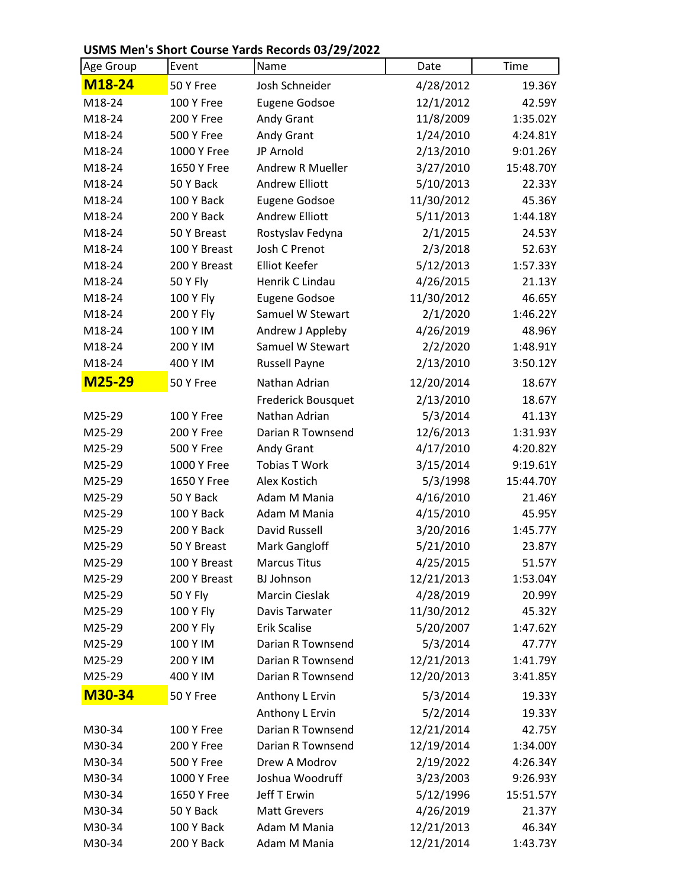## USMS Men's Short Course Yards Records 03/29/2022

| Age Group | Event | Name | Date | Time |
|---|---|---|---|---|
| **M18-24** | 50 Y Free | Josh Schneider | 4/28/2012 | 19.36Y |
| M18-24 | 100 Y Free | Eugene Godsoe | 12/1/2012 | 42.59Y |
| M18-24 | 200 Y Free | Andy Grant | 11/8/2009 | 1:35.02Y |
| M18-24 | 500 Y Free | Andy Grant | 1/24/2010 | 4:24.81Y |
| M18-24 | 1000 Y Free | JP Arnold | 2/13/2010 | 9:01.26Y |
| M18-24 | 1650 Y Free | Andrew R Mueller | 3/27/2010 | 15:48.70Y |
| M18-24 | 50 Y Back | Andrew Elliott | 5/10/2013 | 22.33Y |
| M18-24 | 100 Y Back | Eugene Godsoe | 11/30/2012 | 45.36Y |
| M18-24 | 200 Y Back | Andrew Elliott | 5/11/2013 | 1:44.18Y |
| M18-24 | 50 Y Breast | Rostyslav Fedyna | 2/1/2015 | 24.53Y |
| M18-24 | 100 Y Breast | Josh C Prenot | 2/3/2018 | 52.63Y |
| M18-24 | 200 Y Breast | Elliot Keefer | 5/12/2013 | 1:57.33Y |
| M18-24 | 50 Y Fly | Henrik C Lindau | 4/26/2015 | 21.13Y |
| M18-24 | 100 Y Fly | Eugene Godsoe | 11/30/2012 | 46.65Y |
| M18-24 | 200 Y Fly | Samuel W Stewart | 2/1/2020 | 1:46.22Y |
| M18-24 | 100 Y IM | Andrew J Appleby | 4/26/2019 | 48.96Y |
| M18-24 | 200 Y IM | Samuel W Stewart | 2/2/2020 | 1:48.91Y |
| M18-24 | 400 Y IM | Russell Payne | 2/13/2010 | 3:50.12Y |
| **M25-29** | 50 Y Free | Nathan Adrian | 12/20/2014 | 18.67Y |
| | | Frederick Bousquet | 2/13/2010 | 18.67Y |
| M25-29 | 100 Y Free | Nathan Adrian | 5/3/2014 | 41.13Y |
| M25-29 | 200 Y Free | Darian R Townsend | 12/6/2013 | 1:31.93Y |
| M25-29 | 500 Y Free | Andy Grant | 4/17/2010 | 4:20.82Y |
| M25-29 | 1000 Y Free | Tobias T Work | 3/15/2014 | 9:19.61Y |
| M25-29 | 1650 Y Free | Alex Kostich | 5/3/1998 | 15:44.70Y |
| M25-29 | 50 Y Back | Adam M Mania | 4/16/2010 | 21.46Y |
| M25-29 | 100 Y Back | Adam M Mania | 4/15/2010 | 45.95Y |
| M25-29 | 200 Y Back | David Russell | 3/20/2016 | 1:45.77Y |
| M25-29 | 50 Y Breast | Mark Gangloff | 5/21/2010 | 23.87Y |
| M25-29 | 100 Y Breast | Marcus Titus | 4/25/2015 | 51.57Y |
| M25-29 | 200 Y Breast | BJ Johnson | 12/21/2013 | 1:53.04Y |
| M25-29 | 50 Y Fly | Marcin Cieslak | 4/28/2019 | 20.99Y |
| M25-29 | 100 Y Fly | Davis Tarwater | 11/30/2012 | 45.32Y |
| M25-29 | 200 Y Fly | Erik Scalise | 5/20/2007 | 1:47.62Y |
| M25-29 | 100 Y IM | Darian R Townsend | 5/3/2014 | 47.77Y |
| M25-29 | 200 Y IM | Darian R Townsend | 12/21/2013 | 1:41.79Y |
| M25-29 | 400 Y IM | Darian R Townsend | 12/20/2013 | 3:41.85Y |
| **M30-34** | 50 Y Free | Anthony L Ervin | 5/3/2014 | 19.33Y |
| | | Anthony L Ervin | 5/2/2014 | 19.33Y |
| M30-34 | 100 Y Free | Darian R Townsend | 12/21/2014 | 42.75Y |
| M30-34 | 200 Y Free | Darian R Townsend | 12/19/2014 | 1:34.00Y |
| M30-34 | 500 Y Free | Drew A Modrov | 2/19/2022 | 4:26.34Y |
| M30-34 | 1000 Y Free | Joshua Woodruff | 3/23/2003 | 9:26.93Y |
| M30-34 | 1650 Y Free | Jeff T Erwin | 5/12/1996 | 15:51.57Y |
| M30-34 | 50 Y Back | Matt Grevers | 4/26/2019 | 21.37Y |
| M30-34 | 100 Y Back | Adam M Mania | 12/21/2013 | 46.34Y |
| M30-34 | 200 Y Back | Adam M Mania | 12/21/2014 | 1:43.73Y |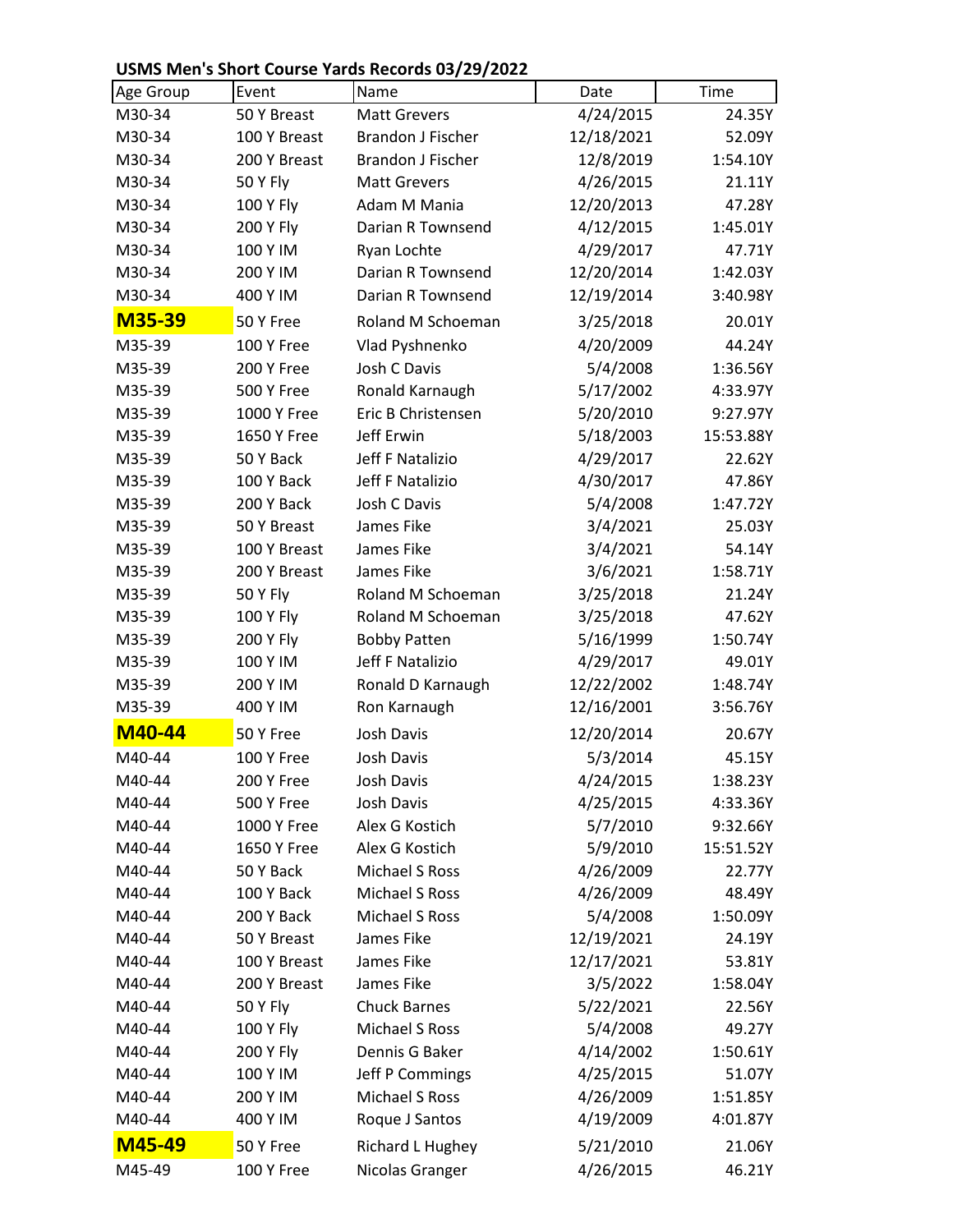## USMS Men's Short Course Yards Records 03/29/2022

| Age Group | Event | Name | Date | Time |
|---|---|---|---|---|
| M30-34 | 50 Y Breast | Matt Grevers | 4/24/2015 | 24.35Y |
| M30-34 | 100 Y Breast | Brandon J Fischer | 12/18/2021 | 52.09Y |
| M30-34 | 200 Y Breast | Brandon J Fischer | 12/8/2019 | 1:54.10Y |
| M30-34 | 50 Y Fly | Matt Grevers | 4/26/2015 | 21.11Y |
| M30-34 | 100 Y Fly | Adam M Mania | 12/20/2013 | 47.28Y |
| M30-34 | 200 Y Fly | Darian R Townsend | 4/12/2015 | 1:45.01Y |
| M30-34 | 100 Y IM | Ryan Lochte | 4/29/2017 | 47.71Y |
| M30-34 | 200 Y IM | Darian R Townsend | 12/20/2014 | 1:42.03Y |
| M30-34 | 400 Y IM | Darian R Townsend | 12/19/2014 | 3:40.98Y |
| **M35-39** | 50 Y Free | Roland M Schoeman | 3/25/2018 | 20.01Y |
| M35-39 | 100 Y Free | Vlad Pyshnenko | 4/20/2009 | 44.24Y |
| M35-39 | 200 Y Free | Josh C Davis | 5/4/2008 | 1:36.56Y |
| M35-39 | 500 Y Free | Ronald Karnaugh | 5/17/2002 | 4:33.97Y |
| M35-39 | 1000 Y Free | Eric B Christensen | 5/20/2010 | 9:27.97Y |
| M35-39 | 1650 Y Free | Jeff Erwin | 5/18/2003 | 15:53.88Y |
| M35-39 | 50 Y Back | Jeff F Natalizio | 4/29/2017 | 22.62Y |
| M35-39 | 100 Y Back | Jeff F Natalizio | 4/30/2017 | 47.86Y |
| M35-39 | 200 Y Back | Josh C Davis | 5/4/2008 | 1:47.72Y |
| M35-39 | 50 Y Breast | James Fike | 3/4/2021 | 25.03Y |
| M35-39 | 100 Y Breast | James Fike | 3/4/2021 | 54.14Y |
| M35-39 | 200 Y Breast | James Fike | 3/6/2021 | 1:58.71Y |
| M35-39 | 50 Y Fly | Roland M Schoeman | 3/25/2018 | 21.24Y |
| M35-39 | 100 Y Fly | Roland M Schoeman | 3/25/2018 | 47.62Y |
| M35-39 | 200 Y Fly | Bobby Patten | 5/16/1999 | 1:50.74Y |
| M35-39 | 100 Y IM | Jeff F Natalizio | 4/29/2017 | 49.01Y |
| M35-39 | 200 Y IM | Ronald D Karnaugh | 12/22/2002 | 1:48.74Y |
| M35-39 | 400 Y IM | Ron Karnaugh | 12/16/2001 | 3:56.76Y |
| **M40-44** | 50 Y Free | Josh Davis | 12/20/2014 | 20.67Y |
| M40-44 | 100 Y Free | Josh Davis | 5/3/2014 | 45.15Y |
| M40-44 | 200 Y Free | Josh Davis | 4/24/2015 | 1:38.23Y |
| M40-44 | 500 Y Free | Josh Davis | 4/25/2015 | 4:33.36Y |
| M40-44 | 1000 Y Free | Alex G Kostich | 5/7/2010 | 9:32.66Y |
| M40-44 | 1650 Y Free | Alex G Kostich | 5/9/2010 | 15:51.52Y |
| M40-44 | 50 Y Back | Michael S Ross | 4/26/2009 | 22.77Y |
| M40-44 | 100 Y Back | Michael S Ross | 4/26/2009 | 48.49Y |
| M40-44 | 200 Y Back | Michael S Ross | 5/4/2008 | 1:50.09Y |
| M40-44 | 50 Y Breast | James Fike | 12/19/2021 | 24.19Y |
| M40-44 | 100 Y Breast | James Fike | 12/17/2021 | 53.81Y |
| M40-44 | 200 Y Breast | James Fike | 3/5/2022 | 1:58.04Y |
| M40-44 | 50 Y Fly | Chuck Barnes | 5/22/2021 | 22.56Y |
| M40-44 | 100 Y Fly | Michael S Ross | 5/4/2008 | 49.27Y |
| M40-44 | 200 Y Fly | Dennis G Baker | 4/14/2002 | 1:50.61Y |
| M40-44 | 100 Y IM | Jeff P Commings | 4/25/2015 | 51.07Y |
| M40-44 | 200 Y IM | Michael S Ross | 4/26/2009 | 1:51.85Y |
| M40-44 | 400 Y IM | Roque J Santos | 4/19/2009 | 4:01.87Y |
| **M45-49** | 50 Y Free | Richard L Hughey | 5/21/2010 | 21.06Y |
| M45-49 | 100 Y Free | Nicolas Granger | 4/26/2015 | 46.21Y |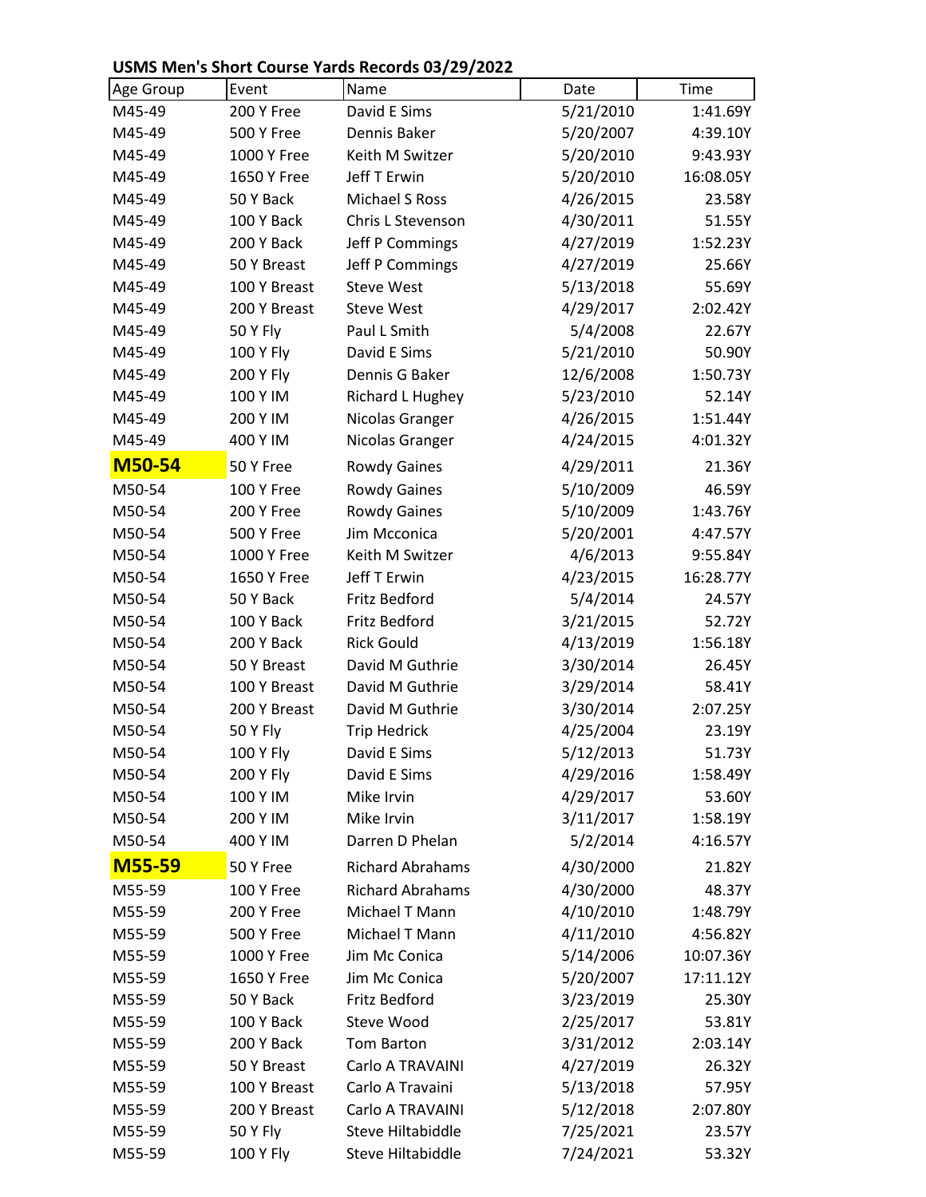## USMS Men's Short Course Yards Records 03/29/2022

| Age Group | Event | Name | Date | Time |
|---|---|---|---|---|
| M45-49 | 200 Y Free | David E Sims | 5/21/2010 | 1:41.69Y |
| M45-49 | 500 Y Free | Dennis Baker | 5/20/2007 | 4:39.10Y |
| M45-49 | 1000 Y Free | Keith M Switzer | 5/20/2010 | 9:43.93Y |
| M45-49 | 1650 Y Free | Jeff T Erwin | 5/20/2010 | 16:08.05Y |
| M45-49 | 50 Y Back | Michael S Ross | 4/26/2015 | 23.58Y |
| M45-49 | 100 Y Back | Chris L Stevenson | 4/30/2011 | 51.55Y |
| M45-49 | 200 Y Back | Jeff P Commings | 4/27/2019 | 1:52.23Y |
| M45-49 | 50 Y Breast | Jeff P Commings | 4/27/2019 | 25.66Y |
| M45-49 | 100 Y Breast | Steve West | 5/13/2018 | 55.69Y |
| M45-49 | 200 Y Breast | Steve West | 4/29/2017 | 2:02.42Y |
| M45-49 | 50 Y Fly | Paul L Smith | 5/4/2008 | 22.67Y |
| M45-49 | 100 Y Fly | David E Sims | 5/21/2010 | 50.90Y |
| M45-49 | 200 Y Fly | Dennis G Baker | 12/6/2008 | 1:50.73Y |
| M45-49 | 100 Y IM | Richard L Hughey | 5/23/2010 | 52.14Y |
| M45-49 | 200 Y IM | Nicolas Granger | 4/26/2015 | 1:51.44Y |
| M45-49 | 400 Y IM | Nicolas Granger | 4/24/2015 | 4:01.32Y |
| **M50-54** | 50 Y Free | Rowdy Gaines | 4/29/2011 | 21.36Y |
| M50-54 | 100 Y Free | Rowdy Gaines | 5/10/2009 | 46.59Y |
| M50-54 | 200 Y Free | Rowdy Gaines | 5/10/2009 | 1:43.76Y |
| M50-54 | 500 Y Free | Jim Mcconica | 5/20/2001 | 4:47.57Y |
| M50-54 | 1000 Y Free | Keith M Switzer | 4/6/2013 | 9:55.84Y |
| M50-54 | 1650 Y Free | Jeff T Erwin | 4/23/2015 | 16:28.77Y |
| M50-54 | 50 Y Back | Fritz Bedford | 5/4/2014 | 24.57Y |
| M50-54 | 100 Y Back | Fritz Bedford | 3/21/2015 | 52.72Y |
| M50-54 | 200 Y Back | Rick Gould | 4/13/2019 | 1:56.18Y |
| M50-54 | 50 Y Breast | David M Guthrie | 3/30/2014 | 26.45Y |
| M50-54 | 100 Y Breast | David M Guthrie | 3/29/2014 | 58.41Y |
| M50-54 | 200 Y Breast | David M Guthrie | 3/30/2014 | 2:07.25Y |
| M50-54 | 50 Y Fly | Trip Hedrick | 4/25/2004 | 23.19Y |
| M50-54 | 100 Y Fly | David E Sims | 5/12/2013 | 51.73Y |
| M50-54 | 200 Y Fly | David E Sims | 4/29/2016 | 1:58.49Y |
| M50-54 | 100 Y IM | Mike Irvin | 4/29/2017 | 53.60Y |
| M50-54 | 200 Y IM | Mike Irvin | 3/11/2017 | 1:58.19Y |
| M50-54 | 400 Y IM | Darren D Phelan | 5/2/2014 | 4:16.57Y |
| **M55-59** | 50 Y Free | Richard Abrahams | 4/30/2000 | 21.82Y |
| M55-59 | 100 Y Free | Richard Abrahams | 4/30/2000 | 48.37Y |
| M55-59 | 200 Y Free | Michael T Mann | 4/10/2010 | 1:48.79Y |
| M55-59 | 500 Y Free | Michael T Mann | 4/11/2010 | 4:56.82Y |
| M55-59 | 1000 Y Free | Jim Mc Conica | 5/14/2006 | 10:07.36Y |
| M55-59 | 1650 Y Free | Jim Mc Conica | 5/20/2007 | 17:11.12Y |
| M55-59 | 50 Y Back | Fritz Bedford | 3/23/2019 | 25.30Y |
| M55-59 | 100 Y Back | Steve Wood | 2/25/2017 | 53.81Y |
| M55-59 | 200 Y Back | Tom Barton | 3/31/2012 | 2:03.14Y |
| M55-59 | 50 Y Breast | Carlo A TRAVAINI | 4/27/2019 | 26.32Y |
| M55-59 | 100 Y Breast | Carlo A Travaini | 5/13/2018 | 57.95Y |
| M55-59 | 200 Y Breast | Carlo A TRAVAINI | 5/12/2018 | 2:07.80Y |
| M55-59 | 50 Y Fly | Steve Hiltabiddle | 7/25/2021 | 23.57Y |
| M55-59 | 100 Y Fly | Steve Hiltabiddle | 7/24/2021 | 53.32Y |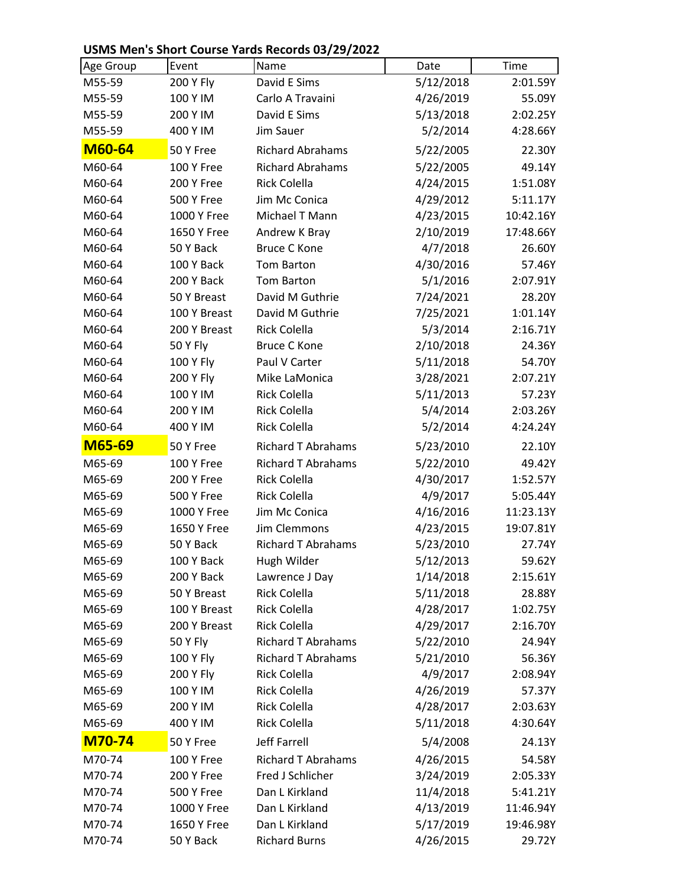**USMS Men's Short Course Yards Records 03/29/2022**

| Age Group | Event | Name | Date | Time |
|---|---|---|---|---|
| M55-59 | 200 Y Fly | David E Sims | 5/12/2018 | 2:01.59Y |
| M55-59 | 100 Y IM | Carlo A Travaini | 4/26/2019 | 55.09Y |
| M55-59 | 200 Y IM | David E Sims | 5/13/2018 | 2:02.25Y |
| M55-59 | 400 Y IM | Jim Sauer | 5/2/2014 | 4:28.66Y |
| **M60-64** | 50 Y Free | Richard Abrahams | 5/22/2005 | 22.30Y |
| M60-64 | 100 Y Free | Richard Abrahams | 5/22/2005 | 49.14Y |
| M60-64 | 200 Y Free | Rick Colella | 4/24/2015 | 1:51.08Y |
| M60-64 | 500 Y Free | Jim Mc Conica | 4/29/2012 | 5:11.17Y |
| M60-64 | 1000 Y Free | Michael T Mann | 4/23/2015 | 10:42.16Y |
| M60-64 | 1650 Y Free | Andrew K Bray | 2/10/2019 | 17:48.66Y |
| M60-64 | 50 Y Back | Bruce C Kone | 4/7/2018 | 26.60Y |
| M60-64 | 100 Y Back | Tom Barton | 4/30/2016 | 57.46Y |
| M60-64 | 200 Y Back | Tom Barton | 5/1/2016 | 2:07.91Y |
| M60-64 | 50 Y Breast | David M Guthrie | 7/24/2021 | 28.20Y |
| M60-64 | 100 Y Breast | David M Guthrie | 7/25/2021 | 1:01.14Y |
| M60-64 | 200 Y Breast | Rick Colella | 5/3/2014 | 2:16.71Y |
| M60-64 | 50 Y Fly | Bruce C Kone | 2/10/2018 | 24.36Y |
| M60-64 | 100 Y Fly | Paul V Carter | 5/11/2018 | 54.70Y |
| M60-64 | 200 Y Fly | Mike LaMonica | 3/28/2021 | 2:07.21Y |
| M60-64 | 100 Y IM | Rick Colella | 5/11/2013 | 57.23Y |
| M60-64 | 200 Y IM | Rick Colella | 5/4/2014 | 2:03.26Y |
| M60-64 | 400 Y IM | Rick Colella | 5/2/2014 | 4:24.24Y |
| **M65-69** | 50 Y Free | Richard T Abrahams | 5/23/2010 | 22.10Y |
| M65-69 | 100 Y Free | Richard T Abrahams | 5/22/2010 | 49.42Y |
| M65-69 | 200 Y Free | Rick Colella | 4/30/2017 | 1:52.57Y |
| M65-69 | 500 Y Free | Rick Colella | 4/9/2017 | 5:05.44Y |
| M65-69 | 1000 Y Free | Jim Mc Conica | 4/16/2016 | 11:23.13Y |
| M65-69 | 1650 Y Free | Jim Clemmons | 4/23/2015 | 19:07.81Y |
| M65-69 | 50 Y Back | Richard T Abrahams | 5/23/2010 | 27.74Y |
| M65-69 | 100 Y Back | Hugh Wilder | 5/12/2013 | 59.62Y |
| M65-69 | 200 Y Back | Lawrence J Day | 1/14/2018 | 2:15.61Y |
| M65-69 | 50 Y Breast | Rick Colella | 5/11/2018 | 28.88Y |
| M65-69 | 100 Y Breast | Rick Colella | 4/28/2017 | 1:02.75Y |
| M65-69 | 200 Y Breast | Rick Colella | 4/29/2017 | 2:16.70Y |
| M65-69 | 50 Y Fly | Richard T Abrahams | 5/22/2010 | 24.94Y |
| M65-69 | 100 Y Fly | Richard T Abrahams | 5/21/2010 | 56.36Y |
| M65-69 | 200 Y Fly | Rick Colella | 4/9/2017 | 2:08.94Y |
| M65-69 | 100 Y IM | Rick Colella | 4/26/2019 | 57.37Y |
| M65-69 | 200 Y IM | Rick Colella | 4/28/2017 | 2:03.63Y |
| M65-69 | 400 Y IM | Rick Colella | 5/11/2018 | 4:30.64Y |
| **M70-74** | 50 Y Free | Jeff Farrell | 5/4/2008 | 24.13Y |
| M70-74 | 100 Y Free | Richard T Abrahams | 4/26/2015 | 54.58Y |
| M70-74 | 200 Y Free | Fred J Schlicher | 3/24/2019 | 2:05.33Y |
| M70-74 | 500 Y Free | Dan L Kirkland | 11/4/2018 | 5:41.21Y |
| M70-74 | 1000 Y Free | Dan L Kirkland | 4/13/2019 | 11:46.94Y |
| M70-74 | 1650 Y Free | Dan L Kirkland | 5/17/2019 | 19:46.98Y |
| M70-74 | 50 Y Back | Richard Burns | 4/26/2015 | 29.72Y |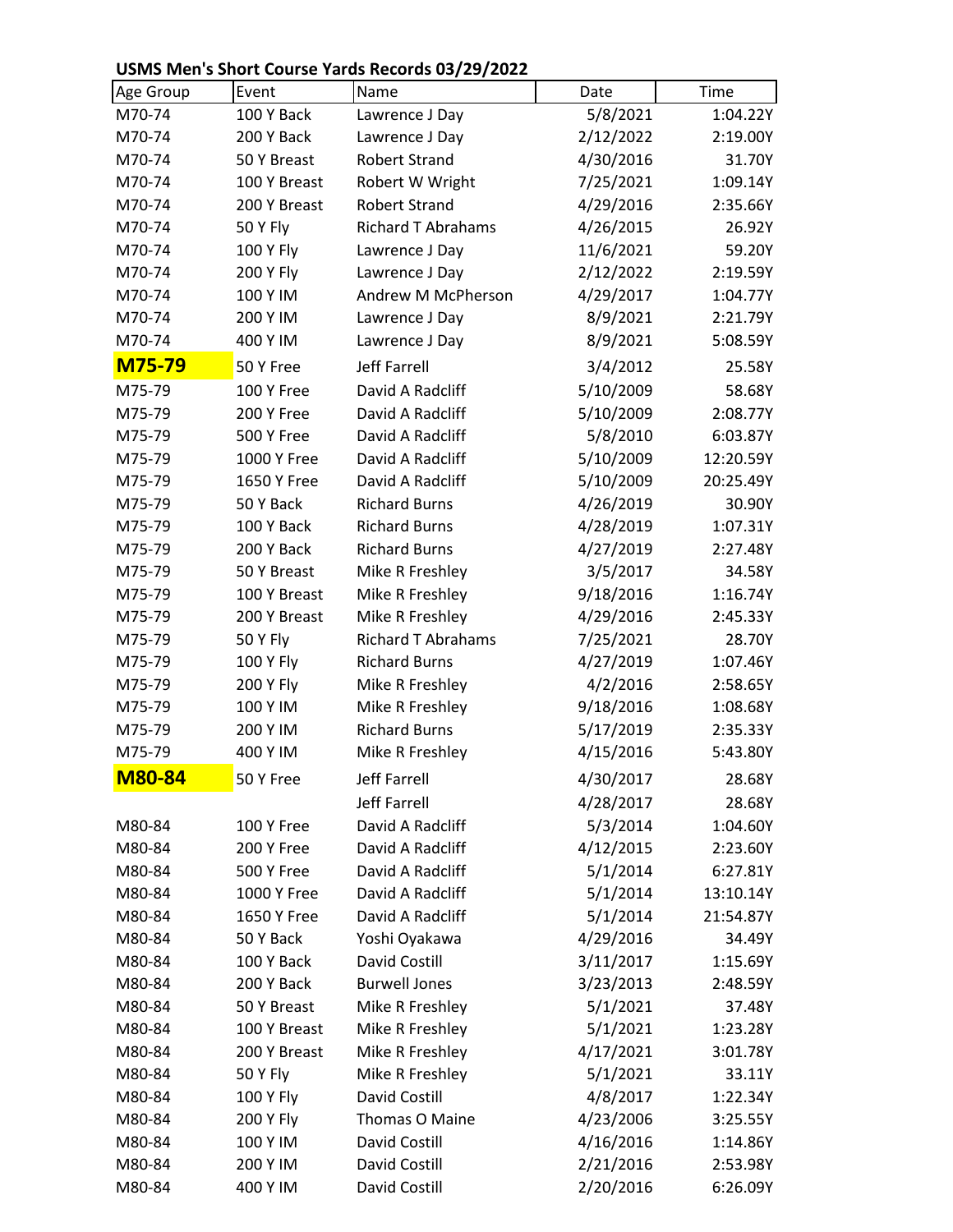## USMS Men's Short Course Yards Records 03/29/2022

| Age Group | Event | Name | Date | Time |
|---|---|---|---|---|
| M70-74 | 100 Y Back | Lawrence J Day | 5/8/2021 | 1:04.22Y |
| M70-74 | 200 Y Back | Lawrence J Day | 2/12/2022 | 2:19.00Y |
| M70-74 | 50 Y Breast | Robert Strand | 4/30/2016 | 31.70Y |
| M70-74 | 100 Y Breast | Robert W Wright | 7/25/2021 | 1:09.14Y |
| M70-74 | 200 Y Breast | Robert Strand | 4/29/2016 | 2:35.66Y |
| M70-74 | 50 Y Fly | Richard T Abrahams | 4/26/2015 | 26.92Y |
| M70-74 | 100 Y Fly | Lawrence J Day | 11/6/2021 | 59.20Y |
| M70-74 | 200 Y Fly | Lawrence J Day | 2/12/2022 | 2:19.59Y |
| M70-74 | 100 Y IM | Andrew M McPherson | 4/29/2017 | 1:04.77Y |
| M70-74 | 200 Y IM | Lawrence J Day | 8/9/2021 | 2:21.79Y |
| M70-74 | 400 Y IM | Lawrence J Day | 8/9/2021 | 5:08.59Y |
| **M75-79** | 50 Y Free | Jeff Farrell | 3/4/2012 | 25.58Y |
| M75-79 | 100 Y Free | David A Radcliff | 5/10/2009 | 58.68Y |
| M75-79 | 200 Y Free | David A Radcliff | 5/10/2009 | 2:08.77Y |
| M75-79 | 500 Y Free | David A Radcliff | 5/8/2010 | 6:03.87Y |
| M75-79 | 1000 Y Free | David A Radcliff | 5/10/2009 | 12:20.59Y |
| M75-79 | 1650 Y Free | David A Radcliff | 5/10/2009 | 20:25.49Y |
| M75-79 | 50 Y Back | Richard Burns | 4/26/2019 | 30.90Y |
| M75-79 | 100 Y Back | Richard Burns | 4/28/2019 | 1:07.31Y |
| M75-79 | 200 Y Back | Richard Burns | 4/27/2019 | 2:27.48Y |
| M75-79 | 50 Y Breast | Mike R Freshley | 3/5/2017 | 34.58Y |
| M75-79 | 100 Y Breast | Mike R Freshley | 9/18/2016 | 1:16.74Y |
| M75-79 | 200 Y Breast | Mike R Freshley | 4/29/2016 | 2:45.33Y |
| M75-79 | 50 Y Fly | Richard T Abrahams | 7/25/2021 | 28.70Y |
| M75-79 | 100 Y Fly | Richard Burns | 4/27/2019 | 1:07.46Y |
| M75-79 | 200 Y Fly | Mike R Freshley | 4/2/2016 | 2:58.65Y |
| M75-79 | 100 Y IM | Mike R Freshley | 9/18/2016 | 1:08.68Y |
| M75-79 | 200 Y IM | Richard Burns | 5/17/2019 | 2:35.33Y |
| M75-79 | 400 Y IM | Mike R Freshley | 4/15/2016 | 5:43.80Y |
| **M80-84** | 50 Y Free | Jeff Farrell | 4/30/2017 | 28.68Y |
| | | Jeff Farrell | 4/28/2017 | 28.68Y |
| M80-84 | 100 Y Free | David A Radcliff | 5/3/2014 | 1:04.60Y |
| M80-84 | 200 Y Free | David A Radcliff | 4/12/2015 | 2:23.60Y |
| M80-84 | 500 Y Free | David A Radcliff | 5/1/2014 | 6:27.81Y |
| M80-84 | 1000 Y Free | David A Radcliff | 5/1/2014 | 13:10.14Y |
| M80-84 | 1650 Y Free | David A Radcliff | 5/1/2014 | 21:54.87Y |
| M80-84 | 50 Y Back | Yoshi Oyakawa | 4/29/2016 | 34.49Y |
| M80-84 | 100 Y Back | David Costill | 3/11/2017 | 1:15.69Y |
| M80-84 | 200 Y Back | Burwell Jones | 3/23/2013 | 2:48.59Y |
| M80-84 | 50 Y Breast | Mike R Freshley | 5/1/2021 | 37.48Y |
| M80-84 | 100 Y Breast | Mike R Freshley | 5/1/2021 | 1:23.28Y |
| M80-84 | 200 Y Breast | Mike R Freshley | 4/17/2021 | 3:01.78Y |
| M80-84 | 50 Y Fly | Mike R Freshley | 5/1/2021 | 33.11Y |
| M80-84 | 100 Y Fly | David Costill | 4/8/2017 | 1:22.34Y |
| M80-84 | 200 Y Fly | Thomas O Maine | 4/23/2006 | 3:25.55Y |
| M80-84 | 100 Y IM | David Costill | 4/16/2016 | 1:14.86Y |
| M80-84 | 200 Y IM | David Costill | 2/21/2016 | 2:53.98Y |
| M80-84 | 400 Y IM | David Costill | 2/20/2016 | 6:26.09Y |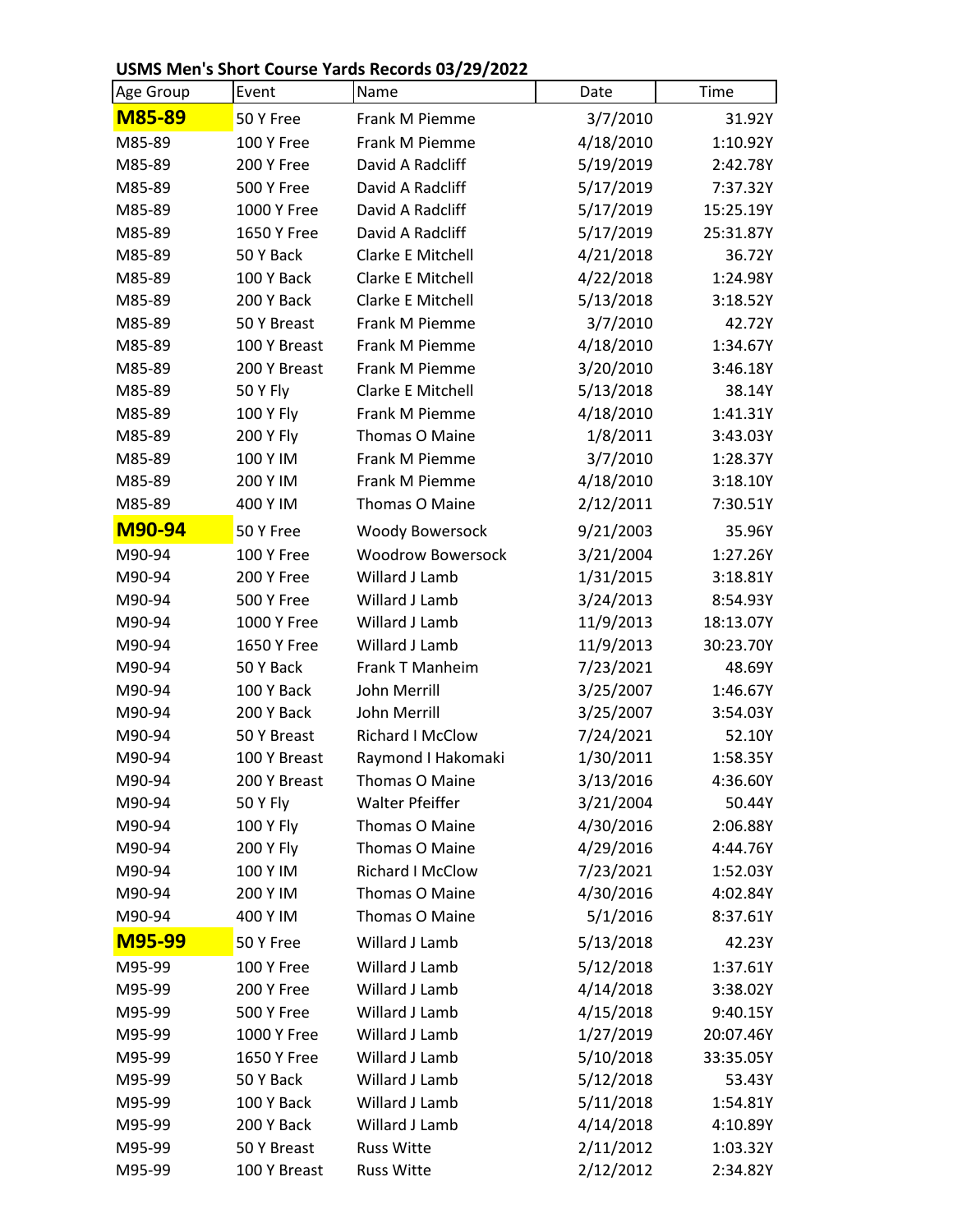**USMS Men's Short Course Yards Records 03/29/2022**

| Age Group | Event | Name | Date | Time |
|---|---|---|---|---|
| **M85-89** | 50 Y Free | Frank M Piemme | 3/7/2010 | 31.92Y |
| M85-89 | 100 Y Free | Frank M Piemme | 4/18/2010 | 1:10.92Y |
| M85-89 | 200 Y Free | David A Radcliff | 5/19/2019 | 2:42.78Y |
| M85-89 | 500 Y Free | David A Radcliff | 5/17/2019 | 7:37.32Y |
| M85-89 | 1000 Y Free | David A Radcliff | 5/17/2019 | 15:25.19Y |
| M85-89 | 1650 Y Free | David A Radcliff | 5/17/2019 | 25:31.87Y |
| M85-89 | 50 Y Back | Clarke E Mitchell | 4/21/2018 | 36.72Y |
| M85-89 | 100 Y Back | Clarke E Mitchell | 4/22/2018 | 1:24.98Y |
| M85-89 | 200 Y Back | Clarke E Mitchell | 5/13/2018 | 3:18.52Y |
| M85-89 | 50 Y Breast | Frank M Piemme | 3/7/2010 | 42.72Y |
| M85-89 | 100 Y Breast | Frank M Piemme | 4/18/2010 | 1:34.67Y |
| M85-89 | 200 Y Breast | Frank M Piemme | 3/20/2010 | 3:46.18Y |
| M85-89 | 50 Y Fly | Clarke E Mitchell | 5/13/2018 | 38.14Y |
| M85-89 | 100 Y Fly | Frank M Piemme | 4/18/2010 | 1:41.31Y |
| M85-89 | 200 Y Fly | Thomas O Maine | 1/8/2011 | 3:43.03Y |
| M85-89 | 100 Y IM | Frank M Piemme | 3/7/2010 | 1:28.37Y |
| M85-89 | 200 Y IM | Frank M Piemme | 4/18/2010 | 3:18.10Y |
| M85-89 | 400 Y IM | Thomas O Maine | 2/12/2011 | 7:30.51Y |
| **M90-94** | 50 Y Free | Woody Bowersock | 9/21/2003 | 35.96Y |
| M90-94 | 100 Y Free | Woodrow Bowersock | 3/21/2004 | 1:27.26Y |
| M90-94 | 200 Y Free | Willard J Lamb | 1/31/2015 | 3:18.81Y |
| M90-94 | 500 Y Free | Willard J Lamb | 3/24/2013 | 8:54.93Y |
| M90-94 | 1000 Y Free | Willard J Lamb | 11/9/2013 | 18:13.07Y |
| M90-94 | 1650 Y Free | Willard J Lamb | 11/9/2013 | 30:23.70Y |
| M90-94 | 50 Y Back | Frank T Manheim | 7/23/2021 | 48.69Y |
| M90-94 | 100 Y Back | John Merrill | 3/25/2007 | 1:46.67Y |
| M90-94 | 200 Y Back | John Merrill | 3/25/2007 | 3:54.03Y |
| M90-94 | 50 Y Breast | Richard I McClow | 7/24/2021 | 52.10Y |
| M90-94 | 100 Y Breast | Raymond I Hakomaki | 1/30/2011 | 1:58.35Y |
| M90-94 | 200 Y Breast | Thomas O Maine | 3/13/2016 | 4:36.60Y |
| M90-94 | 50 Y Fly | Walter Pfeiffer | 3/21/2004 | 50.44Y |
| M90-94 | 100 Y Fly | Thomas O Maine | 4/30/2016 | 2:06.88Y |
| M90-94 | 200 Y Fly | Thomas O Maine | 4/29/2016 | 4:44.76Y |
| M90-94 | 100 Y IM | Richard I McClow | 7/23/2021 | 1:52.03Y |
| M90-94 | 200 Y IM | Thomas O Maine | 4/30/2016 | 4:02.84Y |
| M90-94 | 400 Y IM | Thomas O Maine | 5/1/2016 | 8:37.61Y |
| **M95-99** | 50 Y Free | Willard J Lamb | 5/13/2018 | 42.23Y |
| M95-99 | 100 Y Free | Willard J Lamb | 5/12/2018 | 1:37.61Y |
| M95-99 | 200 Y Free | Willard J Lamb | 4/14/2018 | 3:38.02Y |
| M95-99 | 500 Y Free | Willard J Lamb | 4/15/2018 | 9:40.15Y |
| M95-99 | 1000 Y Free | Willard J Lamb | 1/27/2019 | 20:07.46Y |
| M95-99 | 1650 Y Free | Willard J Lamb | 5/10/2018 | 33:35.05Y |
| M95-99 | 50 Y Back | Willard J Lamb | 5/12/2018 | 53.43Y |
| M95-99 | 100 Y Back | Willard J Lamb | 5/11/2018 | 1:54.81Y |
| M95-99 | 200 Y Back | Willard J Lamb | 4/14/2018 | 4:10.89Y |
| M95-99 | 50 Y Breast | Russ Witte | 2/11/2012 | 1:03.32Y |
| M95-99 | 100 Y Breast | Russ Witte | 2/12/2012 | 2:34.82Y |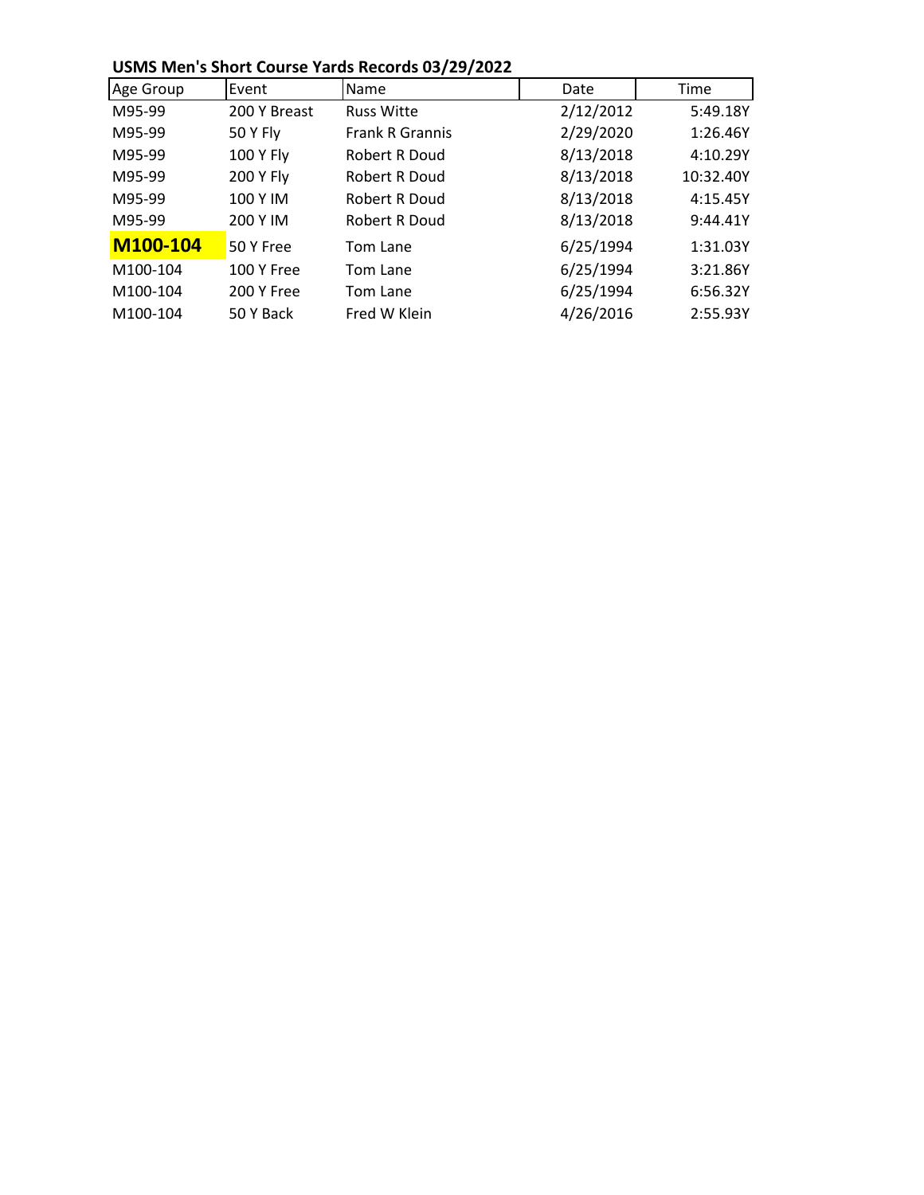**USMS Men's Short Course Yards Records 03/29/2022**

| Age Group | Event | Name | Date | Time |
|---|---|---|---|---|
| M95-99 | 200 Y Breast | Russ Witte | 2/12/2012 | 5:49.18Y |
| M95-99 | 50 Y Fly | Frank R Grannis | 2/29/2020 | 1:26.46Y |
| M95-99 | 100 Y Fly | Robert R Doud | 8/13/2018 | 4:10.29Y |
| M95-99 | 200 Y Fly | Robert R Doud | 8/13/2018 | 10:32.40Y |
| M95-99 | 100 Y IM | Robert R Doud | 8/13/2018 | 4:15.45Y |
| M95-99 | 200 Y IM | Robert R Doud | 8/13/2018 | 9:44.41Y |
| **M100-104** | 50 Y Free | Tom Lane | 6/25/1994 | 1:31.03Y |
| M100-104 | 100 Y Free | Tom Lane | 6/25/1994 | 3:21.86Y |
| M100-104 | 200 Y Free | Tom Lane | 6/25/1994 | 6:56.32Y |
| M100-104 | 50 Y Back | Fred W Klein | 4/26/2016 | 2:55.93Y |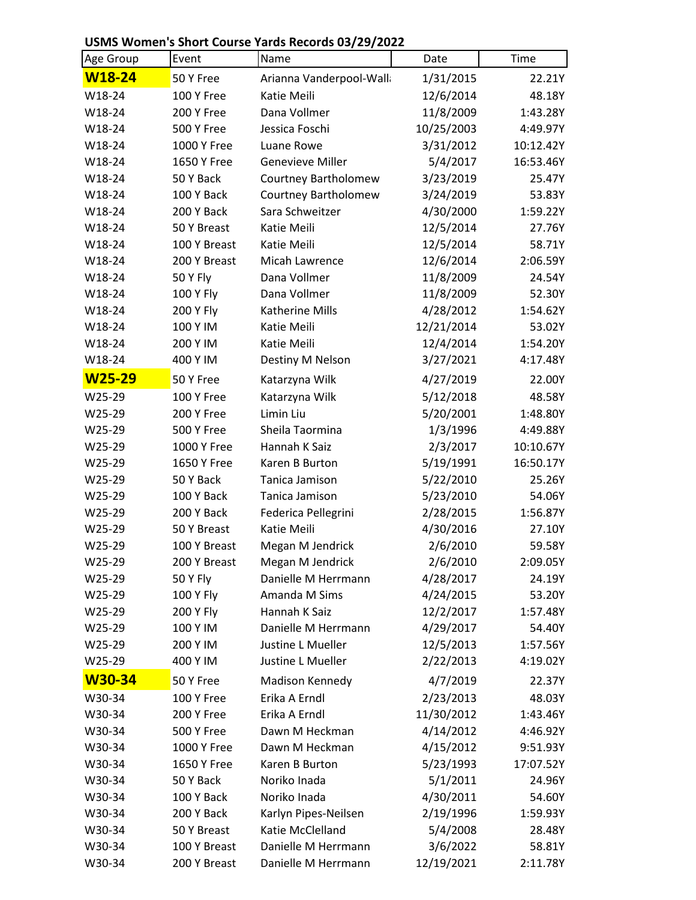# USMS Women's Short Course Yards Records 03/29/2022

| Age Group | Event | Name | Date | Time |
|---|---|---|---|---|
| **W18-24** | 50 Y Free | Arianna Vanderpool-Walla | 1/31/2015 | 22.21Y |
| W18-24 | 100 Y Free | Katie Meili | 12/6/2014 | 48.18Y |
| W18-24 | 200 Y Free | Dana Vollmer | 11/8/2009 | 1:43.28Y |
| W18-24 | 500 Y Free | Jessica Foschi | 10/25/2003 | 4:49.97Y |
| W18-24 | 1000 Y Free | Luane Rowe | 3/31/2012 | 10:12.42Y |
| W18-24 | 1650 Y Free | Genevieve Miller | 5/4/2017 | 16:53.46Y |
| W18-24 | 50 Y Back | Courtney Bartholomew | 3/23/2019 | 25.47Y |
| W18-24 | 100 Y Back | Courtney Bartholomew | 3/24/2019 | 53.83Y |
| W18-24 | 200 Y Back | Sara Schweitzer | 4/30/2000 | 1:59.22Y |
| W18-24 | 50 Y Breast | Katie Meili | 12/5/2014 | 27.76Y |
| W18-24 | 100 Y Breast | Katie Meili | 12/5/2014 | 58.71Y |
| W18-24 | 200 Y Breast | Micah Lawrence | 12/6/2014 | 2:06.59Y |
| W18-24 | 50 Y Fly | Dana Vollmer | 11/8/2009 | 24.54Y |
| W18-24 | 100 Y Fly | Dana Vollmer | 11/8/2009 | 52.30Y |
| W18-24 | 200 Y Fly | Katherine Mills | 4/28/2012 | 1:54.62Y |
| W18-24 | 100 Y IM | Katie Meili | 12/21/2014 | 53.02Y |
| W18-24 | 200 Y IM | Katie Meili | 12/4/2014 | 1:54.20Y |
| W18-24 | 400 Y IM | Destiny M Nelson | 3/27/2021 | 4:17.48Y |
| **W25-29** | 50 Y Free | Katarzyna Wilk | 4/27/2019 | 22.00Y |
| W25-29 | 100 Y Free | Katarzyna Wilk | 5/12/2018 | 48.58Y |
| W25-29 | 200 Y Free | Limin Liu | 5/20/2001 | 1:48.80Y |
| W25-29 | 500 Y Free | Sheila Taormina | 1/3/1996 | 4:49.88Y |
| W25-29 | 1000 Y Free | Hannah K Saiz | 2/3/2017 | 10:10.67Y |
| W25-29 | 1650 Y Free | Karen B Burton | 5/19/1991 | 16:50.17Y |
| W25-29 | 50 Y Back | Tanica Jamison | 5/22/2010 | 25.26Y |
| W25-29 | 100 Y Back | Tanica Jamison | 5/23/2010 | 54.06Y |
| W25-29 | 200 Y Back | Federica Pellegrini | 2/28/2015 | 1:56.87Y |
| W25-29 | 50 Y Breast | Katie Meili | 4/30/2016 | 27.10Y |
| W25-29 | 100 Y Breast | Megan M Jendrick | 2/6/2010 | 59.58Y |
| W25-29 | 200 Y Breast | Megan M Jendrick | 2/6/2010 | 2:09.05Y |
| W25-29 | 50 Y Fly | Danielle M Herrmann | 4/28/2017 | 24.19Y |
| W25-29 | 100 Y Fly | Amanda M Sims | 4/24/2015 | 53.20Y |
| W25-29 | 200 Y Fly | Hannah K Saiz | 12/2/2017 | 1:57.48Y |
| W25-29 | 100 Y IM | Danielle M Herrmann | 4/29/2017 | 54.40Y |
| W25-29 | 200 Y IM | Justine L Mueller | 12/5/2013 | 1:57.56Y |
| W25-29 | 400 Y IM | Justine L Mueller | 2/22/2013 | 4:19.02Y |
| **W30-34** | 50 Y Free | Madison Kennedy | 4/7/2019 | 22.37Y |
| W30-34 | 100 Y Free | Erika A Erndl | 2/23/2013 | 48.03Y |
| W30-34 | 200 Y Free | Erika A Erndl | 11/30/2012 | 1:43.46Y |
| W30-34 | 500 Y Free | Dawn M Heckman | 4/14/2012 | 4:46.92Y |
| W30-34 | 1000 Y Free | Dawn M Heckman | 4/15/2012 | 9:51.93Y |
| W30-34 | 1650 Y Free | Karen B Burton | 5/23/1993 | 17:07.52Y |
| W30-34 | 50 Y Back | Noriko Inada | 5/1/2011 | 24.96Y |
| W30-34 | 100 Y Back | Noriko Inada | 4/30/2011 | 54.60Y |
| W30-34 | 200 Y Back | Karlyn Pipes-Neilsen | 2/19/1996 | 1:59.93Y |
| W30-34 | 50 Y Breast | Katie McClelland | 5/4/2008 | 28.48Y |
| W30-34 | 100 Y Breast | Danielle M Herrmann | 3/6/2022 | 58.81Y |
| W30-34 | 200 Y Breast | Danielle M Herrmann | 12/19/2021 | 2:11.78Y |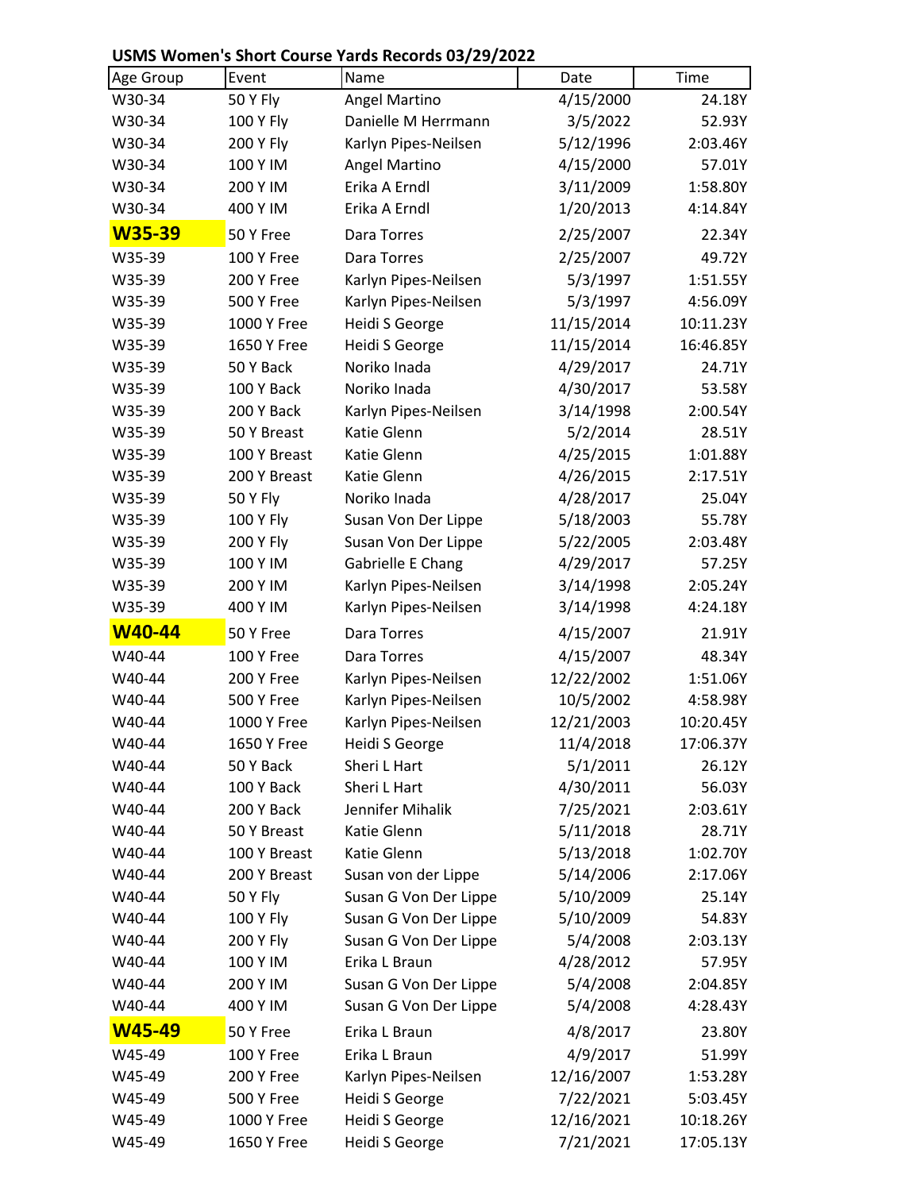**USMS Women's Short Course Yards Records 03/29/2022**

| Age Group | Event | Name | Date | Time |
|---|---|---|---|---|
| W30-34 | 50 Y Fly | Angel Martino | 4/15/2000 | 24.18Y |
| W30-34 | 100 Y Fly | Danielle M Herrmann | 3/5/2022 | 52.93Y |
| W30-34 | 200 Y Fly | Karlyn Pipes-Neilsen | 5/12/1996 | 2:03.46Y |
| W30-34 | 100 Y IM | Angel Martino | 4/15/2000 | 57.01Y |
| W30-34 | 200 Y IM | Erika A Erndl | 3/11/2009 | 1:58.80Y |
| W30-34 | 400 Y IM | Erika A Erndl | 1/20/2013 | 4:14.84Y |
| **W35-39** | 50 Y Free | Dara Torres | 2/25/2007 | 22.34Y |
| W35-39 | 100 Y Free | Dara Torres | 2/25/2007 | 49.72Y |
| W35-39 | 200 Y Free | Karlyn Pipes-Neilsen | 5/3/1997 | 1:51.55Y |
| W35-39 | 500 Y Free | Karlyn Pipes-Neilsen | 5/3/1997 | 4:56.09Y |
| W35-39 | 1000 Y Free | Heidi S George | 11/15/2014 | 10:11.23Y |
| W35-39 | 1650 Y Free | Heidi S George | 11/15/2014 | 16:46.85Y |
| W35-39 | 50 Y Back | Noriko Inada | 4/29/2017 | 24.71Y |
| W35-39 | 100 Y Back | Noriko Inada | 4/30/2017 | 53.58Y |
| W35-39 | 200 Y Back | Karlyn Pipes-Neilsen | 3/14/1998 | 2:00.54Y |
| W35-39 | 50 Y Breast | Katie Glenn | 5/2/2014 | 28.51Y |
| W35-39 | 100 Y Breast | Katie Glenn | 4/25/2015 | 1:01.88Y |
| W35-39 | 200 Y Breast | Katie Glenn | 4/26/2015 | 2:17.51Y |
| W35-39 | 50 Y Fly | Noriko Inada | 4/28/2017 | 25.04Y |
| W35-39 | 100 Y Fly | Susan Von Der Lippe | 5/18/2003 | 55.78Y |
| W35-39 | 200 Y Fly | Susan Von Der Lippe | 5/22/2005 | 2:03.48Y |
| W35-39 | 100 Y IM | Gabrielle E Chang | 4/29/2017 | 57.25Y |
| W35-39 | 200 Y IM | Karlyn Pipes-Neilsen | 3/14/1998 | 2:05.24Y |
| W35-39 | 400 Y IM | Karlyn Pipes-Neilsen | 3/14/1998 | 4:24.18Y |
| **W40-44** | 50 Y Free | Dara Torres | 4/15/2007 | 21.91Y |
| W40-44 | 100 Y Free | Dara Torres | 4/15/2007 | 48.34Y |
| W40-44 | 200 Y Free | Karlyn Pipes-Neilsen | 12/22/2002 | 1:51.06Y |
| W40-44 | 500 Y Free | Karlyn Pipes-Neilsen | 10/5/2002 | 4:58.98Y |
| W40-44 | 1000 Y Free | Karlyn Pipes-Neilsen | 12/21/2003 | 10:20.45Y |
| W40-44 | 1650 Y Free | Heidi S George | 11/4/2018 | 17:06.37Y |
| W40-44 | 50 Y Back | Sheri L Hart | 5/1/2011 | 26.12Y |
| W40-44 | 100 Y Back | Sheri L Hart | 4/30/2011 | 56.03Y |
| W40-44 | 200 Y Back | Jennifer Mihalik | 7/25/2021 | 2:03.61Y |
| W40-44 | 50 Y Breast | Katie Glenn | 5/11/2018 | 28.71Y |
| W40-44 | 100 Y Breast | Katie Glenn | 5/13/2018 | 1:02.70Y |
| W40-44 | 200 Y Breast | Susan von der Lippe | 5/14/2006 | 2:17.06Y |
| W40-44 | 50 Y Fly | Susan G Von Der Lippe | 5/10/2009 | 25.14Y |
| W40-44 | 100 Y Fly | Susan G Von Der Lippe | 5/10/2009 | 54.83Y |
| W40-44 | 200 Y Fly | Susan G Von Der Lippe | 5/4/2008 | 2:03.13Y |
| W40-44 | 100 Y IM | Erika L Braun | 4/28/2012 | 57.95Y |
| W40-44 | 200 Y IM | Susan G Von Der Lippe | 5/4/2008 | 2:04.85Y |
| W40-44 | 400 Y IM | Susan G Von Der Lippe | 5/4/2008 | 4:28.43Y |
| **W45-49** | 50 Y Free | Erika L Braun | 4/8/2017 | 23.80Y |
| W45-49 | 100 Y Free | Erika L Braun | 4/9/2017 | 51.99Y |
| W45-49 | 200 Y Free | Karlyn Pipes-Neilsen | 12/16/2007 | 1:53.28Y |
| W45-49 | 500 Y Free | Heidi S George | 7/22/2021 | 5:03.45Y |
| W45-49 | 1000 Y Free | Heidi S George | 12/16/2021 | 10:18.26Y |
| W45-49 | 1650 Y Free | Heidi S George | 7/21/2021 | 17:05.13Y |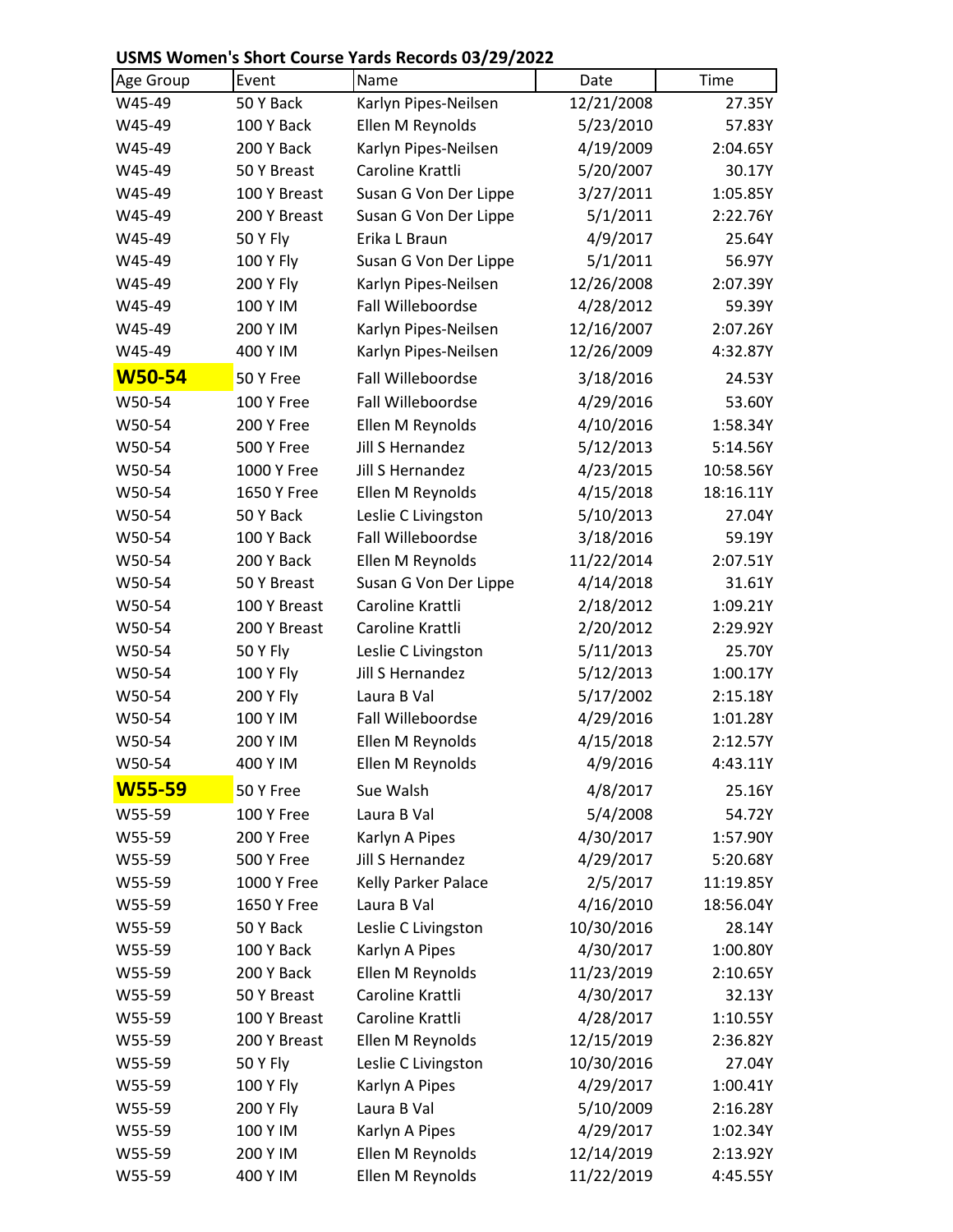## USMS Women's Short Course Yards Records 03/29/2022

| Age Group | Event | Name | Date | Time |
|---|---|---|---|---|
| W45-49 | 50 Y Back | Karlyn Pipes-Neilsen | 12/21/2008 | 27.35Y |
| W45-49 | 100 Y Back | Ellen M Reynolds | 5/23/2010 | 57.83Y |
| W45-49 | 200 Y Back | Karlyn Pipes-Neilsen | 4/19/2009 | 2:04.65Y |
| W45-49 | 50 Y Breast | Caroline Krattli | 5/20/2007 | 30.17Y |
| W45-49 | 100 Y Breast | Susan G Von Der Lippe | 3/27/2011 | 1:05.85Y |
| W45-49 | 200 Y Breast | Susan G Von Der Lippe | 5/1/2011 | 2:22.76Y |
| W45-49 | 50 Y Fly | Erika L Braun | 4/9/2017 | 25.64Y |
| W45-49 | 100 Y Fly | Susan G Von Der Lippe | 5/1/2011 | 56.97Y |
| W45-49 | 200 Y Fly | Karlyn Pipes-Neilsen | 12/26/2008 | 2:07.39Y |
| W45-49 | 100 Y IM | Fall Willeboordse | 4/28/2012 | 59.39Y |
| W45-49 | 200 Y IM | Karlyn Pipes-Neilsen | 12/16/2007 | 2:07.26Y |
| W45-49 | 400 Y IM | Karlyn Pipes-Neilsen | 12/26/2009 | 4:32.87Y |
| **W50-54** | 50 Y Free | Fall Willeboordse | 3/18/2016 | 24.53Y |
| W50-54 | 100 Y Free | Fall Willeboordse | 4/29/2016 | 53.60Y |
| W50-54 | 200 Y Free | Ellen M Reynolds | 4/10/2016 | 1:58.34Y |
| W50-54 | 500 Y Free | Jill S Hernandez | 5/12/2013 | 5:14.56Y |
| W50-54 | 1000 Y Free | Jill S Hernandez | 4/23/2015 | 10:58.56Y |
| W50-54 | 1650 Y Free | Ellen M Reynolds | 4/15/2018 | 18:16.11Y |
| W50-54 | 50 Y Back | Leslie C Livingston | 5/10/2013 | 27.04Y |
| W50-54 | 100 Y Back | Fall Willeboordse | 3/18/2016 | 59.19Y |
| W50-54 | 200 Y Back | Ellen M Reynolds | 11/22/2014 | 2:07.51Y |
| W50-54 | 50 Y Breast | Susan G Von Der Lippe | 4/14/2018 | 31.61Y |
| W50-54 | 100 Y Breast | Caroline Krattli | 2/18/2012 | 1:09.21Y |
| W50-54 | 200 Y Breast | Caroline Krattli | 2/20/2012 | 2:29.92Y |
| W50-54 | 50 Y Fly | Leslie C Livingston | 5/11/2013 | 25.70Y |
| W50-54 | 100 Y Fly | Jill S Hernandez | 5/12/2013 | 1:00.17Y |
| W50-54 | 200 Y Fly | Laura B Val | 5/17/2002 | 2:15.18Y |
| W50-54 | 100 Y IM | Fall Willeboordse | 4/29/2016 | 1:01.28Y |
| W50-54 | 200 Y IM | Ellen M Reynolds | 4/15/2018 | 2:12.57Y |
| W50-54 | 400 Y IM | Ellen M Reynolds | 4/9/2016 | 4:43.11Y |
| **W55-59** | 50 Y Free | Sue Walsh | 4/8/2017 | 25.16Y |
| W55-59 | 100 Y Free | Laura B Val | 5/4/2008 | 54.72Y |
| W55-59 | 200 Y Free | Karlyn A Pipes | 4/30/2017 | 1:57.90Y |
| W55-59 | 500 Y Free | Jill S Hernandez | 4/29/2017 | 5:20.68Y |
| W55-59 | 1000 Y Free | Kelly Parker Palace | 2/5/2017 | 11:19.85Y |
| W55-59 | 1650 Y Free | Laura B Val | 4/16/2010 | 18:56.04Y |
| W55-59 | 50 Y Back | Leslie C Livingston | 10/30/2016 | 28.14Y |
| W55-59 | 100 Y Back | Karlyn A Pipes | 4/30/2017 | 1:00.80Y |
| W55-59 | 200 Y Back | Ellen M Reynolds | 11/23/2019 | 2:10.65Y |
| W55-59 | 50 Y Breast | Caroline Krattli | 4/30/2017 | 32.13Y |
| W55-59 | 100 Y Breast | Caroline Krattli | 4/28/2017 | 1:10.55Y |
| W55-59 | 200 Y Breast | Ellen M Reynolds | 12/15/2019 | 2:36.82Y |
| W55-59 | 50 Y Fly | Leslie C Livingston | 10/30/2016 | 27.04Y |
| W55-59 | 100 Y Fly | Karlyn A Pipes | 4/29/2017 | 1:00.41Y |
| W55-59 | 200 Y Fly | Laura B Val | 5/10/2009 | 2:16.28Y |
| W55-59 | 100 Y IM | Karlyn A Pipes | 4/29/2017 | 1:02.34Y |
| W55-59 | 200 Y IM | Ellen M Reynolds | 12/14/2019 | 2:13.92Y |
| W55-59 | 400 Y IM | Ellen M Reynolds | 11/22/2019 | 4:45.55Y |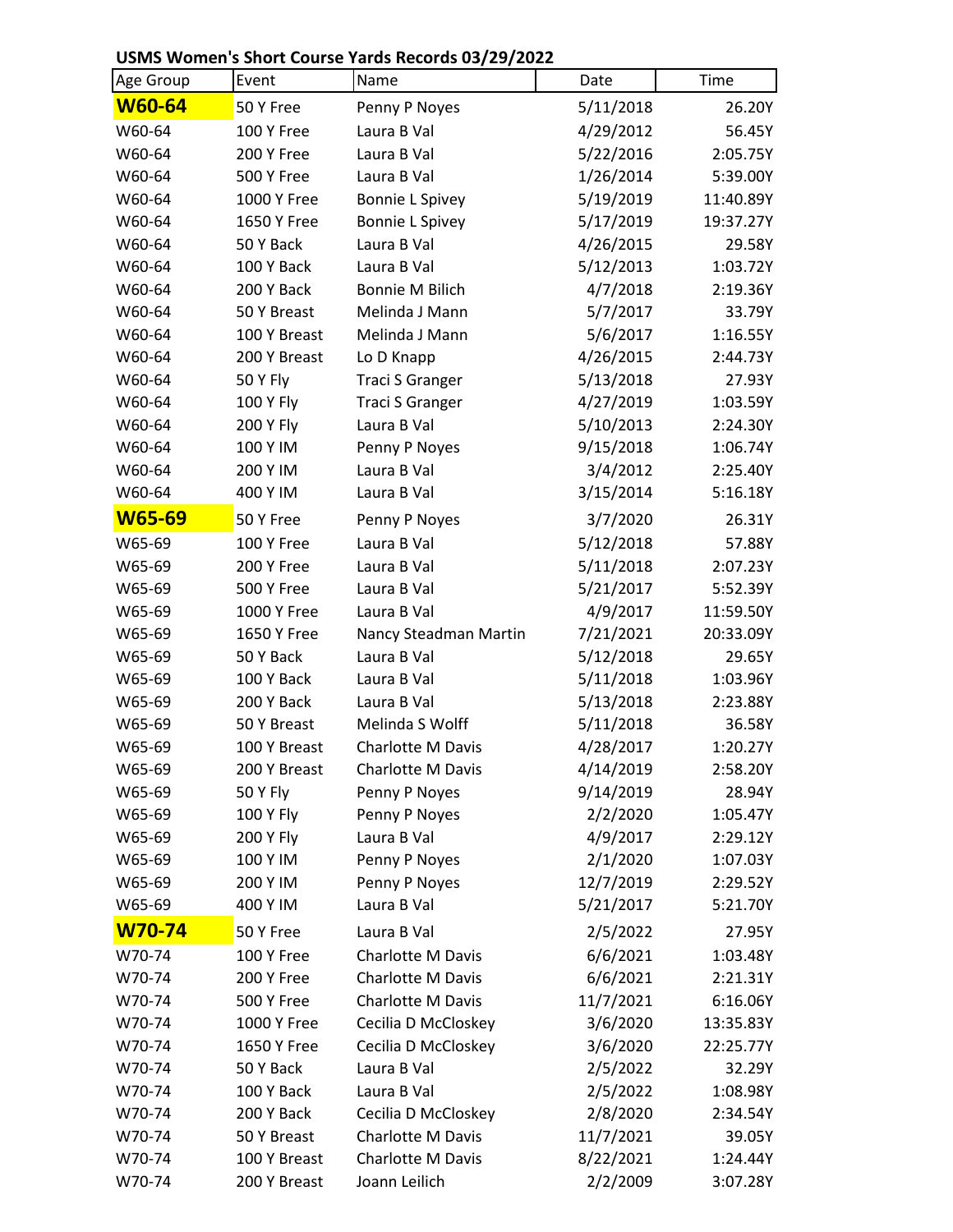## USMS Women's Short Course Yards Records 03/29/2022

| Age Group | Event | Name | Date | Time |
|---|---|---|---|---|
| **W60-64** | 50 Y Free | Penny P Noyes | 5/11/2018 | 26.20Y |
| W60-64 | 100 Y Free | Laura B Val | 4/29/2012 | 56.45Y |
| W60-64 | 200 Y Free | Laura B Val | 5/22/2016 | 2:05.75Y |
| W60-64 | 500 Y Free | Laura B Val | 1/26/2014 | 5:39.00Y |
| W60-64 | 1000 Y Free | Bonnie L Spivey | 5/19/2019 | 11:40.89Y |
| W60-64 | 1650 Y Free | Bonnie L Spivey | 5/17/2019 | 19:37.27Y |
| W60-64 | 50 Y Back | Laura B Val | 4/26/2015 | 29.58Y |
| W60-64 | 100 Y Back | Laura B Val | 5/12/2013 | 1:03.72Y |
| W60-64 | 200 Y Back | Bonnie M Bilich | 4/7/2018 | 2:19.36Y |
| W60-64 | 50 Y Breast | Melinda J Mann | 5/7/2017 | 33.79Y |
| W60-64 | 100 Y Breast | Melinda J Mann | 5/6/2017 | 1:16.55Y |
| W60-64 | 200 Y Breast | Lo D Knapp | 4/26/2015 | 2:44.73Y |
| W60-64 | 50 Y Fly | Traci S Granger | 5/13/2018 | 27.93Y |
| W60-64 | 100 Y Fly | Traci S Granger | 4/27/2019 | 1:03.59Y |
| W60-64 | 200 Y Fly | Laura B Val | 5/10/2013 | 2:24.30Y |
| W60-64 | 100 Y IM | Penny P Noyes | 9/15/2018 | 1:06.74Y |
| W60-64 | 200 Y IM | Laura B Val | 3/4/2012 | 2:25.40Y |
| W60-64 | 400 Y IM | Laura B Val | 3/15/2014 | 5:16.18Y |
| **W65-69** | 50 Y Free | Penny P Noyes | 3/7/2020 | 26.31Y |
| W65-69 | 100 Y Free | Laura B Val | 5/12/2018 | 57.88Y |
| W65-69 | 200 Y Free | Laura B Val | 5/11/2018 | 2:07.23Y |
| W65-69 | 500 Y Free | Laura B Val | 5/21/2017 | 5:52.39Y |
| W65-69 | 1000 Y Free | Laura B Val | 4/9/2017 | 11:59.50Y |
| W65-69 | 1650 Y Free | Nancy Steadman Martin | 7/21/2021 | 20:33.09Y |
| W65-69 | 50 Y Back | Laura B Val | 5/12/2018 | 29.65Y |
| W65-69 | 100 Y Back | Laura B Val | 5/11/2018 | 1:03.96Y |
| W65-69 | 200 Y Back | Laura B Val | 5/13/2018 | 2:23.88Y |
| W65-69 | 50 Y Breast | Melinda S Wolff | 5/11/2018 | 36.58Y |
| W65-69 | 100 Y Breast | Charlotte M Davis | 4/28/2017 | 1:20.27Y |
| W65-69 | 200 Y Breast | Charlotte M Davis | 4/14/2019 | 2:58.20Y |
| W65-69 | 50 Y Fly | Penny P Noyes | 9/14/2019 | 28.94Y |
| W65-69 | 100 Y Fly | Penny P Noyes | 2/2/2020 | 1:05.47Y |
| W65-69 | 200 Y Fly | Laura B Val | 4/9/2017 | 2:29.12Y |
| W65-69 | 100 Y IM | Penny P Noyes | 2/1/2020 | 1:07.03Y |
| W65-69 | 200 Y IM | Penny P Noyes | 12/7/2019 | 2:29.52Y |
| W65-69 | 400 Y IM | Laura B Val | 5/21/2017 | 5:21.70Y |
| **W70-74** | 50 Y Free | Laura B Val | 2/5/2022 | 27.95Y |
| W70-74 | 100 Y Free | Charlotte M Davis | 6/6/2021 | 1:03.48Y |
| W70-74 | 200 Y Free | Charlotte M Davis | 6/6/2021 | 2:21.31Y |
| W70-74 | 500 Y Free | Charlotte M Davis | 11/7/2021 | 6:16.06Y |
| W70-74 | 1000 Y Free | Cecilia D McCloskey | 3/6/2020 | 13:35.83Y |
| W70-74 | 1650 Y Free | Cecilia D McCloskey | 3/6/2020 | 22:25.77Y |
| W70-74 | 50 Y Back | Laura B Val | 2/5/2022 | 32.29Y |
| W70-74 | 100 Y Back | Laura B Val | 2/5/2022 | 1:08.98Y |
| W70-74 | 200 Y Back | Cecilia D McCloskey | 2/8/2020 | 2:34.54Y |
| W70-74 | 50 Y Breast | Charlotte M Davis | 11/7/2021 | 39.05Y |
| W70-74 | 100 Y Breast | Charlotte M Davis | 8/22/2021 | 1:24.44Y |
| W70-74 | 200 Y Breast | Joann Leilich | 2/2/2009 | 3:07.28Y |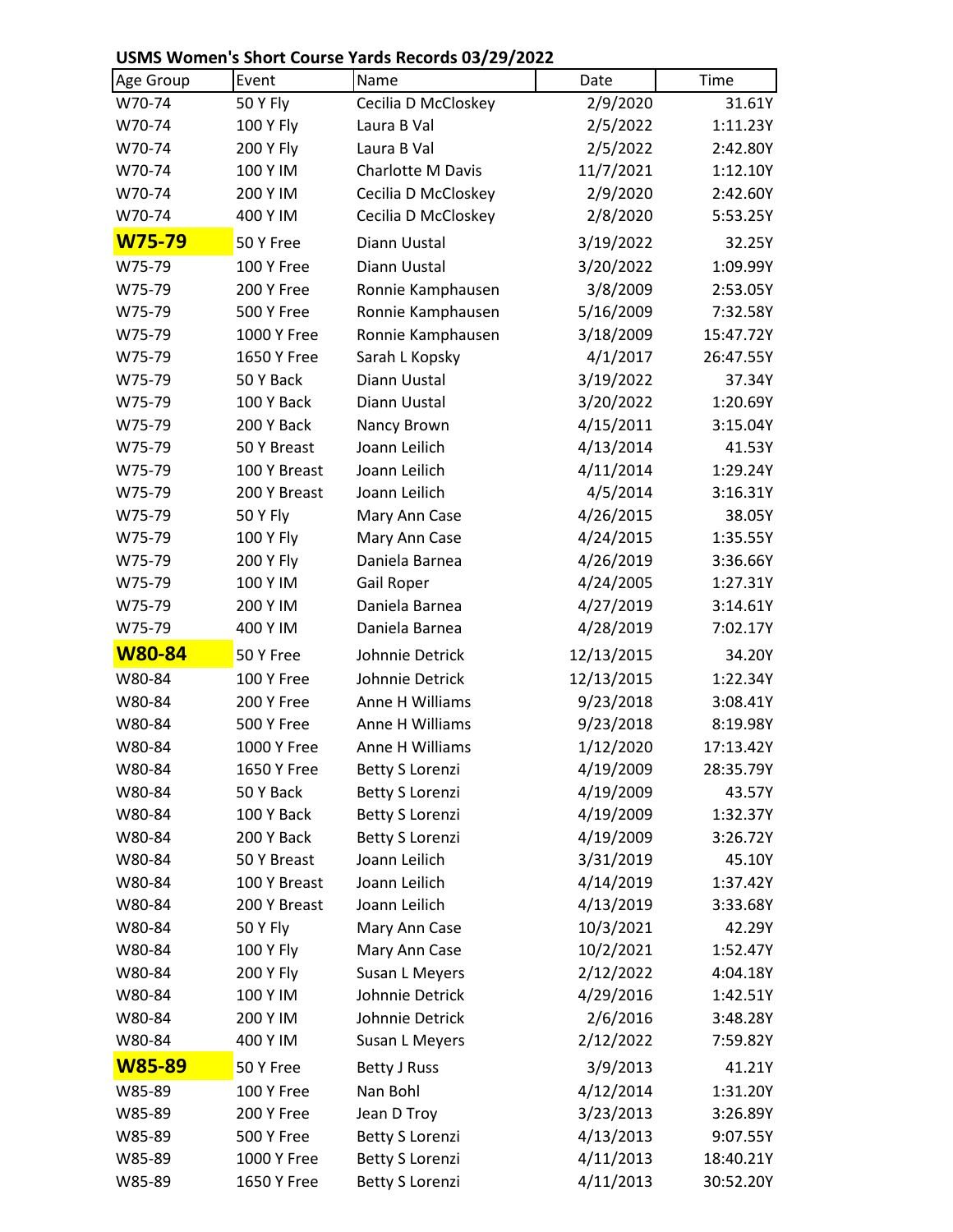## USMS Women's Short Course Yards Records 03/29/2022

| Age Group | Event | Name | Date | Time |
|---|---|---|---|---|
| W70-74 | 50 Y Fly | Cecilia D McCloskey | 2/9/2020 | 31.61Y |
| W70-74 | 100 Y Fly | Laura B Val | 2/5/2022 | 1:11.23Y |
| W70-74 | 200 Y Fly | Laura B Val | 2/5/2022 | 2:42.80Y |
| W70-74 | 100 Y IM | Charlotte M Davis | 11/7/2021 | 1:12.10Y |
| W70-74 | 200 Y IM | Cecilia D McCloskey | 2/9/2020 | 2:42.60Y |
| W70-74 | 400 Y IM | Cecilia D McCloskey | 2/8/2020 | 5:53.25Y |
| **W75-79** | 50 Y Free | Diann Uustal | 3/19/2022 | 32.25Y |
| W75-79 | 100 Y Free | Diann Uustal | 3/20/2022 | 1:09.99Y |
| W75-79 | 200 Y Free | Ronnie Kamphausen | 3/8/2009 | 2:53.05Y |
| W75-79 | 500 Y Free | Ronnie Kamphausen | 5/16/2009 | 7:32.58Y |
| W75-79 | 1000 Y Free | Ronnie Kamphausen | 3/18/2009 | 15:47.72Y |
| W75-79 | 1650 Y Free | Sarah L Kopsky | 4/1/2017 | 26:47.55Y |
| W75-79 | 50 Y Back | Diann Uustal | 3/19/2022 | 37.34Y |
| W75-79 | 100 Y Back | Diann Uustal | 3/20/2022 | 1:20.69Y |
| W75-79 | 200 Y Back | Nancy Brown | 4/15/2011 | 3:15.04Y |
| W75-79 | 50 Y Breast | Joann Leilich | 4/13/2014 | 41.53Y |
| W75-79 | 100 Y Breast | Joann Leilich | 4/11/2014 | 1:29.24Y |
| W75-79 | 200 Y Breast | Joann Leilich | 4/5/2014 | 3:16.31Y |
| W75-79 | 50 Y Fly | Mary Ann Case | 4/26/2015 | 38.05Y |
| W75-79 | 100 Y Fly | Mary Ann Case | 4/24/2015 | 1:35.55Y |
| W75-79 | 200 Y Fly | Daniela Barnea | 4/26/2019 | 3:36.66Y |
| W75-79 | 100 Y IM | Gail Roper | 4/24/2005 | 1:27.31Y |
| W75-79 | 200 Y IM | Daniela Barnea | 4/27/2019 | 3:14.61Y |
| W75-79 | 400 Y IM | Daniela Barnea | 4/28/2019 | 7:02.17Y |
| **W80-84** | 50 Y Free | Johnnie Detrick | 12/13/2015 | 34.20Y |
| W80-84 | 100 Y Free | Johnnie Detrick | 12/13/2015 | 1:22.34Y |
| W80-84 | 200 Y Free | Anne H Williams | 9/23/2018 | 3:08.41Y |
| W80-84 | 500 Y Free | Anne H Williams | 9/23/2018 | 8:19.98Y |
| W80-84 | 1000 Y Free | Anne H Williams | 1/12/2020 | 17:13.42Y |
| W80-84 | 1650 Y Free | Betty S Lorenzi | 4/19/2009 | 28:35.79Y |
| W80-84 | 50 Y Back | Betty S Lorenzi | 4/19/2009 | 43.57Y |
| W80-84 | 100 Y Back | Betty S Lorenzi | 4/19/2009 | 1:32.37Y |
| W80-84 | 200 Y Back | Betty S Lorenzi | 4/19/2009 | 3:26.72Y |
| W80-84 | 50 Y Breast | Joann Leilich | 3/31/2019 | 45.10Y |
| W80-84 | 100 Y Breast | Joann Leilich | 4/14/2019 | 1:37.42Y |
| W80-84 | 200 Y Breast | Joann Leilich | 4/13/2019 | 3:33.68Y |
| W80-84 | 50 Y Fly | Mary Ann Case | 10/3/2021 | 42.29Y |
| W80-84 | 100 Y Fly | Mary Ann Case | 10/2/2021 | 1:52.47Y |
| W80-84 | 200 Y Fly | Susan L Meyers | 2/12/2022 | 4:04.18Y |
| W80-84 | 100 Y IM | Johnnie Detrick | 4/29/2016 | 1:42.51Y |
| W80-84 | 200 Y IM | Johnnie Detrick | 2/6/2016 | 3:48.28Y |
| W80-84 | 400 Y IM | Susan L Meyers | 2/12/2022 | 7:59.82Y |
| **W85-89** | 50 Y Free | Betty J Russ | 3/9/2013 | 41.21Y |
| W85-89 | 100 Y Free | Nan Bohl | 4/12/2014 | 1:31.20Y |
| W85-89 | 200 Y Free | Jean D Troy | 3/23/2013 | 3:26.89Y |
| W85-89 | 500 Y Free | Betty S Lorenzi | 4/13/2013 | 9:07.55Y |
| W85-89 | 1000 Y Free | Betty S Lorenzi | 4/11/2013 | 18:40.21Y |
| W85-89 | 1650 Y Free | Betty S Lorenzi | 4/11/2013 | 30:52.20Y |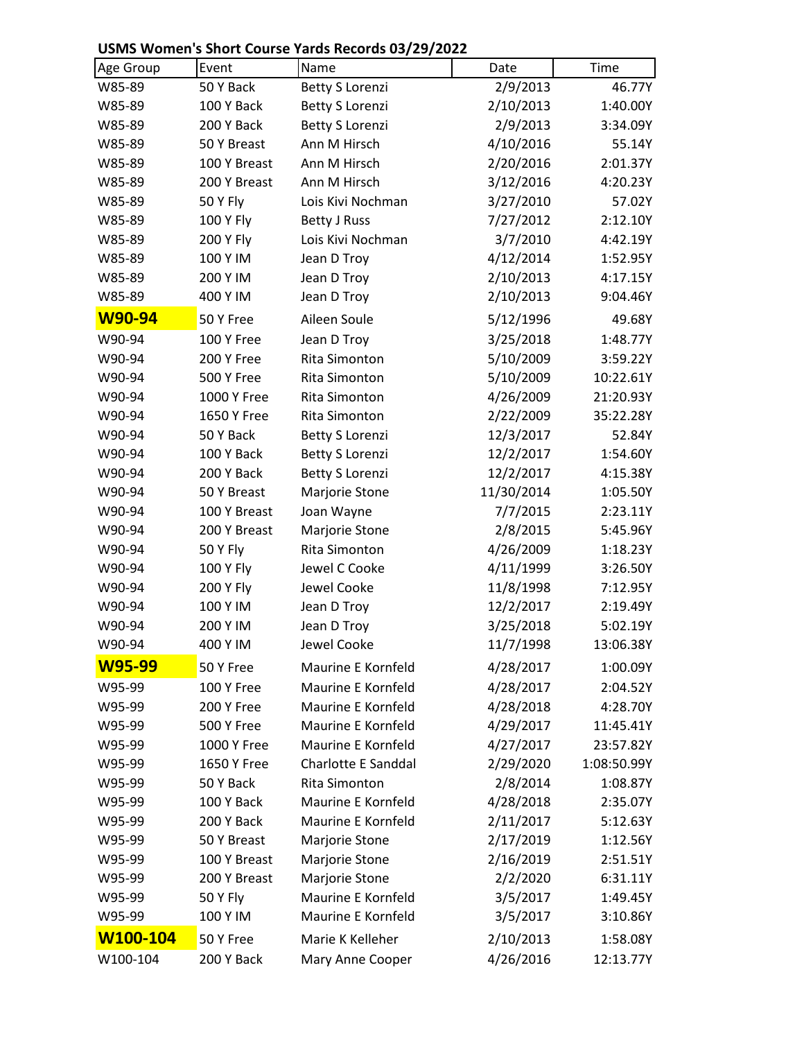**USMS Women's Short Course Yards Records 03/29/2022**

| Age Group | Event | Name | Date | Time |
|---|---|---|---|---|
| W85-89 | 50 Y Back | Betty S Lorenzi | 2/9/2013 | 46.77Y |
| W85-89 | 100 Y Back | Betty S Lorenzi | 2/10/2013 | 1:40.00Y |
| W85-89 | 200 Y Back | Betty S Lorenzi | 2/9/2013 | 3:34.09Y |
| W85-89 | 50 Y Breast | Ann M Hirsch | 4/10/2016 | 55.14Y |
| W85-89 | 100 Y Breast | Ann M Hirsch | 2/20/2016 | 2:01.37Y |
| W85-89 | 200 Y Breast | Ann M Hirsch | 3/12/2016 | 4:20.23Y |
| W85-89 | 50 Y Fly | Lois Kivi Nochman | 3/27/2010 | 57.02Y |
| W85-89 | 100 Y Fly | Betty J Russ | 7/27/2012 | 2:12.10Y |
| W85-89 | 200 Y Fly | Lois Kivi Nochman | 3/7/2010 | 4:42.19Y |
| W85-89 | 100 Y IM | Jean D Troy | 4/12/2014 | 1:52.95Y |
| W85-89 | 200 Y IM | Jean D Troy | 2/10/2013 | 4:17.15Y |
| W85-89 | 400 Y IM | Jean D Troy | 2/10/2013 | 9:04.46Y |
| **W90-94** | 50 Y Free | Aileen Soule | 5/12/1996 | 49.68Y |
| W90-94 | 100 Y Free | Jean D Troy | 3/25/2018 | 1:48.77Y |
| W90-94 | 200 Y Free | Rita Simonton | 5/10/2009 | 3:59.22Y |
| W90-94 | 500 Y Free | Rita Simonton | 5/10/2009 | 10:22.61Y |
| W90-94 | 1000 Y Free | Rita Simonton | 4/26/2009 | 21:20.93Y |
| W90-94 | 1650 Y Free | Rita Simonton | 2/22/2009 | 35:22.28Y |
| W90-94 | 50 Y Back | Betty S Lorenzi | 12/3/2017 | 52.84Y |
| W90-94 | 100 Y Back | Betty S Lorenzi | 12/2/2017 | 1:54.60Y |
| W90-94 | 200 Y Back | Betty S Lorenzi | 12/2/2017 | 4:15.38Y |
| W90-94 | 50 Y Breast | Marjorie Stone | 11/30/2014 | 1:05.50Y |
| W90-94 | 100 Y Breast | Joan Wayne | 7/7/2015 | 2:23.11Y |
| W90-94 | 200 Y Breast | Marjorie Stone | 2/8/2015 | 5:45.96Y |
| W90-94 | 50 Y Fly | Rita Simonton | 4/26/2009 | 1:18.23Y |
| W90-94 | 100 Y Fly | Jewel C Cooke | 4/11/1999 | 3:26.50Y |
| W90-94 | 200 Y Fly | Jewel Cooke | 11/8/1998 | 7:12.95Y |
| W90-94 | 100 Y IM | Jean D Troy | 12/2/2017 | 2:19.49Y |
| W90-94 | 200 Y IM | Jean D Troy | 3/25/2018 | 5:02.19Y |
| W90-94 | 400 Y IM | Jewel Cooke | 11/7/1998 | 13:06.38Y |
| **W95-99** | 50 Y Free | Maurine E Kornfeld | 4/28/2017 | 1:00.09Y |
| W95-99 | 100 Y Free | Maurine E Kornfeld | 4/28/2017 | 2:04.52Y |
| W95-99 | 200 Y Free | Maurine E Kornfeld | 4/28/2018 | 4:28.70Y |
| W95-99 | 500 Y Free | Maurine E Kornfeld | 4/29/2017 | 11:45.41Y |
| W95-99 | 1000 Y Free | Maurine E Kornfeld | 4/27/2017 | 23:57.82Y |
| W95-99 | 1650 Y Free | Charlotte E Sanddal | 2/29/2020 | 1:08:50.99Y |
| W95-99 | 50 Y Back | Rita Simonton | 2/8/2014 | 1:08.87Y |
| W95-99 | 100 Y Back | Maurine E Kornfeld | 4/28/2018 | 2:35.07Y |
| W95-99 | 200 Y Back | Maurine E Kornfeld | 2/11/2017 | 5:12.63Y |
| W95-99 | 50 Y Breast | Marjorie Stone | 2/17/2019 | 1:12.56Y |
| W95-99 | 100 Y Breast | Marjorie Stone | 2/16/2019 | 2:51.51Y |
| W95-99 | 200 Y Breast | Marjorie Stone | 2/2/2020 | 6:31.11Y |
| W95-99 | 50 Y Fly | Maurine E Kornfeld | 3/5/2017 | 1:49.45Y |
| W95-99 | 100 Y IM | Maurine E Kornfeld | 3/5/2017 | 3:10.86Y |
| **W100-104** | 50 Y Free | Marie K Kelleher | 2/10/2013 | 1:58.08Y |
| W100-104 | 200 Y Back | Mary Anne Cooper | 4/26/2016 | 12:13.77Y |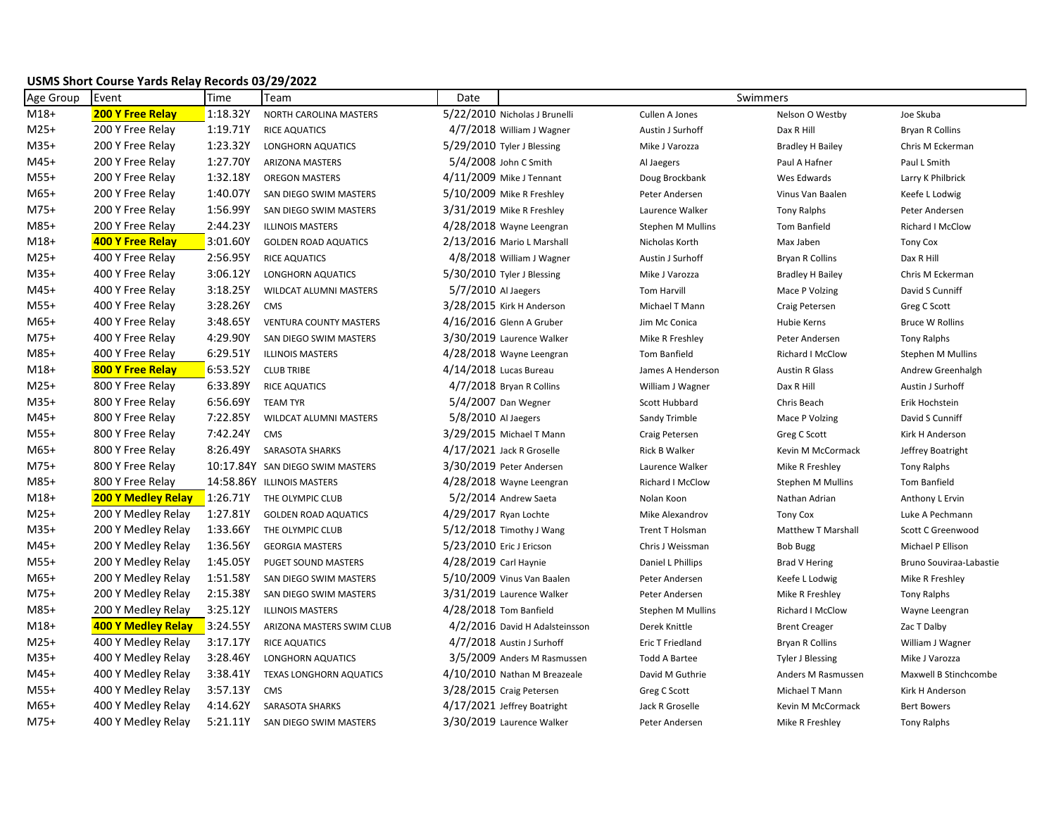**USMS Short Course Yards Relay Records 03/29/2022**

| Age Group | Event | Time | Team | Date | Swimmers | | | |
|---|---|---|---|---|---|---|---|---|
| M18+ | **200 Y Free Relay** | 1:18.32Y | NORTH CAROLINA MASTERS | 5/22/2010 | Nicholas J Brunelli | Cullen A Jones | Nelson O Westby | Joe Skuba |
| M25+ | 200 Y Free Relay | 1:19.71Y | RICE AQUATICS | 4/7/2018 | William J Wagner | Austin J Surhoff | Dax R Hill | Bryan R Collins |
| M35+ | 200 Y Free Relay | 1:23.32Y | LONGHORN AQUATICS | 5/29/2010 | Tyler J Blessing | Mike J Varozza | Bradley H Bailey | Chris M Eckerman |
| M45+ | 200 Y Free Relay | 1:27.70Y | ARIZONA MASTERS | 5/4/2008 | John C Smith | Al Jaegers | Paul A Hafner | Paul L Smith |
| M55+ | 200 Y Free Relay | 1:32.18Y | OREGON MASTERS | 4/11/2009 | Mike J Tennant | Doug Brockbank | Wes Edwards | Larry K Philbrick |
| M65+ | 200 Y Free Relay | 1:40.07Y | SAN DIEGO SWIM MASTERS | 5/10/2009 | Mike R Freshley | Peter Andersen | Vinus Van Baalen | Keefe L Lodwig |
| M75+ | 200 Y Free Relay | 1:56.99Y | SAN DIEGO SWIM MASTERS | 3/31/2019 | Mike R Freshley | Laurence Walker | Tony Ralphs | Peter Andersen |
| M85+ | 200 Y Free Relay | 2:44.23Y | ILLINOIS MASTERS | 4/28/2018 | Wayne Leengran | Stephen M Mullins | Tom Banfield | Richard I McClow |
| M18+ | **400 Y Free Relay** | 3:01.60Y | GOLDEN ROAD AQUATICS | 2/13/2016 | Mario L Marshall | Nicholas Korth | Max Jaben | Tony Cox |
| M25+ | 400 Y Free Relay | 2:56.95Y | RICE AQUATICS | 4/8/2018 | William J Wagner | Austin J Surhoff | Bryan R Collins | Dax R Hill |
| M35+ | 400 Y Free Relay | 3:06.12Y | LONGHORN AQUATICS | 5/30/2010 | Tyler J Blessing | Mike J Varozza | Bradley H Bailey | Chris M Eckerman |
| M45+ | 400 Y Free Relay | 3:18.25Y | WILDCAT ALUMNI MASTERS | 5/7/2010 | Al Jaegers | Tom Harvill | Mace P Volzing | David S Cunniff |
| M55+ | 400 Y Free Relay | 3:28.26Y | CMS | 3/28/2015 | Kirk H Anderson | Michael T Mann | Craig Petersen | Greg C Scott |
| M65+ | 400 Y Free Relay | 3:48.65Y | VENTURA COUNTY MASTERS | 4/16/2016 | Glenn A Gruber | Jim Mc Conica | Hubie Kerns | Bruce W Rollins |
| M75+ | 400 Y Free Relay | 4:29.90Y | SAN DIEGO SWIM MASTERS | 3/30/2019 | Laurence Walker | Mike R Freshley | Peter Andersen | Tony Ralphs |
| M85+ | 400 Y Free Relay | 6:29.51Y | ILLINOIS MASTERS | 4/28/2018 | Wayne Leengran | Tom Banfield | Richard I McClow | Stephen M Mullins |
| M18+ | **800 Y Free Relay** | 6:53.52Y | CLUB TRIBE | 4/14/2018 | Lucas Bureau | James A Henderson | Austin R Glass | Andrew Greenhalgh |
| M25+ | 800 Y Free Relay | 6:33.89Y | RICE AQUATICS | 4/7/2018 | Bryan R Collins | William J Wagner | Dax R Hill | Austin J Surhoff |
| M35+ | 800 Y Free Relay | 6:56.69Y | TEAM TYR | 5/4/2007 | Dan Wegner | Scott Hubbard | Chris Beach | Erik Hochstein |
| M45+ | 800 Y Free Relay | 7:22.85Y | WILDCAT ALUMNI MASTERS | 5/8/2010 | Al Jaegers | Sandy Trimble | Mace P Volzing | David S Cunniff |
| M55+ | 800 Y Free Relay | 7:42.24Y | CMS | 3/29/2015 | Michael T Mann | Craig Petersen | Greg C Scott | Kirk H Anderson |
| M65+ | 800 Y Free Relay | 8:26.49Y | SARASOTA SHARKS | 4/17/2021 | Jack R Groselle | Rick B Walker | Kevin M McCormack | Jeffrey Boatright |
| M75+ | 800 Y Free Relay | 10:17.84Y | SAN DIEGO SWIM MASTERS | 3/30/2019 | Peter Andersen | Laurence Walker | Mike R Freshley | Tony Ralphs |
| M85+ | 800 Y Free Relay | 14:58.86Y | ILLINOIS MASTERS | 4/28/2018 | Wayne Leengran | Richard I McClow | Stephen M Mullins | Tom Banfield |
| M18+ | **200 Y Medley Relay** | 1:26.71Y | THE OLYMPIC CLUB | 5/2/2014 | Andrew Saeta | Nolan Koon | Nathan Adrian | Anthony L Ervin |
| M25+ | 200 Y Medley Relay | 1:27.81Y | GOLDEN ROAD AQUATICS | 4/29/2017 | Ryan Lochte | Mike Alexandrov | Tony Cox | Luke A Pechmann |
| M35+ | 200 Y Medley Relay | 1:33.66Y | THE OLYMPIC CLUB | 5/12/2018 | Timothy J Wang | Trent T Holsman | Matthew T Marshall | Scott C Greenwood |
| M45+ | 200 Y Medley Relay | 1:36.56Y | GEORGIA MASTERS | 5/23/2010 | Eric J Ericson | Chris J Weissman | Bob Bugg | Michael P Ellison |
| M55+ | 200 Y Medley Relay | 1:45.05Y | PUGET SOUND MASTERS | 4/28/2019 | Carl Haynie | Daniel L Phillips | Brad V Hering | Bruno Souviraa-Labastie |
| M65+ | 200 Y Medley Relay | 1:51.58Y | SAN DIEGO SWIM MASTERS | 5/10/2009 | Vinus Van Baalen | Peter Andersen | Keefe L Lodwig | Mike R Freshley |
| M75+ | 200 Y Medley Relay | 2:15.38Y | SAN DIEGO SWIM MASTERS | 3/31/2019 | Laurence Walker | Peter Andersen | Mike R Freshley | Tony Ralphs |
| M85+ | 200 Y Medley Relay | 3:25.12Y | ILLINOIS MASTERS | 4/28/2018 | Tom Banfield | Stephen M Mullins | Richard I McClow | Wayne Leengran |
| M18+ | **400 Y Medley Relay** | 3:24.55Y | ARIZONA MASTERS SWIM CLUB | 4/2/2016 | David H Adalsteinsson | Derek Knittle | Brent Creager | Zac T Dalby |
| M25+ | 400 Y Medley Relay | 3:17.17Y | RICE AQUATICS | 4/7/2018 | Austin J Surhoff | Eric T Friedland | Bryan R Collins | William J Wagner |
| M35+ | 400 Y Medley Relay | 3:28.46Y | LONGHORN AQUATICS | 3/5/2009 | Anders M Rasmussen | Todd A Bartee | Tyler J Blessing | Mike J Varozza |
| M45+ | 400 Y Medley Relay | 3:38.41Y | TEXAS LONGHORN AQUATICS | 4/10/2010 | Nathan M Breazeale | David M Guthrie | Anders M Rasmussen | Maxwell B Stinchcombe |
| M55+ | 400 Y Medley Relay | 3:57.13Y | CMS | 3/28/2015 | Craig Petersen | Greg C Scott | Michael T Mann | Kirk H Anderson |
| M65+ | 400 Y Medley Relay | 4:14.62Y | SARASOTA SHARKS | 4/17/2021 | Jeffrey Boatright | Jack R Groselle | Kevin M McCormack | Bert Bowers |
| M75+ | 400 Y Medley Relay | 5:21.11Y | SAN DIEGO SWIM MASTERS | 3/30/2019 | Laurence Walker | Peter Andersen | Mike R Freshley | Tony Ralphs |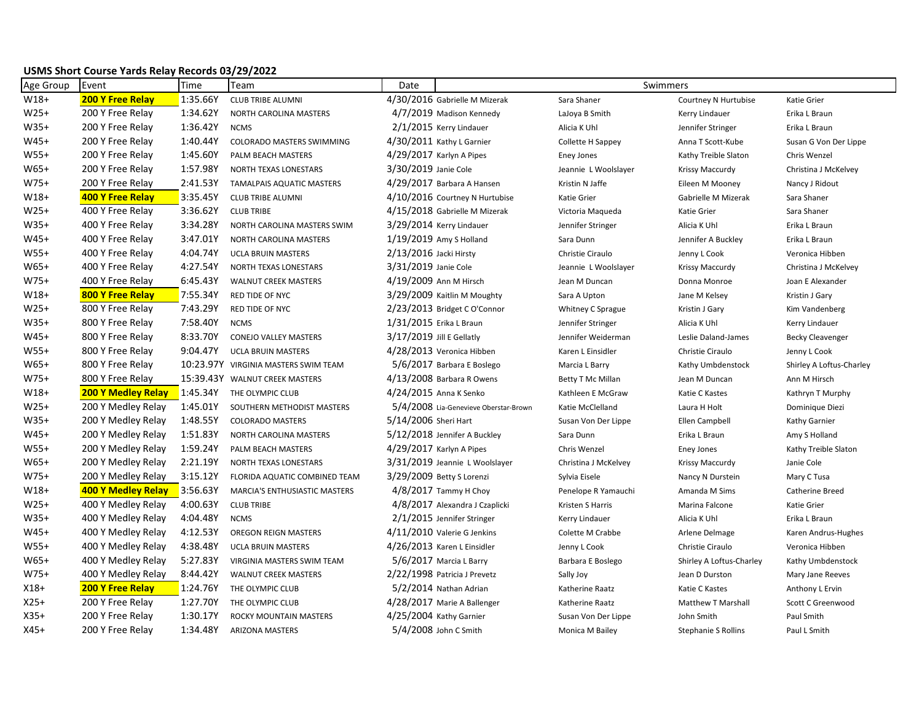**USMS Short Course Yards Relay Records 03/29/2022**

| Age Group | Event | Time | Team | Date | Swimmers | | | |
|---|---|---|---|---|---|---|---|---|
| W18+ | **200 Y Free Relay** | 1:35.66Y | CLUB TRIBE ALUMNI | 4/30/2016 | Gabrielle M Mizerak | Sara Shaner | Courtney N Hurtubise | Katie Grier |
| W25+ | 200 Y Free Relay | 1:34.62Y | NORTH CAROLINA MASTERS | 4/7/2019 | Madison Kennedy | LaJoya B Smith | Kerry Lindauer | Erika L Braun |
| W35+ | 200 Y Free Relay | 1:36.42Y | NCMS | 2/1/2015 | Kerry Lindauer | Alicia K Uhl | Jennifer Stringer | Erika L Braun |
| W45+ | 200 Y Free Relay | 1:40.44Y | COLORADO MASTERS SWIMMING | 4/30/2011 | Kathy L Garnier | Collette H Sappey | Anna T Scott-Kube | Susan G Von Der Lippe |
| W55+ | 200 Y Free Relay | 1:45.60Y | PALM BEACH MASTERS | 4/29/2017 | Karlyn A Pipes | Eney Jones | Kathy Treible Slaton | Chris Wenzel |
| W65+ | 200 Y Free Relay | 1:57.98Y | NORTH TEXAS LONESTARS | 3/30/2019 | Janie Cole | Jeannie L Woolslayer | Krissy Maccurdy | Christina J McKelvey |
| W75+ | 200 Y Free Relay | 2:41.53Y | TAMALPAIS AQUATIC MASTERS | 4/29/2017 | Barbara A Hansen | Kristin N Jaffe | Eileen M Mooney | Nancy J Ridout |
| W18+ | **400 Y Free Relay** | 3:35.45Y | CLUB TRIBE ALUMNI | 4/10/2016 | Courtney N Hurtubise | Katie Grier | Gabrielle M Mizerak | Sara Shaner |
| W25+ | 400 Y Free Relay | 3:36.62Y | CLUB TRIBE | 4/15/2018 | Gabrielle M Mizerak | Victoria Maqueda | Katie Grier | Sara Shaner |
| W35+ | 400 Y Free Relay | 3:34.28Y | NORTH CAROLINA MASTERS SWIM | 3/29/2014 | Kerry Lindauer | Jennifer Stringer | Alicia K Uhl | Erika L Braun |
| W45+ | 400 Y Free Relay | 3:47.01Y | NORTH CAROLINA MASTERS | 1/19/2019 | Amy S Holland | Sara Dunn | Jennifer A Buckley | Erika L Braun |
| W55+ | 400 Y Free Relay | 4:04.74Y | UCLA BRUIN MASTERS | 2/13/2016 | Jacki Hirsty | Christie Ciraulo | Jenny L Cook | Veronica Hibben |
| W65+ | 400 Y Free Relay | 4:27.54Y | NORTH TEXAS LONESTARS | 3/31/2019 | Janie Cole | Jeannie L Woolslayer | Krissy Maccurdy | Christina J McKelvey |
| W75+ | 400 Y Free Relay | 6:45.43Y | WALNUT CREEK MASTERS | 4/19/2009 | Ann M Hirsch | Jean M Duncan | Donna Monroe | Joan E Alexander |
| W18+ | **800 Y Free Relay** | 7:55.34Y | RED TIDE OF NYC | 3/29/2009 | Kaitlin M Moughty | Sara A Upton | Jane M Kelsey | Kristin J Gary |
| W25+ | 800 Y Free Relay | 7:43.29Y | RED TIDE OF NYC | 2/23/2013 | Bridget C O'Connor | Whitney C Sprague | Kristin J Gary | Kim Vandenberg |
| W35+ | 800 Y Free Relay | 7:58.40Y | NCMS | 1/31/2015 | Erika L Braun | Jennifer Stringer | Alicia K Uhl | Kerry Lindauer |
| W45+ | 800 Y Free Relay | 8:33.70Y | CONEJO VALLEY MASTERS | 3/17/2019 | Jill E Gellatly | Jennifer Weiderman | Leslie Daland-James | Becky Cleavenger |
| W55+ | 800 Y Free Relay | 9:04.47Y | UCLA BRUIN MASTERS | 4/28/2013 | Veronica Hibben | Karen L Einsidler | Christie Ciraulo | Jenny L Cook |
| W65+ | 800 Y Free Relay | 10:23.97Y | VIRGINIA MASTERS SWIM TEAM | 5/6/2017 | Barbara E Boslego | Marcia L Barry | Kathy Umbdenstock | Shirley A Loftus-Charley |
| W75+ | 800 Y Free Relay | 15:39.43Y | WALNUT CREEK MASTERS | 4/13/2008 | Barbara R Owens | Betty T Mc Millan | Jean M Duncan | Ann M Hirsch |
| W18+ | **200 Y Medley Relay** | 1:45.34Y | THE OLYMPIC CLUB | 4/24/2015 | Anna K Senko | Kathleen E McGraw | Katie C Kastes | Kathryn T Murphy |
| W25+ | 200 Y Medley Relay | 1:45.01Y | SOUTHERN METHODIST MASTERS | 5/4/2008 | Lia-Genevieve Oberstar-Brown | Katie McClelland | Laura H Holt | Dominique Diezi |
| W35+ | 200 Y Medley Relay | 1:48.55Y | COLORADO MASTERS | 5/14/2006 | Sheri Hart | Susan Von Der Lippe | Ellen Campbell | Kathy Garnier |
| W45+ | 200 Y Medley Relay | 1:51.83Y | NORTH CAROLINA MASTERS | 5/12/2018 | Jennifer A Buckley | Sara Dunn | Erika L Braun | Amy S Holland |
| W55+ | 200 Y Medley Relay | 1:59.24Y | PALM BEACH MASTERS | 4/29/2017 | Karlyn A Pipes | Chris Wenzel | Eney Jones | Kathy Treible Slaton |
| W65+ | 200 Y Medley Relay | 2:21.19Y | NORTH TEXAS LONESTARS | 3/31/2019 | Jeannie L Woolslayer | Christina J McKelvey | Krissy Maccurdy | Janie Cole |
| W75+ | 200 Y Medley Relay | 3:15.12Y | FLORIDA AQUATIC COMBINED TEAM | 3/29/2009 | Betty S Lorenzi | Sylvia Eisele | Nancy N Durstein | Mary C Tusa |
| W18+ | **400 Y Medley Relay** | 3:56.63Y | MARCIA'S ENTHUSIASTIC MASTERS | 4/8/2017 | Tammy H Choy | Penelope R Yamauchi | Amanda M Sims | Catherine Breed |
| W25+ | 400 Y Medley Relay | 4:00.63Y | CLUB TRIBE | 4/8/2017 | Alexandra J Czaplicki | Kristen S Harris | Marina Falcone | Katie Grier |
| W35+ | 400 Y Medley Relay | 4:04.48Y | NCMS | 2/1/2015 | Jennifer Stringer | Kerry Lindauer | Alicia K Uhl | Erika L Braun |
| W45+ | 400 Y Medley Relay | 4:12.53Y | OREGON REIGN MASTERS | 4/11/2010 | Valerie G Jenkins | Colette M Crabbe | Arlene Delmage | Karen Andrus-Hughes |
| W55+ | 400 Y Medley Relay | 4:38.48Y | UCLA BRUIN MASTERS | 4/26/2013 | Karen L Einsidler | Jenny L Cook | Christie Ciraulo | Veronica Hibben |
| W65+ | 400 Y Medley Relay | 5:27.83Y | VIRGINIA MASTERS SWIM TEAM | 5/6/2017 | Marcia L Barry | Barbara E Boslego | Shirley A Loftus-Charley | Kathy Umbdenstock |
| W75+ | 400 Y Medley Relay | 8:44.42Y | WALNUT CREEK MASTERS | 2/22/1998 | Patricia J Prevetz | Sally Joy | Jean D Durston | Mary Jane Reeves |
| X18+ | **200 Y Free Relay** | 1:24.76Y | THE OLYMPIC CLUB | 5/2/2014 | Nathan Adrian | Katherine Raatz | Katie C Kastes | Anthony L Ervin |
| X25+ | 200 Y Free Relay | 1:27.70Y | THE OLYMPIC CLUB | 4/28/2017 | Marie A Ballenger | Katherine Raatz | Matthew T Marshall | Scott C Greenwood |
| X35+ | 200 Y Free Relay | 1:30.17Y | ROCKY MOUNTAIN MASTERS | 4/25/2004 | Kathy Garnier | Susan Von Der Lippe | John Smith | Paul Smith |
| X45+ | 200 Y Free Relay | 1:34.48Y | ARIZONA MASTERS | 5/4/2008 | John C Smith | Monica M Bailey | Stephanie S Rollins | Paul L Smith |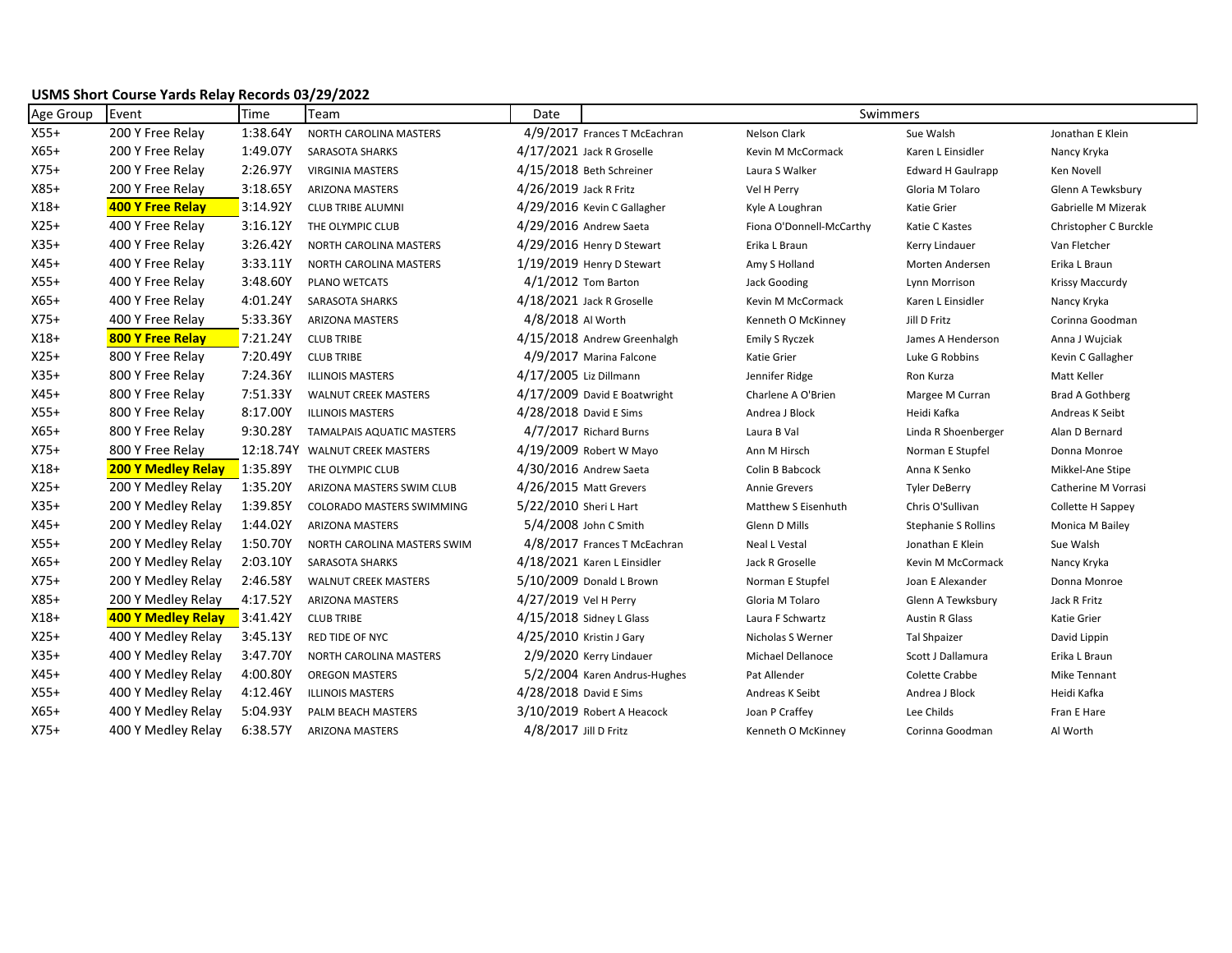**USMS Short Course Yards Relay Records 03/29/2022**

| Age Group | Event | Time | Team | Date | Swimmers | | | |
|---|---|---|---|---|---|---|---|---|
| X55+ | 200 Y Free Relay | 1:38.64Y | NORTH CAROLINA MASTERS | 4/9/2017 | Frances T McEachran | Nelson Clark | Sue Walsh | Jonathan E Klein |
| X65+ | 200 Y Free Relay | 1:49.07Y | SARASOTA SHARKS | 4/17/2021 | Jack R Groselle | Kevin M McCormack | Karen L Einsidler | Nancy Kryka |
| X75+ | 200 Y Free Relay | 2:26.97Y | VIRGINIA MASTERS | 4/15/2018 | Beth Schreiner | Laura S Walker | Edward H Gaulrapp | Ken Novell |
| X85+ | 200 Y Free Relay | 3:18.65Y | ARIZONA MASTERS | 4/26/2019 | Jack R Fritz | Vel H Perry | Gloria M Tolaro | Glenn A Tewksbury |
| X18+ | **400 Y Free Relay** | 3:14.92Y | CLUB TRIBE ALUMNI | 4/29/2016 | Kevin C Gallagher | Kyle A Loughran | Katie Grier | Gabrielle M Mizerak |
| X25+ | 400 Y Free Relay | 3:16.12Y | THE OLYMPIC CLUB | 4/29/2016 | Andrew Saeta | Fiona O'Donnell-McCarthy | Katie C Kastes | Christopher C Burckle |
| X35+ | 400 Y Free Relay | 3:26.42Y | NORTH CAROLINA MASTERS | 4/29/2016 | Henry D Stewart | Erika L Braun | Kerry Lindauer | Van Fletcher |
| X45+ | 400 Y Free Relay | 3:33.11Y | NORTH CAROLINA MASTERS | 1/19/2019 | Henry D Stewart | Amy S Holland | Morten Andersen | Erika L Braun |
| X55+ | 400 Y Free Relay | 3:48.60Y | PLANO WETCATS | 4/1/2012 | Tom Barton | Jack Gooding | Lynn Morrison | Krissy Maccurdy |
| X65+ | 400 Y Free Relay | 4:01.24Y | SARASOTA SHARKS | 4/18/2021 | Jack R Groselle | Kevin M McCormack | Karen L Einsidler | Nancy Kryka |
| X75+ | 400 Y Free Relay | 5:33.36Y | ARIZONA MASTERS | 4/8/2018 | Al Worth | Kenneth O McKinney | Jill D Fritz | Corinna Goodman |
| X18+ | **800 Y Free Relay** | 7:21.24Y | CLUB TRIBE | 4/15/2018 | Andrew Greenhalgh | Emily S Ryczek | James A Henderson | Anna J Wujciak |
| X25+ | 800 Y Free Relay | 7:20.49Y | CLUB TRIBE | 4/9/2017 | Marina Falcone | Katie Grier | Luke G Robbins | Kevin C Gallagher |
| X35+ | 800 Y Free Relay | 7:24.36Y | ILLINOIS MASTERS | 4/17/2005 | Liz Dillmann | Jennifer Ridge | Ron Kurza | Matt Keller |
| X45+ | 800 Y Free Relay | 7:51.33Y | WALNUT CREEK MASTERS | 4/17/2009 | David E Boatwright | Charlene A O'Brien | Margee M Curran | Brad A Gothberg |
| X55+ | 800 Y Free Relay | 8:17.00Y | ILLINOIS MASTERS | 4/28/2018 | David E Sims | Andrea J Block | Heidi Kafka | Andreas K Seibt |
| X65+ | 800 Y Free Relay | 9:30.28Y | TAMALPAIS AQUATIC MASTERS | 4/7/2017 | Richard Burns | Laura B Val | Linda R Shoenberger | Alan D Bernard |
| X75+ | 800 Y Free Relay | 12:18.74Y | WALNUT CREEK MASTERS | 4/19/2009 | Robert W Mayo | Ann M Hirsch | Norman E Stupfel | Donna Monroe |
| X18+ | **200 Y Medley Relay** | 1:35.89Y | THE OLYMPIC CLUB | 4/30/2016 | Andrew Saeta | Colin B Babcock | Anna K Senko | Mikkel-Ane Stipe |
| X25+ | 200 Y Medley Relay | 1:35.20Y | ARIZONA MASTERS SWIM CLUB | 4/26/2015 | Matt Grevers | Annie Grevers | Tyler DeBerry | Catherine M Vorrasi |
| X35+ | 200 Y Medley Relay | 1:39.85Y | COLORADO MASTERS SWIMMING | 5/22/2010 | Sheri L Hart | Matthew S Eisenhuth | Chris O'Sullivan | Collette H Sappey |
| X45+ | 200 Y Medley Relay | 1:44.02Y | ARIZONA MASTERS | 5/4/2008 | John C Smith | Glenn D Mills | Stephanie S Rollins | Monica M Bailey |
| X55+ | 200 Y Medley Relay | 1:50.70Y | NORTH CAROLINA MASTERS SWIM | 4/8/2017 | Frances T McEachran | Neal L Vestal | Jonathan E Klein | Sue Walsh |
| X65+ | 200 Y Medley Relay | 2:03.10Y | SARASOTA SHARKS | 4/18/2021 | Karen L Einsidler | Jack R Groselle | Kevin M McCormack | Nancy Kryka |
| X75+ | 200 Y Medley Relay | 2:46.58Y | WALNUT CREEK MASTERS | 5/10/2009 | Donald L Brown | Norman E Stupfel | Joan E Alexander | Donna Monroe |
| X85+ | 200 Y Medley Relay | 4:17.52Y | ARIZONA MASTERS | 4/27/2019 | Vel H Perry | Gloria M Tolaro | Glenn A Tewksbury | Jack R Fritz |
| X18+ | **400 Y Medley Relay** | 3:41.42Y | CLUB TRIBE | 4/15/2018 | Sidney L Glass | Laura F Schwartz | Austin R Glass | Katie Grier |
| X25+ | 400 Y Medley Relay | 3:45.13Y | RED TIDE OF NYC | 4/25/2010 | Kristin J Gary | Nicholas S Werner | Tal Shpaizer | David Lippin |
| X35+ | 400 Y Medley Relay | 3:47.70Y | NORTH CAROLINA MASTERS | 2/9/2020 | Kerry Lindauer | Michael Dellanoce | Scott J Dallamura | Erika L Braun |
| X45+ | 400 Y Medley Relay | 4:00.80Y | OREGON MASTERS | 5/2/2004 | Karen Andrus-Hughes | Pat Allender | Colette Crabbe | Mike Tennant |
| X55+ | 400 Y Medley Relay | 4:12.46Y | ILLINOIS MASTERS | 4/28/2018 | David E Sims | Andreas K Seibt | Andrea J Block | Heidi Kafka |
| X65+ | 400 Y Medley Relay | 5:04.93Y | PALM BEACH MASTERS | 3/10/2019 | Robert A Heacock | Joan P Craffey | Lee Childs | Fran E Hare |
| X75+ | 400 Y Medley Relay | 6:38.57Y | ARIZONA MASTERS | 4/8/2017 | Jill D Fritz | Kenneth O McKinney | Corinna Goodman | Al Worth |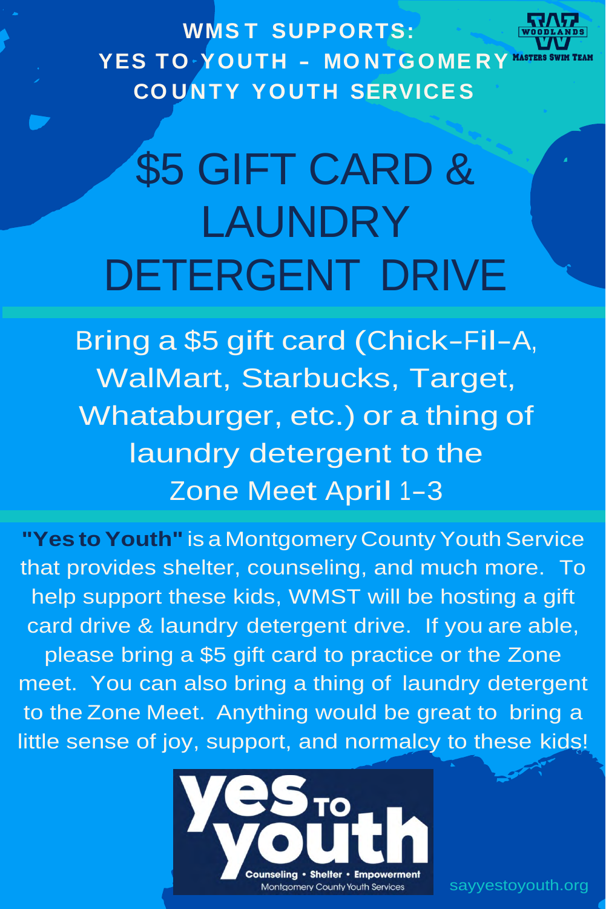WMST SUPPORTS:
YES TO YOUTH - MONTGOMERY COUNTY YOUTH SERVICES

WOODLANDS MASTERS SWIM TEAM

# $5 GIFT CARD & LAUNDRY DETERGENT DRIVE

## Bring a $5 gift card (Chick-Fil-A, WalMart, Starbucks, Target, Whataburger, etc.) or a thing of laundry detergent to the Zone Meet April 1-3

**"Yes to Youth"** is a Montgomery County Youth Service that provides shelter, counseling, and much more. To help support these kids, WMST will be hosting a gift card drive & laundry detergent drive. If you are able, please bring a $5 gift card to practice or the Zone meet. You can also bring a thing of laundry detergent to the Zone Meet. Anything would be great to bring a little sense of joy, support, and normalcy to these kids!

yes to youth
Counseling • Shelter • Empowerment
Montgomery County Youth Services

sayyestoyouth.org